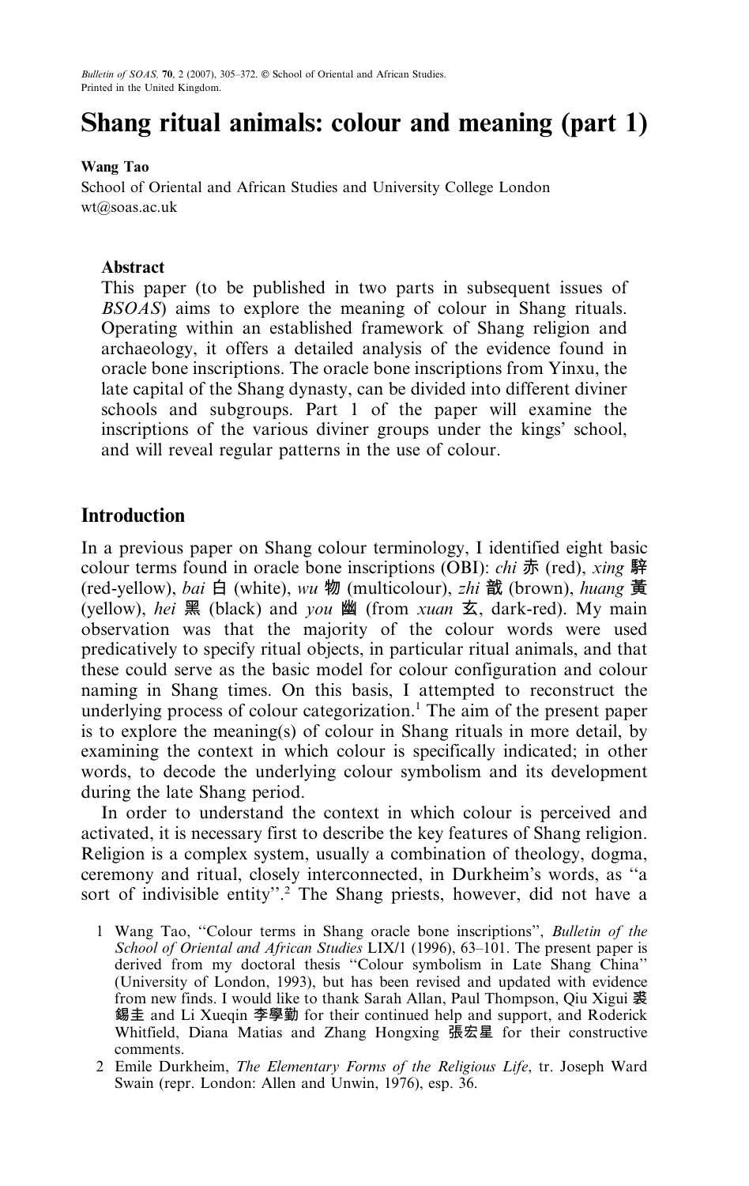# Shang ritual animals: colour and meaning (part 1)

**Wang Tao**

School of Oriental and African Studies and University College London
wt@soas.ac.uk

## Abstract

This paper (to be published in two parts in subsequent issues of *BSOAS*) aims to explore the meaning of colour in Shang rituals. Operating within an established framework of Shang religion and archaeology, it offers a detailed analysis of the evidence found in oracle bone inscriptions. The oracle bone inscriptions from Yinxu, the late capital of the Shang dynasty, can be divided into different diviner schools and subgroups. Part 1 of the paper will examine the inscriptions of the various diviner groups under the kings' school, and will reveal regular patterns in the use of colour.

## Introduction

In a previous paper on Shang colour terminology, I identified eight basic colour terms found in oracle bone inscriptions (OBI): *chi* 赤 (red), *xing* 騂 (red-yellow), *bai* 白 (white), *wu* 物 (multicolour), *zhi* 戠 (brown), *huang* 黃 (yellow), *hei* 黑 (black) and *you* 幽 (from *xuan* 玄, dark-red). My main observation was that the majority of the colour words were used predicatively to specify ritual objects, in particular ritual animals, and that these could serve as the basic model for colour configuration and colour naming in Shang times. On this basis, I attempted to reconstruct the underlying process of colour categorization.[1] The aim of the present paper is to explore the meaning(s) of colour in Shang rituals in more detail, by examining the context in which colour is specifically indicated; in other words, to decode the underlying colour symbolism and its development during the late Shang period.

In order to understand the context in which colour is perceived and activated, it is necessary first to describe the key features of Shang religion. Religion is a complex system, usually a combination of theology, dogma, ceremony and ritual, closely interconnected, in Durkheim's words, as "a sort of indivisible entity".[2] The Shang priests, however, did not have a

1 Wang Tao, "Colour terms in Shang oracle bone inscriptions", *Bulletin of the School of Oriental and African Studies* LIX/1 (1996), 63–101. The present paper is derived from my doctoral thesis "Colour symbolism in Late Shang China" (University of London, 1993), but has been revised and updated with new finds. I would like to thank Sarah Allan, Paul Thompson, Qiu Xigui 裘錫圭 and Li Xueqin 李學勤 for their continued help and support, and Roderick Whitfield, Diana Matias and Zhang Hongxing 張宏星 for their constructive comments.

2 Emile Durkheim, *The Elementary Forms of the Religious Life*, tr. Joseph Ward Swain (repr. London: Allen and Unwin, 1976), esp. 36.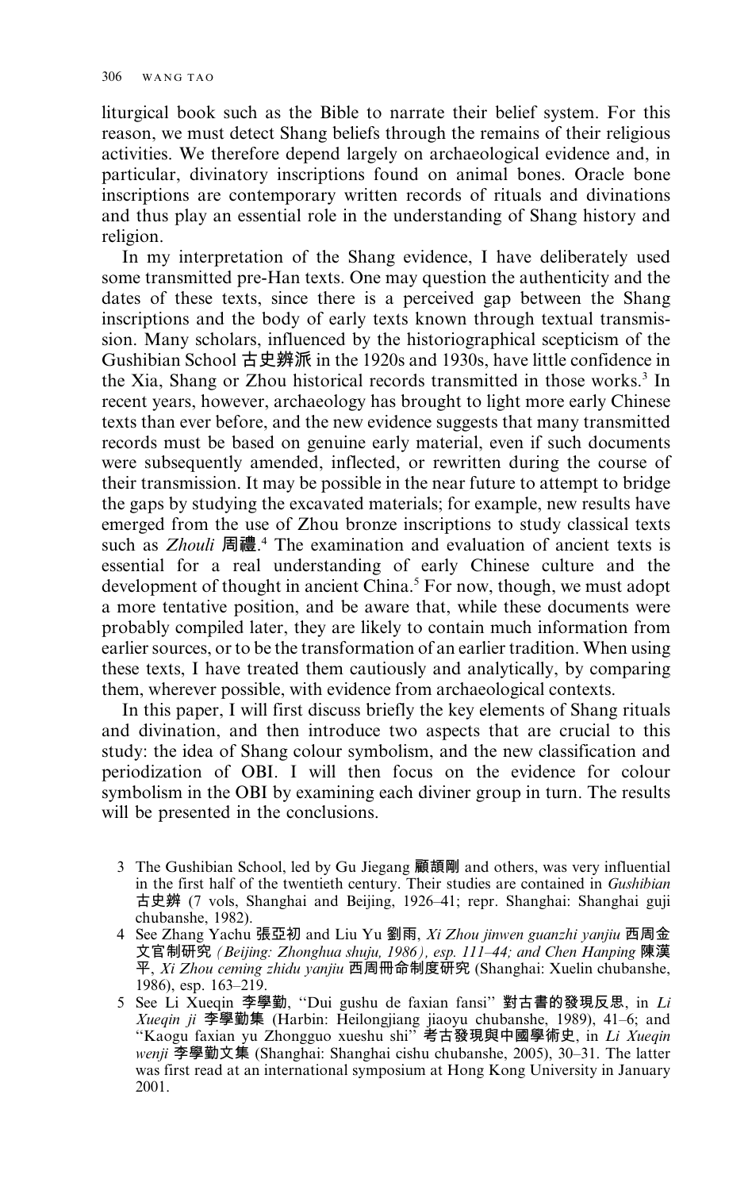liturgical book such as the Bible to narrate their belief system. For this reason, we must detect Shang beliefs through the remains of their religious activities. We therefore depend largely on archaeological evidence and, in particular, divinatory inscriptions found on animal bones. Oracle bone inscriptions are contemporary written records of rituals and divinations and thus play an essential role in the understanding of Shang history and religion.

In my interpretation of the Shang evidence, I have deliberately used some transmitted pre-Han texts. One may question the authenticity and the dates of these texts, since there is a perceived gap between the Shang inscriptions and the body of early texts known through textual transmission. Many scholars, influenced by the historiographical scepticism of the Gushibian School 古史辨派 in the 1920s and 1930s, have little confidence in the Xia, Shang or Zhou historical records transmitted in those works.[3] In recent years, however, archaeology has brought to light more early Chinese texts than ever before, and the new evidence suggests that many transmitted records must be based on genuine early material, even if such documents were subsequently amended, inflected, or rewritten during the course of their transmission. It may be possible in the near future to attempt to bridge the gaps by studying the excavated materials; for example, new results have emerged from the use of Zhou bronze inscriptions to study classical texts such as *Zhouli* 周禮.[4] The examination and evaluation of ancient texts is essential for a real understanding of early Chinese culture and the development of thought in ancient China.[5] For now, though, we must adopt a more tentative position, and be aware that, while these documents were probably compiled later, they are likely to contain much information from earlier sources, or to be the transformation of an earlier tradition. When using these texts, I have treated them cautiously and analytically, by comparing them, wherever possible, with evidence from archaeological contexts.

In this paper, I will first discuss briefly the key elements of Shang rituals and divination, and then introduce two aspects that are crucial to this study: the idea of Shang colour symbolism, and the new classification and periodization of OBI. I will then focus on the evidence for colour symbolism in the OBI by examining each diviner group in turn. The results will be presented in the conclusions.

3 The Gushibian School, led by Gu Jiegang 顧頡剛 and others, was very influential in the first half of the twentieth century. Their studies are contained in *Gushibian* 古史辨 (7 vols, Shanghai and Beijing, 1926–41; repr. Shanghai: Shanghai guji chubanshe, 1982).

4 See Zhang Yachu 張亞初 and Liu Yu 劉雨, *Xi Zhou jinwen guanzhi yanjiu* 西周金文官制研究 *(Beijing: Zhonghua shuju, 1986), esp. 111–44; and Chen Hanping* 陳漢平, *Xi Zhou ceming zhidu yanjiu* 西周冊命制度研究 (Shanghai: Xuelin chubanshe, 1986), esp. 163–219.

5 See Li Xueqin 李學勤, "Dui gushu de faxian fansi" 對古書的發現反思, in *Li Xueqin ji* 李學勤集 (Harbin: Heilongjiang jiaoyu chubanshe, 1989), 41–6; and "Kaogu faxian yu Zhongguo xueshu shi" 考古發現與中國學術史, in *Li Xueqin wenji* 李學勤文集 (Shanghai: Shanghai cishu chubanshe, 2005), 30–31. The latter was first read at an international symposium at Hong Kong University in January 2001.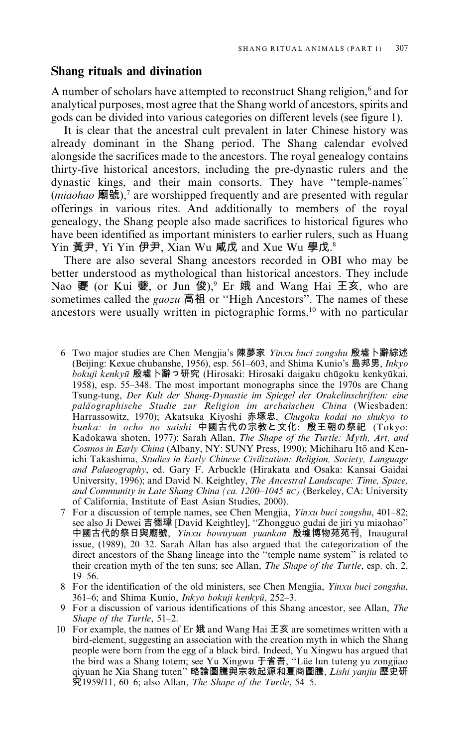## Shang rituals and divination

A number of scholars have attempted to reconstruct Shang religion,[6] and for analytical purposes, most agree that the Shang world of ancestors, spirits and gods can be divided into various categories on different levels (see figure 1).

It is clear that the ancestral cult prevalent in later Chinese history was already dominant in the Shang period. The Shang calendar evolved alongside the sacrifices made to the ancestors. The royal genealogy contains thirty-five historical ancestors, including the pre-dynastic rulers and the dynastic kings, and their main consorts. They have "temple-names" (*miaohao* 廟號),[7] are worshipped frequently and are presented with regular offerings in various rites. And additionally to members of the royal genealogy, the Shang people also made sacrifices to historical figures who have been identified as important ministers to earlier rulers, such as Huang Yin 黃尹, Yi Yin 伊尹, Xian Wu 咸戊 and Xue Wu 學戊.[8]

There are also several Shang ancestors recorded in OBI who may be better understood as mythological than historical ancestors. They include Nao 夒 (or Kui 夔, or Jun 俊),[9] Er 娥 and Wang Hai 王亥, who are sometimes called the *gaozu* 高祖 or "High Ancestors". The names of these ancestors were usually written in pictographic forms,[10] with no particular

6 Two major studies are Chen Mengjia's 陳夢家 *Yinxu buci zongshu* 殷墟卜辭綜述 (Beijing: Kexue chubanshe, 1956), esp. 561–603, and Shima Kunio's 島邦男, *Inkyo bokuji kenkyū* 殷墟卜辭つ研究 (Hirosaki: Hirosaki daigaku chūgoku kenkyūkai, 1958), esp. 55–348. The most important monographs since the 1970s are Chang Tsung-tung, *Der Kult der Shang-Dynastie im Spiegel der Orakelinschriften: eine paläographische Studie zur Religion im archaischen China* (Wiesbaden: Harrassowitz, 1970); Akatsuka Kiyoshi 赤塚忠, *Chugoku kodai no shukyo to bunka: in ocho no saishi* 中國古代の宗教と文化: 殷王朝の祭祀 (Tokyo: Kadokawa shoten, 1977); Sarah Allan, *The Shape of the Turtle: Myth, Art, and Cosmos in Early China* (Albany, NY: SUNY Press, 1990); Michiharu Itō and Ken-ichi Takashima, *Studies in Early Chinese Civilization: Religion, Society, Language and Palaeography*, ed. Gary F. Arbuckle (Hirakata and Osaka: Kansai Gaidai University, 1996); and David N. Keightley, *The Ancestral Landscape: Time, Space, and Community in Late Shang China (ca. 1200–1045 BC)* (Berkeley, CA: University of California, Institute of East Asian Studies, 2000).

7 For a discussion of temple names, see Chen Mengjia, *Yinxu buci zongshu*, 401–82; see also Ji Dewei 吉德瑋 [David Keightley], "Zhongguo gudai de jiri yu miaohao" 中國古代的祭日與廟號, *Yinxu bowuyuan yuankan* 殷墟博物苑苑刊, Inaugural issue, (1989), 20–32. Sarah Allan has also argued that the categorization of the direct ancestors of the Shang lineage into the "temple name system" is related to their creation myth of the ten suns; see Allan, *The Shape of the Turtle*, esp. ch. 2, 19–56.

8 For the identification of the old ministers, see Chen Mengjia, *Yinxu buci zongshu*, 361–6; and Shima Kunio, *Inkyo bokuji kenkyū*, 252–3.

9 For a discussion of various identifications of this Shang ancestor, see Allan, *The Shape of the Turtle*, 51–2.

10 For example, the names of Er 娥 and Wang Hai 王亥 are sometimes written with a bird-element, suggesting an association with the creation myth in which the Shang people were born from the egg of a black bird. Indeed, Yu Xingwu has argued that the bird was a Shang totem; see Yu Xingwu 于省吾, "Lüe lun tuteng yu zongjiao qiyuan he Xia Shang tuten" 略論圖騰與宗教起源和夏商圖騰, *Lishi yanjiu* 歷史研究1959/11, 60–6; also Allan, *The Shape of the Turtle*, 54–5.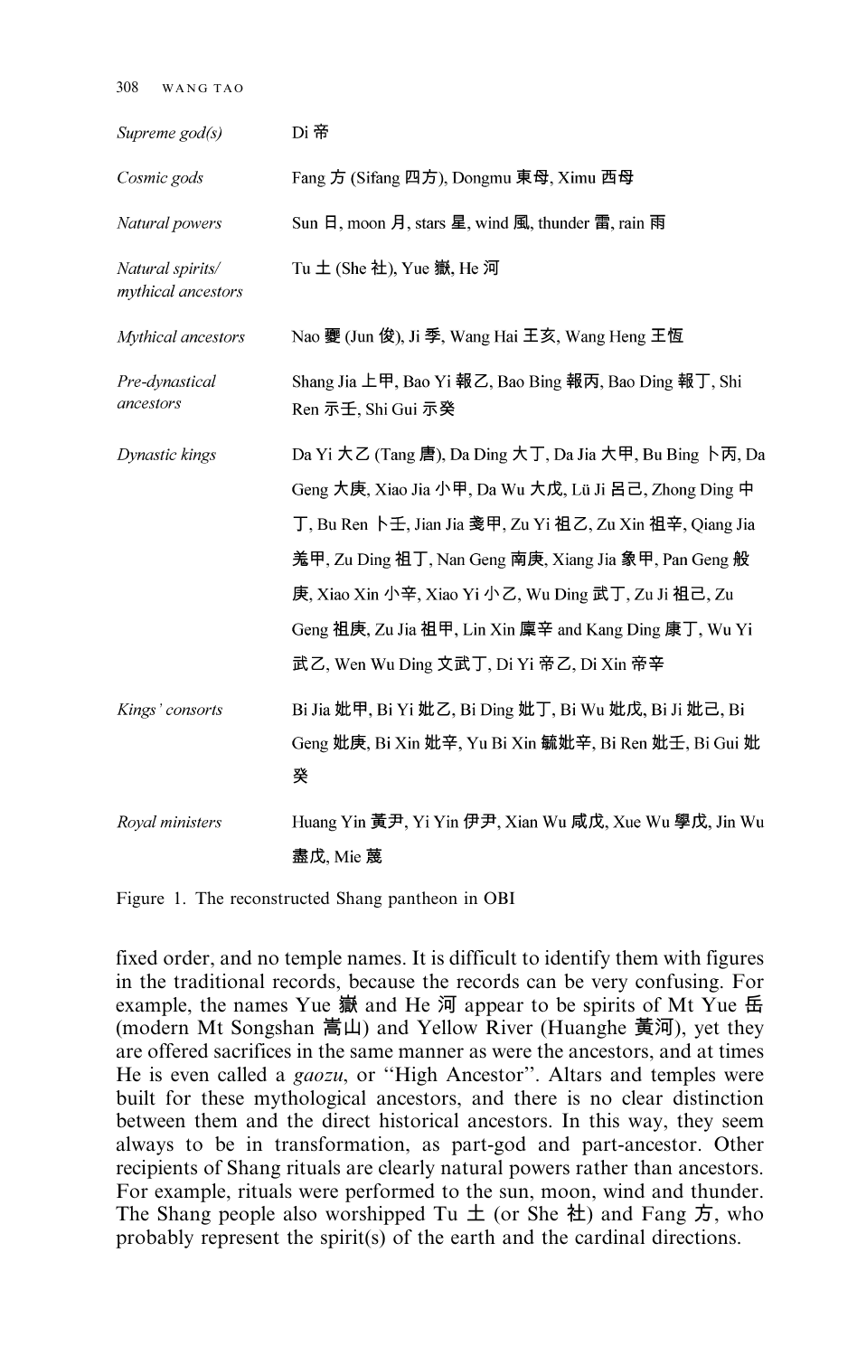| | |
|---|---|
| *Supreme god(s)* | Di 帝 |
| *Cosmic gods* | Fang 方 (Sifang 四方), Dongmu 東母, Ximu 西母 |
| *Natural powers* | Sun 日, moon 月, stars 星, wind 風, thunder 雷, rain 雨 |
| *Natural spirits/ mythical ancestors* | Tu 土 (She 社), Yue 嶽, He 河 |
| *Mythical ancestors* | Nao 夒 (Jun 俊), Ji 季, Wang Hai 王亥, Wang Heng 王恆 |
| *Pre-dynastical ancestors* | Shang Jia 上甲, Bao Yi 報乙, Bao Bing 報丙, Bao Ding 報丁, Shi Ren 示壬, Shi Gui 示癸 |
| *Dynastic kings* | Da Yi 大乙 (Tang 唐), Da Ding 大丁, Da Jia 大甲, Bu Bing 卜丙, Da Geng 大庚, Xiao Jia 小甲, Da Wu 大戊, Lü Ji 呂己, Zhong Ding 中丁, Bu Ren 卜壬, Jian Jia 戔甲, Zu Yi 祖乙, Zu Xin 祖辛, Qiang Jia 羌甲, Zu Ding 祖丁, Nan Geng 南庚, Xiang Jia 象甲, Pan Geng 般庚, Xiao Xin 小辛, Xiao Yi 小乙, Wu Ding 武丁, Zu Ji 祖己, Zu Geng 祖庚, Zu Jia 祖甲, Lin Xin 廩辛 and Kang Ding 康丁, Wu Yi 武乙, Wen Wu Ding 文武丁, Di Yi 帝乙, Di Xin 帝辛 |
| *Kings' consorts* | Bi Jia 妣甲, Bi Yi 妣乙, Bi Ding 妣丁, Bi Wu 妣戊, Bi Ji 妣己, Bi Geng 妣庚, Bi Xin 妣辛, Yu Bi Xin 毓妣辛, Bi Ren 妣壬, Bi Gui 妣癸 |
| *Royal ministers* | Huang Yin 黃尹, Yi Yin 伊尹, Xian Wu 咸戊, Xue Wu 學戊, Jin Wu 盡戊, Mie 蔑 |

Figure 1. The reconstructed Shang pantheon in OBI

fixed order, and no temple names. It is difficult to identify them with figures in the traditional records, because the records can be very confusing. For example, the names Yue 嶽 and He 河 appear to be spirits of Mt Yue 岳 (modern Mt Songshan 嵩山) and Yellow River (Huanghe 黃河), yet they are offered sacrifices in the same manner as were the ancestors, and at times He is even called a *gaozu*, or "High Ancestor". Altars and temples were built for these mythological ancestors, and there is no clear distinction between them and the direct historical ancestors. In this way, they seem always to be in transformation, as part-god and part-ancestor. Other recipients of Shang rituals are clearly natural powers rather than ancestors. For example, rituals were performed to the sun, moon, wind and thunder. The Shang people also worshipped Tu 土 (or She 社) and Fang 方, who probably represent the spirit(s) of the earth and the cardinal directions.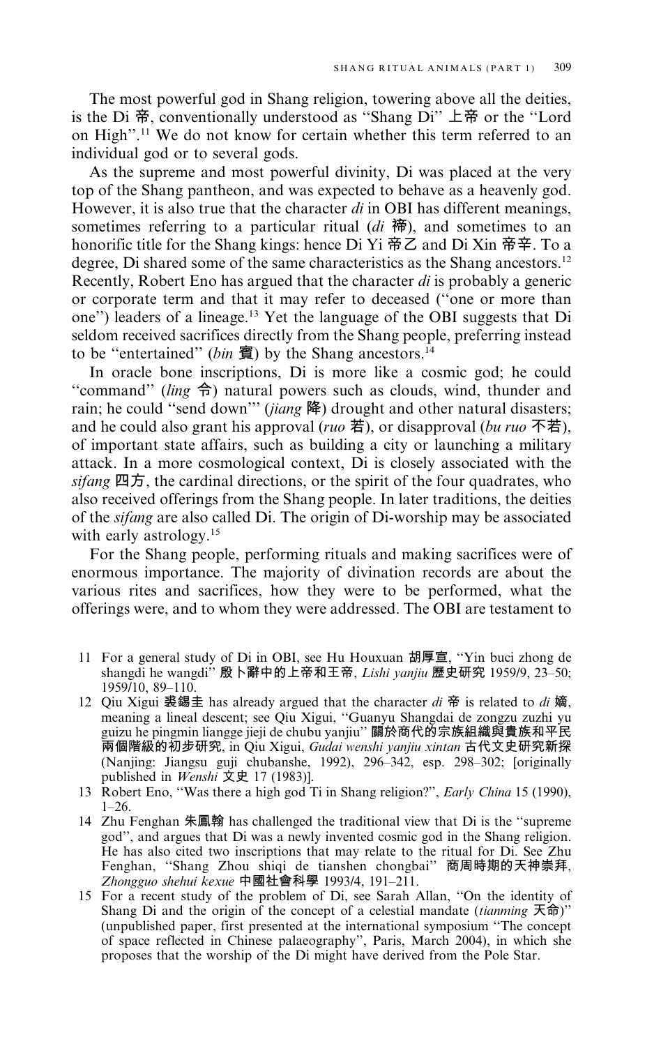The most powerful god in Shang religion, towering above all the deities, is the Di 帝, conventionally understood as "Shang Di" 上帝 or the "Lord on High".[11] We do not know for certain whether this term referred to an individual god or to several gods.

As the supreme and most powerful divinity, Di was placed at the very top of the Shang pantheon, and was expected to behave as a heavenly god. However, it is also true that the character *di* in OBI has different meanings, sometimes referring to a particular ritual (*di* 禘), and sometimes to an honorific title for the Shang kings: hence Di Yi 帝乙 and Di Xin 帝辛. To a degree, Di shared some of the same characteristics as the Shang ancestors.[12] Recently, Robert Eno has argued that the character *di* is probably a generic or corporate term and that it may refer to deceased ("one or more than one") leaders of a lineage.[13] Yet the language of the OBI suggests that Di seldom received sacrifices directly from the Shang people, preferring instead to be "entertained" (*bin* 賓) by the Shang ancestors.[14]

In oracle bone inscriptions, Di is more like a cosmic god; he could "command" (*ling* 令) natural powers such as clouds, wind, thunder and rain; he could "send down"' (*jiang* 降) drought and other natural disasters; and he could also grant his approval (*ruo* 若), or disapproval (*bu ruo* 不若), of important state affairs, such as building a city or launching a military attack. In a more cosmological context, Di is closely associated with the *sifang* 四方, the cardinal directions, or the spirit of the four quadrates, who also received offerings from the Shang people. In later traditions, the deities of the *sifang* are also called Di. The origin of Di-worship may be associated with early astrology.[15]

For the Shang people, performing rituals and making sacrifices were of enormous importance. The majority of divination records are about the various rites and sacrifices, how they were to be performed, what the offerings were, and to whom they were addressed. The OBI are testament to

11 For a general study of Di in OBI, see Hu Houxuan 胡厚宣, "Yin buci zhong de shangdi he wangdi" 殷卜辭中的上帝和王帝, *Lishi yanjiu* 歷史研究 1959/9, 23–50; 1959/10, 89–110.

12 Qiu Xigui 裘錫圭 has already argued that the character *di* 帝 is related to *di* 嫡, meaning a lineal descent; see Qiu Xigui, "Guanyu Shangdai de zongzu zuzhi yu guizu he pingmin liangge jieji de chubu yanjiu" 關於商代的宗族組織與貴族和平民兩個階級的初步研究, in Qiu Xigui, *Gudai wenshi yanjiu xintan* 古代文史研究新探 (Nanjing: Jiangsu guji chubanshe, 1992), 296–342, esp. 298–302; [originally published in *Wenshi* 文史 17 (1983)].

13 Robert Eno, "Was there a high god Ti in Shang religion?", *Early China* 15 (1990), 1–26.

14 Zhu Fenghan 朱鳳翰 has challenged the traditional view that Di is the "supreme god", and argues that Di was a newly invented cosmic god in the Shang religion. He has also cited two inscriptions that may relate to the ritual for Di. See Zhu Fenghan, "Shang Zhou shiqi de tianshen chongbai" 商周時期的天神崇拜, *Zhongguo shehui kexue* 中國社會科學 1993/4, 191–211.

15 For a recent study of the problem of Di, see Sarah Allan, "On the identity of Shang Di and the origin of the concept of a celestial mandate (*tianming* 天命)" (unpublished paper, first presented at the international symposium "The concept of space reflected in Chinese palaeography", Paris, March 2004), in which she proposes that the worship of the Di might have derived from the Pole Star.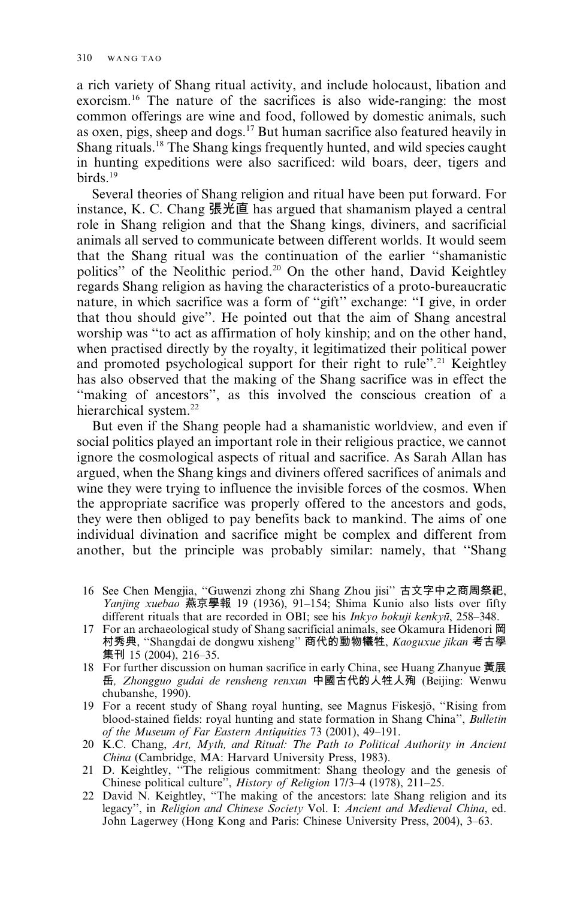a rich variety of Shang ritual activity, and include holocaust, libation and exorcism.[16] The nature of the sacrifices is also wide-ranging: the most common offerings are wine and food, followed by domestic animals, such as oxen, pigs, sheep and dogs.[17] But human sacrifice also featured heavily in Shang rituals.[18] The Shang kings frequently hunted, and wild species caught in hunting expeditions were also sacrificed: wild boars, deer, tigers and birds.[19]

Several theories of Shang religion and ritual have been put forward. For instance, K. C. Chang 張光直 has argued that shamanism played a central role in Shang religion and that the Shang kings, diviners, and sacrificial animals all served to communicate between different worlds. It would seem that the Shang ritual was the continuation of the earlier "shamanistic politics" of the Neolithic period.[20] On the other hand, David Keightley regards Shang religion as having the characteristics of a proto-bureaucratic nature, in which sacrifice was a form of "gift" exchange: "I give, in order that thou should give". He pointed out that the aim of Shang ancestral worship was "to act as affirmation of holy kinship; and on the other hand, when practised directly by the royalty, it legitimatized their political power and promoted psychological support for their right to rule".[21] Keightley has also observed that the making of the Shang sacrifice was in effect the "making of ancestors", as this involved the conscious creation of a hierarchical system.[22]

But even if the Shang people had a shamanistic worldview, and even if social politics played an important role in their religious practice, we cannot ignore the cosmological aspects of ritual and sacrifice. As Sarah Allan has argued, when the Shang kings and diviners offered sacrifices of animals and wine they were trying to influence the invisible forces of the cosmos. When the appropriate sacrifice was properly offered to the ancestors and gods, they were then obliged to pay benefits back to mankind. The aims of one individual divination and sacrifice might be complex and different from another, but the principle was probably similar: namely, that "Shang

16 See Chen Mengjia, "Guwenzi zhong zhi Shang Zhou jisi" 古文字中之商周祭祀, *Yanjing xuebao* 燕京學報 19 (1936), 91–154; Shima Kunio also lists over fifty different rituals that are recorded in OBI; see his *Inkyo bokuji kenkyū*, 258–348.

17 For an archaeological study of Shang sacrificial animals, see Okamura Hidenori 岡村秀典, "Shangdai de dongwu xisheng" 商代的動物犧牲, *Kaoguxue jikan* 考古學集刊 15 (2004), 216–35.

18 For further discussion on human sacrifice in early China, see Huang Zhanyue 黃展岳, *Zhongguo gudai de rensheng renxun* 中國古代的人牲人殉 (Beijing: Wenwu chubanshe, 1990).

19 For a recent study of Shang royal hunting, see Magnus Fiskesjö, "Rising from blood-stained fields: royal hunting and state formation in Shang China", *Bulletin of the Museum of Far Eastern Antiquities* 73 (2001), 49–191.

20 K.C. Chang, *Art, Myth, and Ritual: The Path to Political Authority in Ancient China* (Cambridge, MA: Harvard University Press, 1983).

21 D. Keightley, "The religious commitment: Shang theology and the genesis of Chinese political culture", *History of Religion* 17/3–4 (1978), 211–25.

22 David N. Keightley, "The making of the ancestors: late Shang religion and its legacy", in *Religion and Chinese Society* Vol. I: *Ancient and Medieval China*, ed. John Lagerwey (Hong Kong and Paris: Chinese University Press, 2004), 3–63.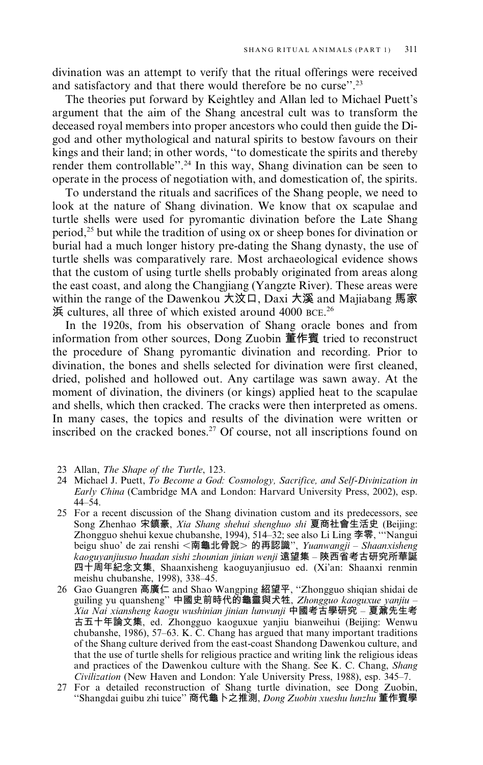divination was an attempt to verify that the ritual offerings were received and satisfactory and that there would therefore be no curse".[23]

The theories put forward by Keightley and Allan led to Michael Puett's argument that the aim of the Shang ancestral cult was to transform the deceased royal members into proper ancestors who could then guide the Di-god and other mythological and natural spirits to bestow favours on their kings and their land; in other words, "to domesticate the spirits and thereby render them controllable".[24] In this way, Shang divination can be seen to operate in the process of negotiation with, and domestication of, the spirits.

To understand the rituals and sacrifices of the Shang people, we need to look at the nature of Shang divination. We know that ox scapulae and turtle shells were used for pyromantic divination before the Late Shang period,[25] but while the tradition of using ox or sheep bones for divination or burial had a much longer history pre-dating the Shang dynasty, the use of turtle shells was comparatively rare. Most archaeological evidence shows that the custom of using turtle shells probably originated from areas along the east coast, and along the Changjiang (Yangzte River). These areas were within the range of the Dawenkou 大汶口, Daxi 大溪 and Majiabang 馬家浜 cultures, all three of which existed around 4000 BCE.[26]

In the 1920s, from his observation of Shang oracle bones and from information from other sources, Dong Zuobin 董作賓 tried to reconstruct the procedure of Shang pyromantic divination and recording. Prior to divination, the bones and shells selected for divination were first cleaned, dried, polished and hollowed out. Any cartilage was sawn away. At the moment of divination, the diviners (or kings) applied heat to the scapulae and shells, which then cracked. The cracks were then interpreted as omens. In many cases, the topics and results of the divination were written or inscribed on the cracked bones.[27] Of course, not all inscriptions found on

23 Allan, *The Shape of the Turtle*, 123.

24 Michael J. Puett, *To Become a God: Cosmology, Sacrifice, and Self-Divinization in Early China* (Cambridge MA and London: Harvard University Press, 2002), esp. 44–54.

25 For a recent discussion of the Shang divination custom and its predecessors, see Song Zhenhao 宋鎮豪, *Xia Shang shehui shenghuo shi* 夏商社會生活史 (Beijing: Zhongguo shehui kexue chubanshe, 1994), 514–32; see also Li Ling 李零, "'Nangui beigu shuo' de zai renshi <南龜北骨說> 的再認識", *Yuanwangji – Shaanxisheng kaoguyanjiusuo huadan sishi zhounian jinian wenji* 遠望集 – 陝西省考古研究所華誕四十周年紀念文集, Shaanxisheng kaoguyanjiusuo ed. (Xi'an: Shaanxi renmin meishu chubanshe, 1998), 338–45.

26 Gao Guangren 高廣仁 and Shao Wangping 紹望平, "Zhongguo shiqian shidai de guiling yu quansheng" 中國史前時代的龜靈與犬牲, *Zhongguo kaoguxue yanjiu – Xia Nai xiansheng kaogu wushinian jinian lunwunji* 中國考古學研究 – 夏鼐先生考古五十年論文集, ed. Zhongguo kaoguxue yanjiu bianweihui (Beijing: Wenwu chubanshe, 1986), 57–63. K. C. Chang has argued that many important traditions of the Shang culture derived from the east-coast Shandong Dawenkou culture, and that the use of turtle shells for religious practice and writing link the religious ideas and practices of the Dawenkou culture with the Shang. See K. C. Chang, *Shang Civilization* (New Haven and London: Yale University Press, 1988), esp. 345–7.

27 For a detailed reconstruction of Shang turtle divination, see Dong Zuobin, "Shangdai guibu zhi tuice" 商代龜卜之推測, *Dong Zuobin xueshu lunzhu* 董作賓學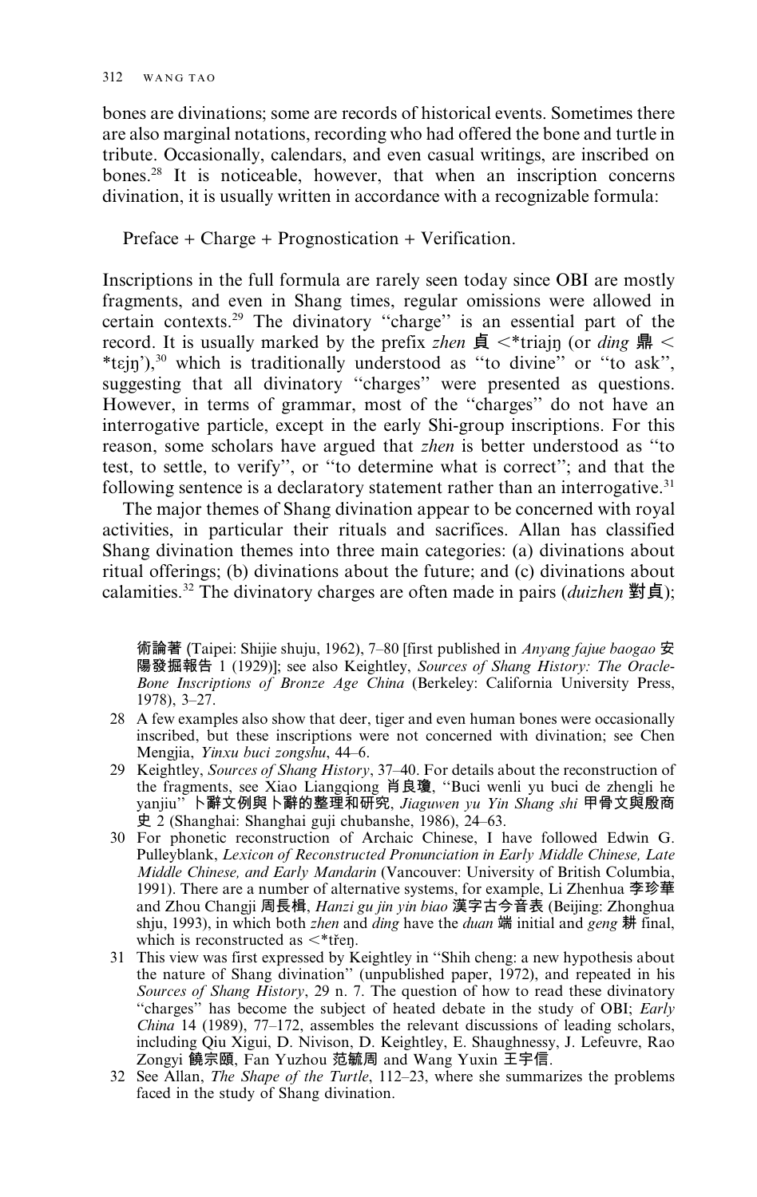bones are divinations; some are records of historical events. Sometimes there are also marginal notations, recording who had offered the bone and turtle in tribute. Occasionally, calendars, and even casual writings, are inscribed on bones.[28] It is noticeable, however, that when an inscription concerns divination, it is usually written in accordance with a recognizable formula:

Preface + Charge + Prognostication + Verification.

Inscriptions in the full formula are rarely seen today since OBI are mostly fragments, and even in Shang times, regular omissions were allowed in certain contexts.[29] The divinatory "charge" is an essential part of the record. It is usually marked by the prefix *zhen* 貞 <*triajŋ (or *ding* 鼎 < *tɛjŋ'),[30] which is traditionally understood as "to divine" or "to ask", suggesting that all divinatory "charges" were presented as questions. However, in terms of grammar, most of the "charges" do not have an interrogative particle, except in the early Shi-group inscriptions. For this reason, some scholars have argued that *zhen* is better understood as "to test, to settle, to verify", or "to determine what is correct"; and that the following sentence is a declaratory statement rather than an interrogative.[31]

The major themes of Shang divination appear to be concerned with royal activities, in particular their rituals and sacrifices. Allan has classified Shang divination themes into three main categories: (a) divinations about ritual offerings; (b) divinations about the future; and (c) divinations about calamities.[32] The divinatory charges are often made in pairs (*duizhen* 對貞);

術論著 (Taipei: Shijie shuju, 1962), 7–80 [first published in *Anyang fajue baogao* 安陽發掘報告 1 (1929)]; see also Keightley, *Sources of Shang History: The Oracle-Bone Inscriptions of Bronze Age China* (Berkeley: California University Press, 1978), 3–27.

28 A few examples also show that deer, tiger and even human bones were occasionally inscribed, but these inscriptions were not concerned with divination; see Chen Mengjia, *Yinxu buci zongshu*, 44–6.

29 Keightley, *Sources of Shang History*, 37–40. For details about the reconstruction of the fragments, see Xiao Liangqiong 肖良瓊, "Buci wenli yu buci de zhengli he yanjiu" 卜辭文例與卜辭的整理和研究, *Jiaguwen yu Yin Shang shi* 甲骨文與殷商史 2 (Shanghai: Shanghai guji chubanshe, 1986), 24–63.

30 For phonetic reconstruction of Archaic Chinese, I have followed Edwin G. Pulleyblank, *Lexicon of Reconstructed Pronunciation in Early Middle Chinese, Late Middle Chinese, and Early Mandarin* (Vancouver: University of British Columbia, 1991). There are a number of alternative systems, for example, Li Zhenhua 李珍華 and Zhou Changji 周長楫, *Hanzi gu jin yin biao* 漢字古今音表 (Beijing: Zhonghua shju, 1993), in which both *zhen* and *ding* have the *duan* 端 initial and *geng* 耕 final, which is reconstructed as <*tĭeŋ.

31 This view was first expressed by Keightley in "Shih cheng: a new hypothesis about the nature of Shang divination" (unpublished paper, 1972), and repeated in his *Sources of Shang History*, 29 n. 7. The question of how to read these divinatory "charges" has become the subject of heated debate in the study of OBI; *Early China* 14 (1989), 77–172, assembles the relevant discussions of leading scholars, including Qiu Xigui, D. Nivison, D. Keightley, E. Shaughnessy, J. Lefeuvre, Rao Zongyi 饒宗頤, Fan Yuzhou 范毓周 and Wang Yuxin 王宇信.

32 See Allan, *The Shape of the Turtle*, 112–23, where she summarizes the problems faced in the study of Shang divination.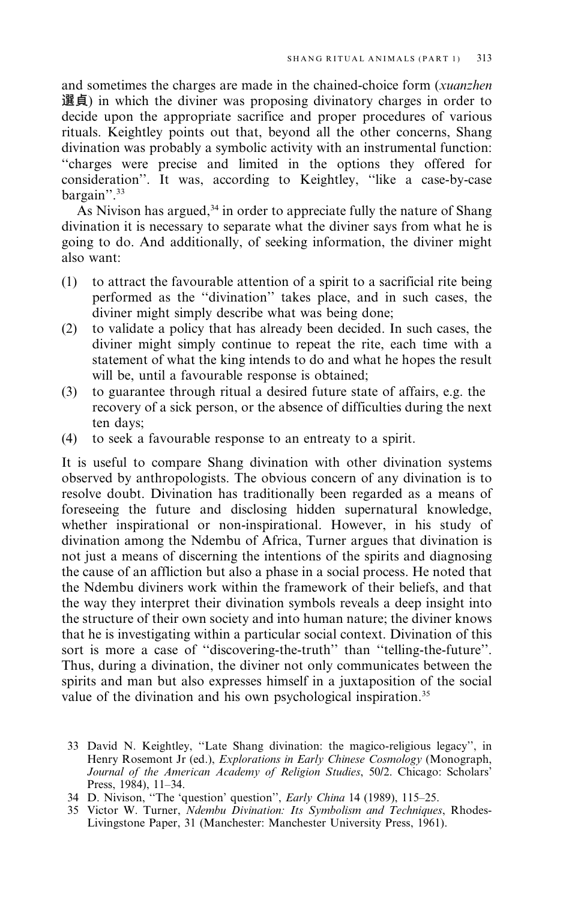and sometimes the charges are made in the chained-choice form (*xuanzhen* 選貞) in which the diviner was proposing divinatory charges in order to decide upon the appropriate sacrifice and proper procedures of various rituals. Keightley points out that, beyond all the other concerns, Shang divination was probably a symbolic activity with an instrumental function: "charges were precise and limited in the options they offered for consideration". It was, according to Keightley, "like a case-by-case bargain".[33]

As Nivison has argued,[34] in order to appreciate fully the nature of Shang divination it is necessary to separate what the diviner says from what he is going to do. And additionally, of seeking information, the diviner might also want:

(1) to attract the favourable attention of a spirit to a sacrificial rite being performed as the "divination" takes place, and in such cases, the diviner might simply describe what was being done;
(2) to validate a policy that has already been decided. In such cases, the diviner might simply continue to repeat the rite, each time with a statement of what the king intends to do and what he hopes the result will be, until a favourable response is obtained;
(3) to guarantee through ritual a desired future state of affairs, e.g. the recovery of a sick person, or the absence of difficulties during the next ten days;
(4) to seek a favourable response to an entreaty to a spirit.

It is useful to compare Shang divination with other divination systems observed by anthropologists. The obvious concern of any divination is to resolve doubt. Divination has traditionally been regarded as a means of foreseeing the future and disclosing hidden supernatural knowledge, whether inspirational or non-inspirational. However, in his study of divination among the Ndembu of Africa, Turner argues that divination is not just a means of discerning the intentions of the spirits and diagnosing the cause of an affliction but also a phase in a social process. He noted that the Ndembu diviners work within the framework of their beliefs, and that the way they interpret their divination symbols reveals a deep insight into the structure of their own society and into human nature; the diviner knows that he is investigating within a particular social context. Divination of this sort is more a case of "discovering-the-truth" than "telling-the-future". Thus, during a divination, the diviner not only communicates between the spirits and man but also expresses himself in a juxtaposition of the social value of the divination and his own psychological inspiration.[35]

33 David N. Keightley, "Late Shang divination: the magico-religious legacy", in Henry Rosemont Jr (ed.), *Explorations in Early Chinese Cosmology* (Monograph, *Journal of the American Academy of Religion Studies*, 50/2. Chicago: Scholars' Press, 1984), 11–34.

34 D. Nivison, "The 'question' question", *Early China* 14 (1989), 115–25.

35 Victor W. Turner, *Ndembu Divination: Its Symbolism and Techniques*, Rhodes-Livingstone Paper, 31 (Manchester: Manchester University Press, 1961).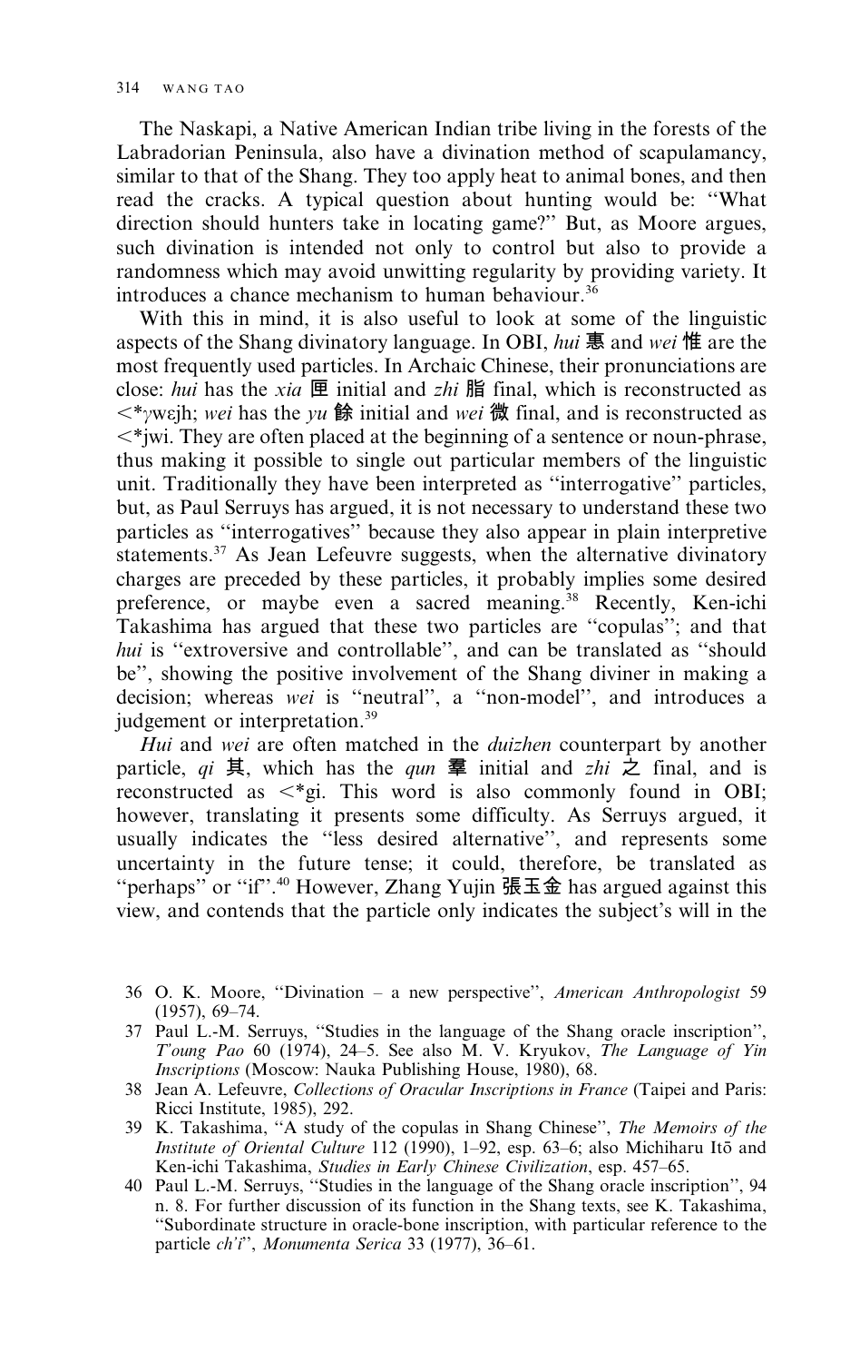The Naskapi, a Native American Indian tribe living in the forests of the Labradorian Peninsula, also have a divination method of scapulamancy, similar to that of the Shang. They too apply heat to animal bones, and then read the cracks. A typical question about hunting would be: ''What direction should hunters take in locating game?'' But, as Moore argues, such divination is intended not only to control but also to provide a randomness which may avoid unwitting regularity by providing variety. It introduces a chance mechanism to human behaviour.[36]

With this in mind, it is also useful to look at some of the linguistic aspects of the Shang divinatory language. In OBI, *hui* 惠 and *wei* 惟 are the most frequently used particles. In Archaic Chinese, their pronunciations are close: *hui* has the *xia* 匣 initial and *zhi* 脂 final, which is reconstructed as <*γwεjh; *wei* has the *yu* 餘 initial and *wei* 微 final, and is reconstructed as <*jwi. They are often placed at the beginning of a sentence or noun-phrase, thus making it possible to single out particular members of the linguistic unit. Traditionally they have been interpreted as ''interrogative'' particles, but, as Paul Serruys has argued, it is not necessary to understand these two particles as ''interrogatives'' because they also appear in plain interpretive statements.[37] As Jean Lefeuvre suggests, when the alternative divinatory charges are preceded by these particles, it probably implies some desired preference, or maybe even a sacred meaning.[38] Recently, Ken-ichi Takashima has argued that these two particles are ''copulas''; and that *hui* is ''extroversive and controllable'', and can be translated as ''should be'', showing the positive involvement of the Shang diviner in making a decision; whereas *wei* is ''neutral'', a ''non-model'', and introduces a judgement or interpretation.[39]

*Hui* and *wei* are often matched in the *duizhen* counterpart by another particle, *qi* 其, which has the *qun* 羣 initial and *zhi* 之 final, and is reconstructed as <*gi. This word is also commonly found in OBI; however, translating it presents some difficulty. As Serruys argued, it usually indicates the ''less desired alternative'', and represents some uncertainty in the future tense; it could, therefore, be translated as ''perhaps'' or ''if''.[40] However, Zhang Yujin 張玉金 has argued against this view, and contends that the particle only indicates the subject's will in the

---

36 O. K. Moore, ''Divination – a new perspective'', *American Anthropologist* 59 (1957), 69–74.

37 Paul L.-M. Serruys, ''Studies in the language of the Shang oracle inscription'', *T'oung Pao* 60 (1974), 24–5. See also M. V. Kryukov, *The Language of Yin Inscriptions* (Moscow: Nauka Publishing House, 1980), 68.

38 Jean A. Lefeuvre, *Collections of Oracular Inscriptions in France* (Taipei and Paris: Ricci Institute, 1985), 292.

39 K. Takashima, ''A study of the copulas in Shang Chinese'', *The Memoirs of the Institute of Oriental Culture* 112 (1990), 1–92, esp. 63–6; also Michiharu Itō and Ken-ichi Takashima, *Studies in Early Chinese Civilization*, esp. 457–65.

40 Paul L.-M. Serruys, ''Studies in the language of the Shang oracle inscription'', 94 n. 8. For further discussion of its function in the Shang texts, see K. Takashima, ''Subordinate structure in oracle-bone inscription, with particular reference to the particle *ch'i*'', *Monumenta Serica* 33 (1977), 36–61.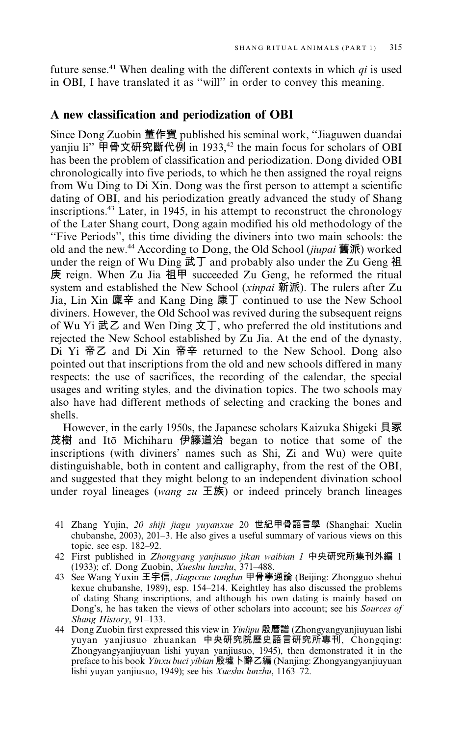future sense.[41] When dealing with the different contexts in which *qi* is used in OBI, I have translated it as "will" in order to convey this meaning.

## A new classification and periodization of OBI

Since Dong Zuobin 董作賓 published his seminal work, "Jiaguwen duandai yanjiu li" 甲骨文研究斷代例 in 1933,[42] the main focus for scholars of OBI has been the problem of classification and periodization. Dong divided OBI chronologically into five periods, to which he then assigned the royal reigns from Wu Ding to Di Xin. Dong was the first person to attempt a scientific dating of OBI, and his periodization greatly advanced the study of Shang inscriptions.[43] Later, in 1945, in his attempt to reconstruct the chronology of the Later Shang court, Dong again modified his old methodology of the "Five Periods", this time dividing the diviners into two main schools: the old and the new.[44] According to Dong, the Old School (*jiupai* 舊派) worked under the reign of Wu Ding 武丁 and probably also under the Zu Geng 祖庚 reign. When Zu Jia 祖甲 succeeded Zu Geng, he reformed the ritual system and established the New School (*xinpai* 新派). The rulers after Zu Jia, Lin Xin 廩辛 and Kang Ding 康丁 continued to use the New School diviners. However, the Old School was revived during the subsequent reigns of Wu Yi 武乙 and Wen Ding 文丁, who preferred the old institutions and rejected the New School established by Zu Jia. At the end of the dynasty, Di Yi 帝乙 and Di Xin 帝辛 returned to the New School. Dong also pointed out that inscriptions from the old and new schools differed in many respects: the use of sacrifices, the recording of the calendar, the special usages and writing styles, and the divination topics. The two schools may also have had different methods of selecting and cracking the bones and shells.

However, in the early 1950s, the Japanese scholars Kaizuka Shigeki 貝冢茂樹 and Itō Michiharu 伊籐道治 began to notice that some of the inscriptions (with diviners' names such as Shi, Zi and Wu) were quite distinguishable, both in content and calligraphy, from the rest of the OBI, and suggested that they might belong to an independent divination school under royal lineages (*wang zu* 王族) or indeed princely branch lineages

41 Zhang Yujin, *20 shiji jiagu yuyanxue* 20 世紀甲骨語言學 (Shanghai: Xuelin chubanshe, 2003), 201–3. He also gives a useful summary of various views on this topic, see esp. 182–92.

42 First published in *Zhongyang yanjiusuo jikan waibian 1* 中央研究所集刊外編 1 (1933); cf. Dong Zuobin, *Xueshu lunzhu*, 371–488.

43 See Wang Yuxin 王宇信, *Jiaguxue tonglun* 甲骨學通論 (Beijing: Zhongguo shehui kexue chubanshe, 1989), esp. 154–214. Keightley has also discussed the problems of dating Shang inscriptions, and although his own dating is mainly based on Dong's, he has taken the views of other scholars into account; see his *Sources of Shang History*, 91–133.

44 Dong Zuobin first expressed this view in *Yinlipu* 殷曆譜 (Zhongyangyanjiuyuan lishi yuyan yanjiusuo zhuankan 中央研究院歷史語言研究所專刊, Chongqing: Zhongyangyanjiuyuan lishi yuyan yanjiusuo, 1945), then demonstrated it in the preface to his book *Yinxu buci yibian* 殷墟卜辭乙編 (Nanjing: Zhongyangyanjiuyuan lishi yuyan yanjiusuo, 1949); see his *Xueshu lunzhu*, 1163–72.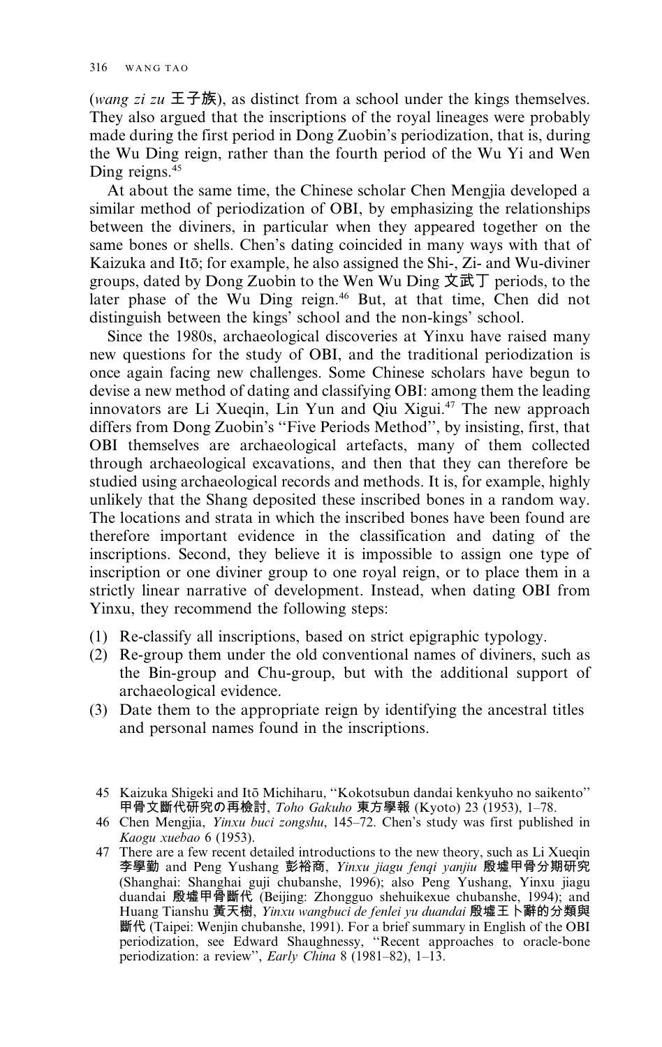(*wang zi zu* 王子族), as distinct from a school under the kings themselves. They also argued that the inscriptions of the royal lineages were probably made during the first period in Dong Zuobin's periodization, that is, during the Wu Ding reign, rather than the fourth period of the Wu Yi and Wen Ding reigns.[45]

At about the same time, the Chinese scholar Chen Mengjia developed a similar method of periodization of OBI, by emphasizing the relationships between the diviners, in particular when they appeared together on the same bones or shells. Chen's dating coincided in many ways with that of Kaizuka and Itō; for example, he also assigned the Shi-, Zi- and Wu-diviner groups, dated by Dong Zuobin to the Wen Wu Ding 文武丁 periods, to the later phase of the Wu Ding reign.[46] But, at that time, Chen did not distinguish between the kings' school and the non-kings' school.

Since the 1980s, archaeological discoveries at Yinxu have raised many new questions for the study of OBI, and the traditional periodization is once again facing new challenges. Some Chinese scholars have begun to devise a new method of dating and classifying OBI: among them the leading innovators are Li Xueqin, Lin Yun and Qiu Xigui.[47] The new approach differs from Dong Zuobin's "Five Periods Method", by insisting, first, that OBI themselves are archaeological artefacts, many of them collected through archaeological excavations, and then that they can therefore be studied using archaeological records and methods. It is, for example, highly unlikely that the Shang deposited these inscribed bones in a random way. The locations and strata in which the inscribed bones have been found are therefore important evidence in the classification and dating of the inscriptions. Second, they believe it is impossible to assign one type of inscription or one diviner group to one royal reign, or to place them in a strictly linear narrative of development. Instead, when dating OBI from Yinxu, they recommend the following steps:

(1) Re-classify all inscriptions, based on strict epigraphic typology.
(2) Re-group them under the old conventional names of diviners, such as the Bin-group and Chu-group, but with the additional support of archaeological evidence.
(3) Date them to the appropriate reign by identifying the ancestral titles and personal names found in the inscriptions.

45 Kaizuka Shigeki and Itō Michiharu, "Kokotsubun dandai kenkyuho no saikento" 甲骨文斷代研究の再檢討, *Toho Gakuho* 東方學報 (Kyoto) 23 (1953), 1–78.

46 Chen Mengjia, *Yinxu buci zongshu*, 145–72. Chen's study was first published in *Kaogu xuebao* 6 (1953).

47 There are a few recent detailed introductions to the new theory, such as Li Xueqin 李學勤 and Peng Yushang 彭裕商, *Yinxu jiagu fenqi yanjiu* 殷墟甲骨分期研究 (Shanghai: Shanghai guji chubanshe, 1996); also Peng Yushang, Yinxu jiagu duandai 殷墟甲骨斷代 (Beijing: Zhongguo shehuikexue chubanshe, 1994); and Huang Tianshu 黃天樹, *Yinxu wangbuci de fenlei yu duandai* 殷墟王卜辭的分類與斷代 (Taipei: Wenjin chubanshe, 1991). For a brief summary in English of the OBI periodization, see Edward Shaughnessy, "Recent approaches to oracle-bone periodization: a review", *Early China* 8 (1981–82), 1–13.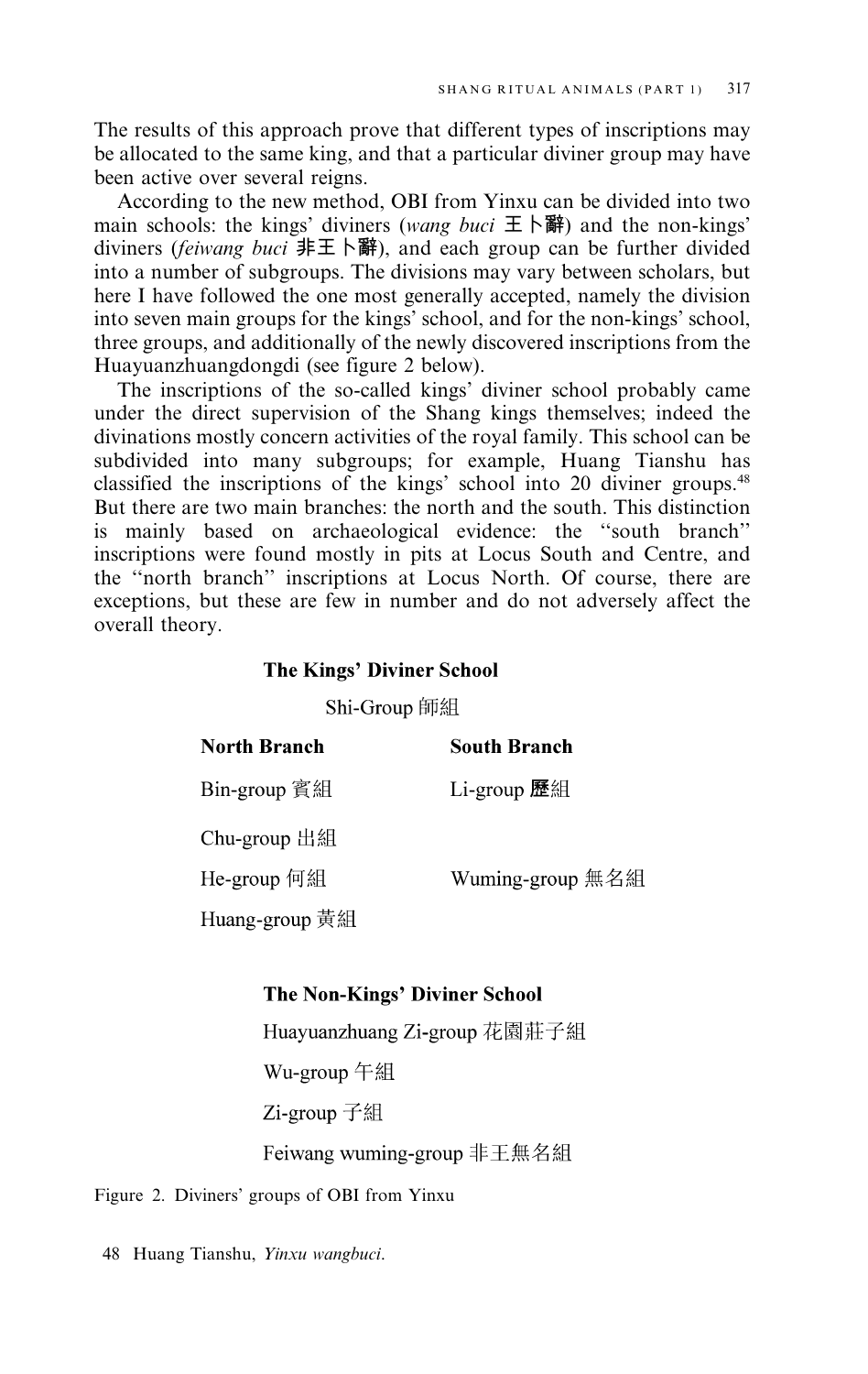The results of this approach prove that different types of inscriptions may be allocated to the same king, and that a particular diviner group may have been active over several reigns.

According to the new method, OBI from Yinxu can be divided into two main schools: the kings' diviners (*wang buci* 王卜辭) and the non-kings' diviners (*feiwang buci* 非王卜辭), and each group can be further divided into a number of subgroups. The divisions may vary between scholars, but here I have followed the one most generally accepted, namely the division into seven main groups for the kings' school, and for the non-kings' school, three groups, and additionally of the newly discovered inscriptions from the Huayuanzhuangdongdi (see figure 2 below).

The inscriptions of the so-called kings' diviner school probably came under the direct supervision of the Shang kings themselves; indeed the divinations mostly concern activities of the royal family. This school can be subdivided into many subgroups; for example, Huang Tianshu has classified the inscriptions of the kings' school into 20 diviner groups.[48] But there are two main branches: the north and the south. This distinction is mainly based on archaeological evidence: the "south branch" inscriptions were found mostly in pits at Locus South and Centre, and the "north branch" inscriptions at Locus North. Of course, there are exceptions, but these are few in number and do not adversely affect the overall theory.

**The Kings' Diviner School**

Shi-Group 師組

| **North Branch** | **South Branch** |
|---|---|
| Bin-group 賓組 | Li-group 歷組 |
| Chu-group 出組 | |
| He-group 何組 | Wuming-group 無名組 |
| Huang-group 黄組 | |

**The Non-Kings' Diviner School**

Huayuanzhuang Zi-group 花園莊子組

Wu-group 午組

Zi-group 子組

Feiwang wuming-group 非王無名組

Figure 2. Diviners' groups of OBI from Yinxu

48 Huang Tianshu, *Yinxu wangbuci*.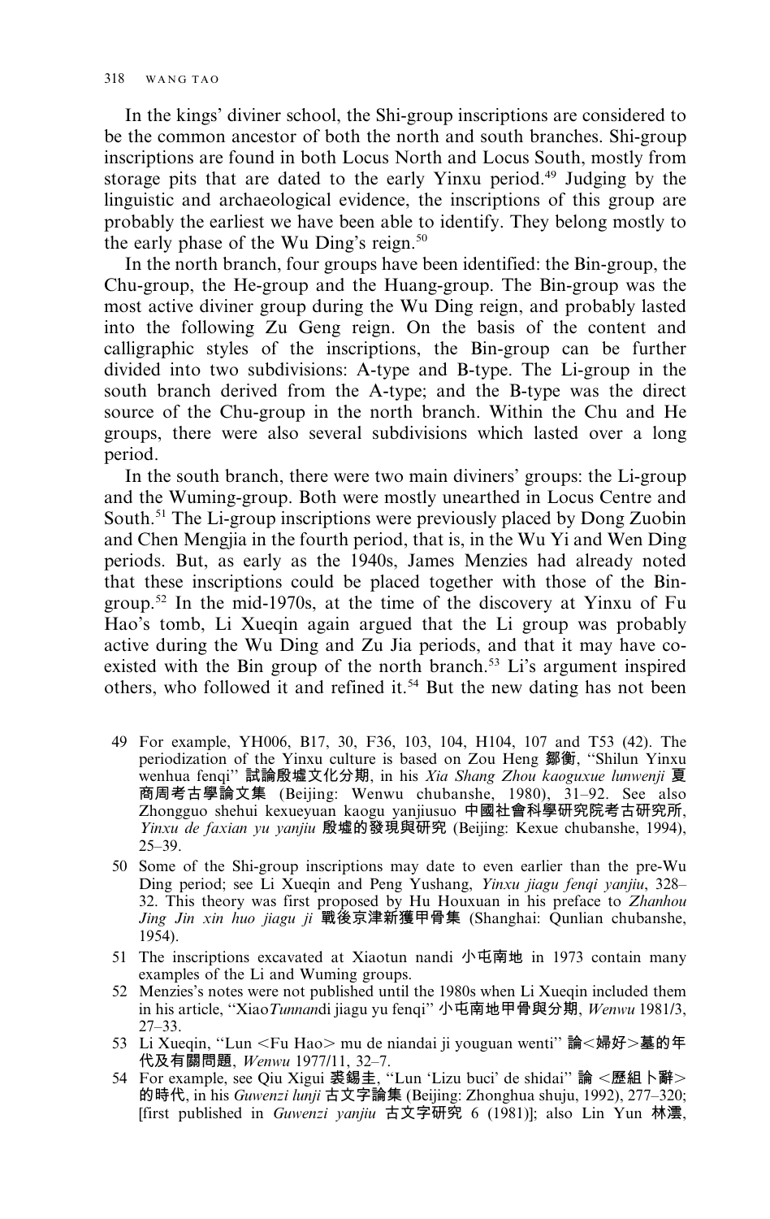In the kings' diviner school, the Shi-group inscriptions are considered to be the common ancestor of both the north and south branches. Shi-group inscriptions are found in both Locus North and Locus South, mostly from storage pits that are dated to the early Yinxu period.[49] Judging by the linguistic and archaeological evidence, the inscriptions of this group are probably the earliest we have been able to identify. They belong mostly to the early phase of the Wu Ding's reign.[50]

In the north branch, four groups have been identified: the Bin-group, the Chu-group, the He-group and the Huang-group. The Bin-group was the most active diviner group during the Wu Ding reign, and probably lasted into the following Zu Geng reign. On the basis of the content and calligraphic styles of the inscriptions, the Bin-group can be further divided into two subdivisions: A-type and B-type. The Li-group in the south branch derived from the A-type; and the B-type was the direct source of the Chu-group in the north branch. Within the Chu and He groups, there were also several subdivisions which lasted over a long period.

In the south branch, there were two main diviners' groups: the Li-group and the Wuming-group. Both were mostly unearthed in Locus Centre and South.[51] The Li-group inscriptions were previously placed by Dong Zuobin and Chen Mengjia in the fourth period, that is, in the Wu Yi and Wen Ding periods. But, as early as the 1940s, James Menzies had already noted that these inscriptions could be placed together with those of the Bin-group.[52] In the mid-1970s, at the time of the discovery at Yinxu of Fu Hao's tomb, Li Xueqin again argued that the Li group was probably active during the Wu Ding and Zu Jia periods, and that it may have co-existed with the Bin group of the north branch.[53] Li's argument inspired others, who followed it and refined it.[54] But the new dating has not been

49 For example, YH006, B17, 30, F36, 103, 104, H104, 107 and T53 (42). The periodization of the Yinxu culture is based on Zou Heng 鄒衡, "Shilun Yinxu wenhua fenqi" 試論殷墟文化分期, in his *Xia Shang Zhou kaoguxue lunwenji* 夏商周考古學論文集 (Beijing: Wenwu chubanshe, 1980), 31–92. See also Zhongguo shehui kexueyuan kaogu yanjiusuo 中國社會科學研究院考古研究所, *Yinxu de faxian yu yanjiu* 殷墟的發現與研究 (Beijing: Kexue chubanshe, 1994), 25–39.

50 Some of the Shi-group inscriptions may date to even earlier than the pre-Wu Ding period; see Li Xueqin and Peng Yushang, *Yinxu jiagu fenqi yanjiu*, 328–32. This theory was first proposed by Hu Houxuan in his preface to *Zhanhou Jing Jin xin huo jiagu ji* 戰後京津新獲甲骨集 (Shanghai: Qunlian chubanshe, 1954).

51 The inscriptions excavated at Xiaotun nandi 小屯南地 in 1973 contain many examples of the Li and Wuming groups.

52 Menzies's notes were not published until the 1980s when Li Xueqin included them in his article, "Xiao*Tunnan*di jiagu yu fenqi" 小屯南地甲骨與分期, *Wenwu* 1981/3, 27–33.

53 Li Xueqin, "Lun <Fu Hao> mu de niandai ji youguan wenti" 論<婦好>墓的年代及有關問題, *Wenwu* 1977/11, 32–7.

54 For example, see Qiu Xigui 裘錫圭, "Lun 'Lizu buci' de shidai" 論 <歷組卜辭> 的時代, in his *Guwenzi lunji* 古文字論集 (Beijing: Zhonghua shuju, 1992), 277–320; [first published in *Guwenzi yanjiu* 古文字研究 6 (1981)]; also Lin Yun 林澐,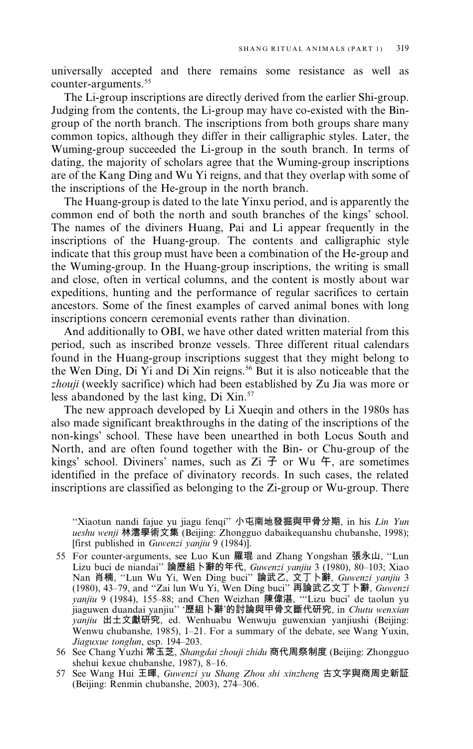universally accepted and there remains some resistance as well as counter-arguments.[55]

The Li-group inscriptions are directly derived from the earlier Shi-group. Judging from the contents, the Li-group may have co-existed with the Bin-group of the north branch. The inscriptions from both groups share many common topics, although they differ in their calligraphic styles. Later, the Wuming-group succeeded the Li-group in the south branch. In terms of dating, the majority of scholars agree that the Wuming-group inscriptions are of the Kang Ding and Wu Yi reigns, and that they overlap with some of the inscriptions of the He-group in the north branch.

The Huang-group is dated to the late Yinxu period, and is apparently the common end of both the north and south branches of the kings' school. The names of the diviners Huang, Pai and Li appear frequently in the inscriptions of the Huang-group. The contents and calligraphic style indicate that this group must have been a combination of the He-group and the Wuming-group. In the Huang-group inscriptions, the writing is small and close, often in vertical columns, and the content is mostly about war expeditions, hunting and the performance of regular sacrifices to certain ancestors. Some of the finest examples of carved animal bones with long inscriptions concern ceremonial events rather than divination.

And additionally to OBI, we have other dated written material from this period, such as inscribed bronze vessels. Three different ritual calendars found in the Huang-group inscriptions suggest that they might belong to the Wen Ding, Di Yi and Di Xin reigns.[56] But it is also noticeable that the *zhouji* (weekly sacrifice) which had been established by Zu Jia was more or less abandoned by the last king, Di Xin.[57]

The new approach developed by Li Xueqin and others in the 1980s has also made significant breakthroughs in the dating of the inscriptions of the non-kings' school. These have been unearthed in both Locus South and North, and are often found together with the Bin- or Chu-group of the kings' school. Diviners' names, such as Zi 子 or Wu 午, are sometimes identified in the preface of divinatory records. In such cases, the related inscriptions are classified as belonging to the Zi-group or Wu-group. There

"Xiaotun nandi fajue yu jiagu fenqi" 小屯南地發掘與甲骨分期, in his *Lin Yun ueshu wenji* 林澐學術文集 (Beijing: Zhongguo dabaikequanshu chubanshe, 1998); [first published in *Guwenzi yanjiu* 9 (1984)].

55 For counter-arguments, see Luo Kun 羅琨 and Zhang Yongshan 張永山, "Lun Lizu buci de niandai" 論歷組卜辭的年代, *Guwenzi yanjiu* 3 (1980), 80–103; Xiao Nan 肖楠, "Lun Wu Yi, Wen Ding buci" 論武乙, 文丁卜辭, *Guwenzi yanjiu* 3 (1980), 43–79, and "Zai lun Wu Yi, Wen Ding buci" 再論武乙文丁卜辭, *Guwenzi yanjiu* 9 (1984), 155–88; and Chen Weizhan 陳偉湛, "'Lizu buci' de taolun yu jiaguwen duandai yanjiu" '歷組卜辭'的討論與甲骨文斷代研究, in *Chutu wenxian yanjiu* 出土文獻研究, ed. Wenhuabu Wenwuju guwenxian yanjiushi (Beijing: Wenwu chubanshe, 1985), 1–21. For a summary of the debate, see Wang Yuxin, *Jiaguxue tonglun*, esp. 194–203.

56 See Chang Yuzhi 常玉芝, *Shangdai zhouji zhidu* 商代周祭制度 (Beijing: Zhongguo shehui kexue chubanshe, 1987), 8–16.

57 See Wang Hui 王暉, *Guwenzi yu Shang Zhou shi xinzheng* 古文字與商周史新証 (Beijing: Renmin chubanshe, 2003), 274–306.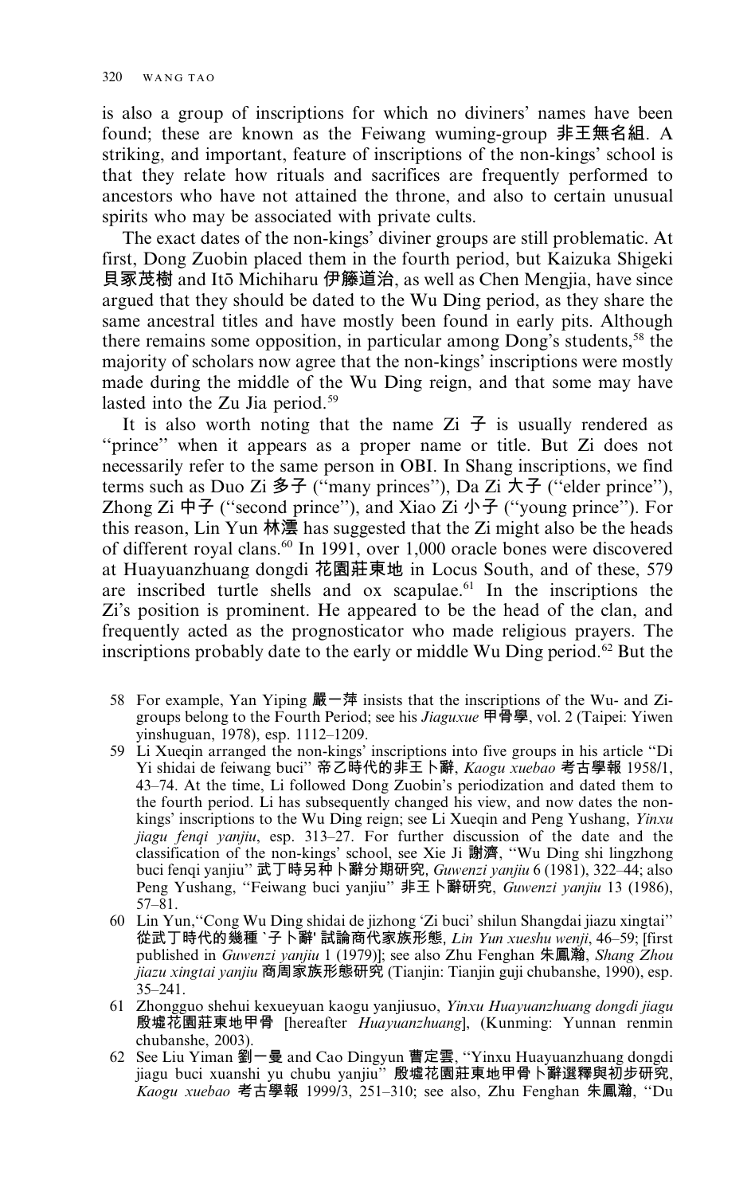is also a group of inscriptions for which no diviners' names have been found; these are known as the Feiwang wuming-group 非王無名組. A striking, and important, feature of inscriptions of the non-kings' school is that they relate how rituals and sacrifices are frequently performed to ancestors who have not attained the throne, and also to certain unusual spirits who may be associated with private cults.

The exact dates of the non-kings' diviner groups are still problematic. At first, Dong Zuobin placed them in the fourth period, but Kaizuka Shigeki 貝冢茂樹 and Itō Michiharu 伊籐道治, as well as Chen Mengjia, have since argued that they should be dated to the Wu Ding period, as they share the same ancestral titles and have mostly been found in early pits. Although there remains some opposition, in particular among Dong's students,[58] the majority of scholars now agree that the non-kings' inscriptions were mostly made during the middle of the Wu Ding reign, and that some may have lasted into the Zu Jia period.[59]

It is also worth noting that the name Zi 子 is usually rendered as "prince" when it appears as a proper name or title. But Zi does not necessarily refer to the same person in OBI. In Shang inscriptions, we find terms such as Duo Zi 多子 ("many princes"), Da Zi 大子 ("elder prince"), Zhong Zi 中子 ("second prince"), and Xiao Zi 小子 ("young prince"). For this reason, Lin Yun 林澐 has suggested that the Zi might also be the heads of different royal clans.[60] In 1991, over 1,000 oracle bones were discovered at Huayuanzhuang dongdi 花園莊東地 in Locus South, and of these, 579 are inscribed turtle shells and ox scapulae.[61] In the inscriptions the Zi's position is prominent. He appeared to be the head of the clan, and frequently acted as the prognosticator who made religious prayers. The inscriptions probably date to the early or middle Wu Ding period.[62] But the

58 For example, Yan Yiping 嚴一萍 insists that the inscriptions of the Wu- and Zi-groups belong to the Fourth Period; see his *Jiaguxue* 甲骨學, vol. 2 (Taipei: Yiwen yinshuguan, 1978), esp. 1112–1209.

59 Li Xueqin arranged the non-kings' inscriptions into five groups in his article "Di Yi shidai de feiwang buci" 帝乙時代的非王卜辭, *Kaogu xuebao* 考古學報 1958/1, 43–74. At the time, Li followed Dong Zuobin's periodization and dated them to the fourth period. Li has subsequently changed his view, and now dates the non-kings' inscriptions to the Wu Ding reign; see Li Xueqin and Peng Yushang, *Yinxu jiagu fenqi yanjiu*, esp. 313–27. For further discussion of the date and the classification of the non-kings' school, see Xie Ji 謝濟, "Wu Ding shi lingzhong buci fenqi yanjiu" 武丁時另种卜辭分期研究, *Guwenzi yanjiu* 6 (1981), 322–44; also Peng Yushang, "Feiwang buci yanjiu" 非王卜辭研究, *Guwenzi yanjiu* 13 (1986), 57–81.

60 Lin Yun,"Cong Wu Ding shidai de jizhong 'Zi buci' shilun Shangdai jiazu xingtai" 從武丁時代的幾種`子卜辭' 試論商代家族形態, *Lin Yun xueshu wenji*, 46–59; [first published in *Guwenzi yanjiu* 1 (1979)]; see also Zhu Fenghan 朱鳳瀚, *Shang Zhou jiazu xingtai yanjiu* 商周家族形態研究 (Tianjin: Tianjin guji chubanshe, 1990), esp. 35–241.

61 Zhongguo shehui kexueyuan kaogu yanjiusuo, *Yinxu Huayuanzhuang dongdi jiagu* 殷墟花園莊東地甲骨 [hereafter *Huayuanzhuang*], (Kunming: Yunnan renmin chubanshe, 2003).

62 See Liu Yiman 劉一曼 and Cao Dingyun 曹定雲, "Yinxu Huayuanzhuang dongdi jiagu buci xuanshi yu chubu yanjiu" 殷墟花園莊東地甲骨卜辭選釋與初步研究, *Kaogu xuebao* 考古學報 1999/3, 251–310; see also, Zhu Fenghan 朱鳳瀚, "Du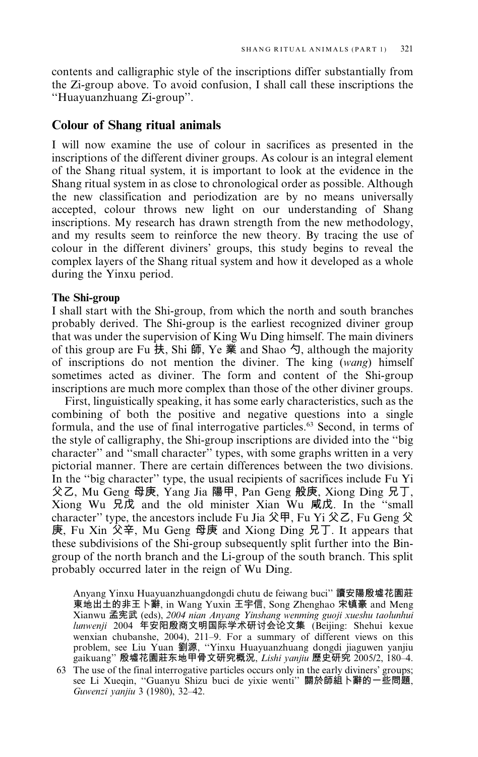contents and calligraphic style of the inscriptions differ substantially from the Zi-group above. To avoid confusion, I shall call these inscriptions the "Huayuanzhuang Zi-group".

## Colour of Shang ritual animals

I will now examine the use of colour in sacrifices as presented in the inscriptions of the different diviner groups. As colour is an integral element of the Shang ritual system, it is important to look at the evidence in the Shang ritual system in as close to chronological order as possible. Although the new classification and periodization are by no means universally accepted, colour throws new light on our understanding of Shang inscriptions. My research has drawn strength from the new methodology, and my results seem to reinforce the new theory. By tracing the use of colour in the different diviners' groups, this study begins to reveal the complex layers of the Shang ritual system and how it developed as a whole during the Yinxu period.

### The Shi-group

I shall start with the Shi-group, from which the north and south branches probably derived. The Shi-group is the earliest recognized diviner group that was under the supervision of King Wu Ding himself. The main diviners of this group are Fu 扶, Shi 師, Ye 業 and Shao 勺, although the majority of inscriptions do not mention the diviner. The king (*wang*) himself sometimes acted as diviner. The form and content of the Shi-group inscriptions are much more complex than those of the other diviner groups.

First, linguistically speaking, it has some early characteristics, such as the combining of both the positive and negative questions into a single formula, and the use of final interrogative particles.[63] Second, in terms of the style of calligraphy, the Shi-group inscriptions are divided into the "big character" and "small character" types, with some graphs written in a very pictorial manner. There are certain differences between the two divisions. In the "big character" type, the usual recipients of sacrifices include Fu Yi 父乙, Mu Geng 母庚, Yang Jia 陽甲, Pan Geng 般庚, Xiong Ding 兄丁, Xiong Wu 兄戊 and the old minister Xian Wu 咸戊. In the "small character" type, the ancestors include Fu Jia 父甲, Fu Yi 父乙, Fu Geng 父庚, Fu Xin 父辛, Mu Geng 母庚 and Xiong Ding 兄丁. It appears that these subdivisions of the Shi-group subsequently split further into the Bin-group of the north branch and the Li-group of the south branch. This split probably occurred later in the reign of Wu Ding.

Anyang Yinxu Huayuanzhuangdongdi chutu de feiwang buci" 讀安陽殷墟花園莊東地出土的非王卜辭, in Wang Yuxin 王宇信, Song Zhenghao 宋镇豪 and Meng Xianwu 孟宪武 (eds), *2004 nian Anyang Yinshang wenming guoji xueshu taolunhui lunwenji* 2004 年安阳殷商文明国际学术研讨会论文集 (Beijing: Shehui kexue wenxian chubanshe, 2004), 211–9. For a summary of different views on this problem, see Liu Yuan 劉源, "Yinxu Huayuanzhuang dongdi jiaguwen yanjiu gaikuang" 殷墟花園莊东地甲骨文研究概況, *Lishi yanjiu* 歷史研究 2005/2, 180–4.

63 The use of the final interrogative particles occurs only in the early diviners' groups; see Li Xueqin, "Guanyu Shizu buci de yixie wenti" 關於師組卜辭的一些問題, *Guwenzi yanjiu* 3 (1980), 32–42.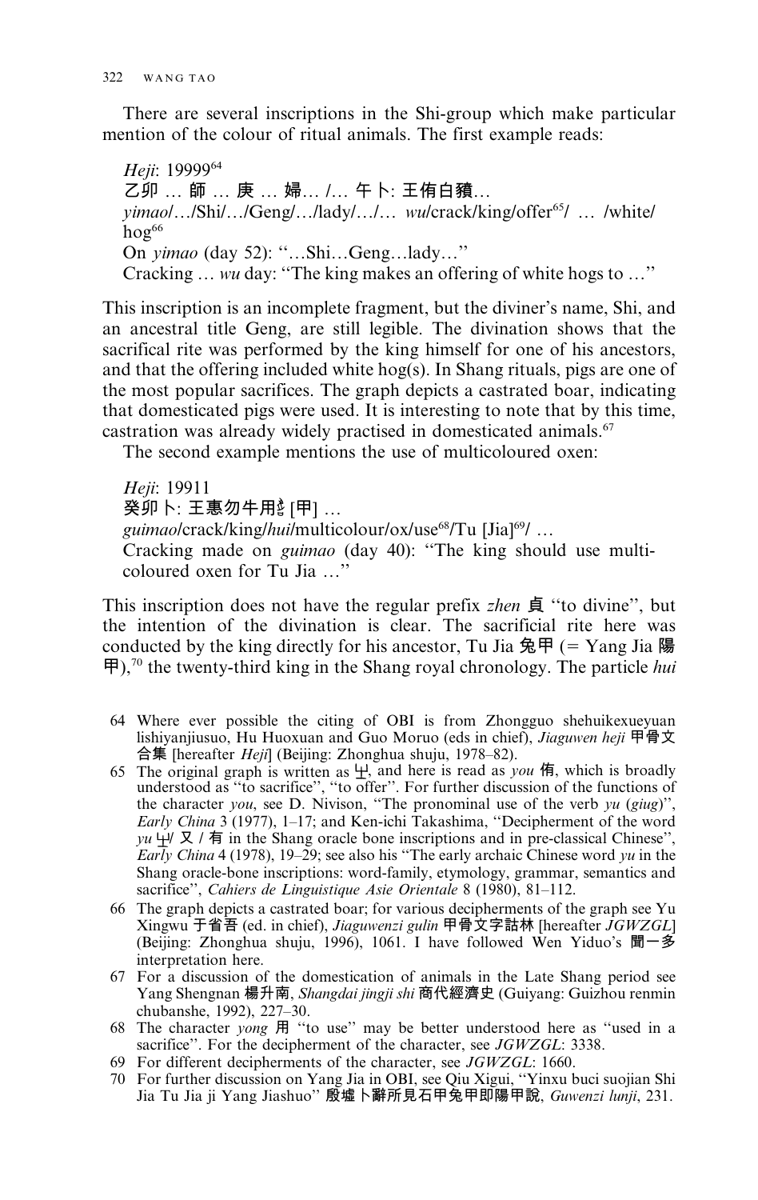There are several inscriptions in the Shi-group which make particular mention of the colour of ritual animals. The first example reads:

> *Heji*: 19999[64]
> 乙卯 … 師 … 庚 … 婦… /… 午卜: 王侑白豬…
> *yimao*/…/Shi/…/Geng/…/lady/…/… *wu*/crack/king/offer[65]/ … /white/ hog[66]
> On *yimao* (day 52): "…Shi…Geng…lady…"
> Cracking … *wu* day: "The king makes an offering of white hogs to …"

This inscription is an incomplete fragment, but the diviner's name, Shi, and an ancestral title Geng, are still legible. The divination shows that the sacrifical rite was performed by the king himself for one of his ancestors, and that the offering included white hog(s). In Shang rituals, pigs are one of the most popular sacrifices. The graph depicts a castrated boar, indicating that domesticated pigs were used. It is interesting to note that by this time, castration was already widely practised in domesticated animals.[67]

The second example mentions the use of multicoloured oxen:

> *Heji*: 19911
> 癸卯卜: 王惠勿牛用𢦏 [甲] …
> *guimao*/crack/king/*hui*/multicolour/ox/use[68]/Tu [Jia][69]/ …
> Cracking made on *guimao* (day 40): "The king should use multi-coloured oxen for Tu Jia …"

This inscription does not have the regular prefix *zhen* 貞 "to divine", but the intention of the divination is clear. The sacrificial rite here was conducted by the king directly for his ancestor, Tu Jia 兔甲 (= Yang Jia 陽甲),[70] the twenty-third king in the Shang royal chronology. The particle *hui*

---

64 Where ever possible the citing of OBI is from Zhongguo shehuikexueyuan lishiyanjiusuo, Hu Huoxuan and Guo Moruo (eds in chief), *Jiaguwen heji* 甲骨文合集 [hereafter *Heji*] (Beijing: Zhonghua shuju, 1978–82).

65 The original graph is written as 㞢, and here is read as *you* 侑, which is broadly understood as "to sacrifice", "to offer". For further discussion of the functions of the character *you*, see D. Nivison, "The pronominal use of the verb *yu* (*giug*)", *Early China* 3 (1977), 1–17; and Ken-ichi Takashima, "Decipherment of the word *yu* 㞢/ 又 / 有 in the Shang oracle bone inscriptions and in pre-classical Chinese", *Early China* 4 (1978), 19–29; see also his "The early archaic Chinese word *yu* in the Shang oracle-bone inscriptions: word-family, etymology, grammar, semantics and sacrifice", *Cahiers de Linguistique Asie Orientale* 8 (1980), 81–112.

66 The graph depicts a castrated boar; for various decipherments of the graph see Yu Xingwu 于省吾 (ed. in chief), *Jiaguwenzi gulin* 甲骨文字詁林 [hereafter *JGWZGL*] (Beijing: Zhonghua shuju, 1996), 1061. I have followed Wen Yiduo's 聞一多 interpretation here.

67 For a discussion of the domestication of animals in the Late Shang period see Yang Shengnan 楊升南, *Shangdai jingji shi* 商代經濟史 (Guiyang: Guizhou renmin chubanshe, 1992), 227–30.

68 The character *yong* 用 "to use" may be better understood here as "used in a sacrifice". For the decipherment of the character, see *JGWZGL*: 3338.

69 For different decipherments of the character, see *JGWZGL*: 1660.

70 For further discussion on Yang Jia in OBI, see Qiu Xigui, "Yinxu buci suojian Shi Jia Tu Jia ji Yang Jiashuo" 殷墟卜辭所見石甲兔甲即陽甲說, *Guwenzi lunji*, 231.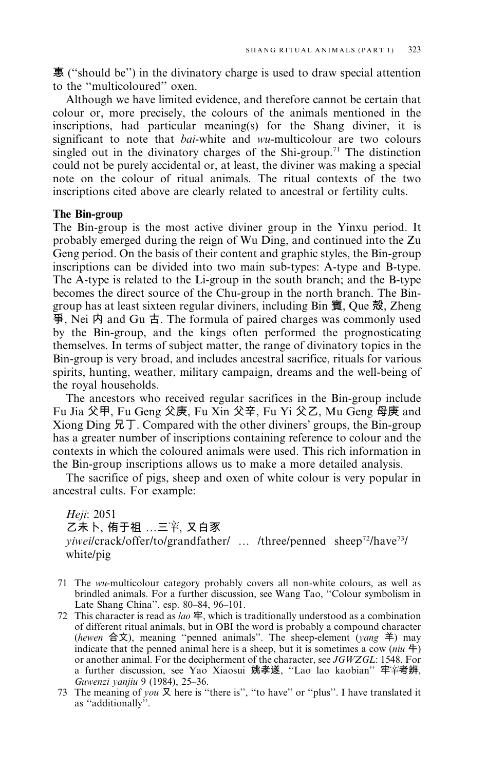叀 ("should be") in the divinatory charge is used to draw special attention to the "multicoloured" oxen.

Although we have limited evidence, and therefore cannot be certain that colour or, more precisely, the colours of the animals mentioned in the inscriptions, had particular meaning(s) for the Shang diviner, it is significant to note that *bai*-white and *wu*-multicolour are two colours singled out in the divinatory charges of the Shi-group.[71] The distinction could not be purely accidental or, at least, the diviner was making a special note on the colour of ritual animals. The ritual contexts of the two inscriptions cited above are clearly related to ancestral or fertility cults.

**The Bin-group**

The Bin-group is the most active diviner group in the Yinxu period. It probably emerged during the reign of Wu Ding, and continued into the Zu Geng period. On the basis of their content and graphic styles, the Bin-group inscriptions can be divided into two main sub-types: A-type and B-type. The A-type is related to the Li-group in the south branch; and the B-type becomes the direct source of the Chu-group in the north branch. The Bin-group has at least sixteen regular diviners, including Bin 賓, Que 㱿, Zheng 爭, Nei 内 and Gu 古. The formula of paired charges was commonly used by the Bin-group, and the kings often performed the prognosticating themselves. In terms of subject matter, the range of divinatory topics in the Bin-group is very broad, and includes ancestral sacrifice, rituals for various spirits, hunting, weather, military campaign, dreams and the well-being of the royal households.

The ancestors who received regular sacrifices in the Bin-group include Fu Jia 父甲, Fu Geng 父庚, Fu Xin 父辛, Fu Yi 父乙, Mu Geng 母庚 and Xiong Ding 兄丁. Compared with the other diviners' groups, the Bin-group has a greater number of inscriptions containing reference to colour and the contexts in which the coloured animals were used. This rich information in the Bin-group inscriptions allows us to make a more detailed analysis.

The sacrifice of pigs, sheep and oxen of white colour is very popular in ancestral cults. For example:

> *Heji*: 2051
> 乙未卜, 侑于祖 …三䍧, 又白豕
> *yiwei*/crack/offer/to/grandfather/ … /three/penned sheep[72]/have[73]/white/pig

71 The *wu*-multicolour category probably covers all non-white colours, as well as brindled animals. For a further discussion, see Wang Tao, "Colour symbolism in Late Shang China", esp. 80–84, 96–101.

72 This character is read as *lao* 牢, which is traditionally understood as a combination of different ritual animals, but in OBI the word is probably a compound character (*hewen* 合文), meaning "penned animals". The sheep-element (*yang* 羊) may indicate that the penned animal here is a sheep, but it is sometimes a cow (*niu* 牛) or another animal. For the decipherment of the character, see *JGWZGL*: 1548. For a further discussion, see Yao Xiaosui 姚孝遂, "Lao lao kaobian" 牢䍧考辨, *Guwenzi yanjiu* 9 (1984), 25–36.

73 The meaning of *you* 又 here is "there is", "to have" or "plus". I have translated it as "additionally".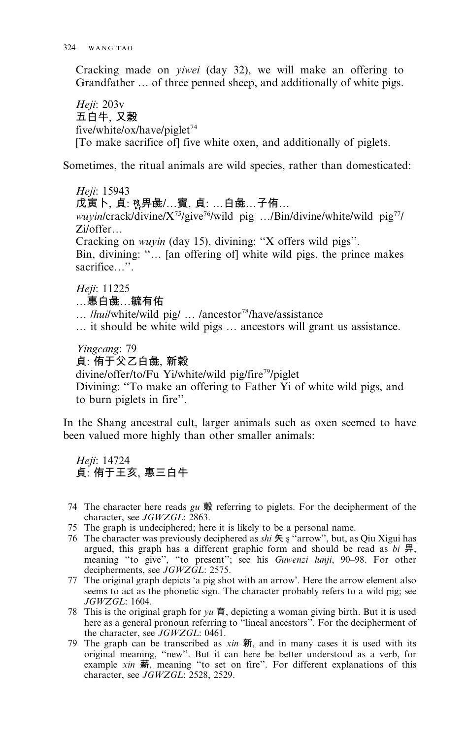Cracking made on *yiwei* (day 32), we will make an offering to Grandfather … of three penned sheep, and additionally of white pigs.

*Heji*: 203v
五白牛, 又𣪊
five/white/ox/have/piglet[74]
[To make sacrifice of] five white oxen, and additionally of piglets.

Sometimes, the ritual animals are wild species, rather than domesticated:

*Heji*: 15943
戊寅卜, 貞: 𤉲畀彘/…賓, 貞: …白彘…子侑…
*wuyin*/crack/divine/X[75]/give[76]/wild pig …/Bin/divine/white/wild pig[77]/Zi/offer…
Cracking on *wuyin* (day 15), divining: "X offers wild pigs".
Bin, divining: "… [an offering of] white wild pigs, the prince makes sacrifice…".

*Heji*: 11225
…叀白彘…毓有佑
… /*hui*/white/wild pig/ … /ancestor[78]/have/assistance
… it should be white wild pigs … ancestors will grant us assistance.

*Yingcang*: 79
貞: 侑于父乙白彘, 新𣪊
divine/offer/to/Fu Yi/white/wild pig/fire[79]/piglet
Divining: "To make an offering to Father Yi of white wild pigs, and to burn piglets in fire".

In the Shang ancestral cult, larger animals such as oxen seemed to have been valued more highly than other smaller animals:

*Heji*: 14724
貞: 侑于王亥, 叀三白牛

---

74 The character here reads *gu* 𣪊 referring to piglets. For the decipherment of the character, see *JGWZGL*: 2863.

75 The graph is undeciphered; here it is likely to be a personal name.

76 The character was previously deciphered as *shi* 矢 ş "arrow", but, as Qiu Xigui has argued, this graph has a different graphic form and should be read as *bi* 畀, meaning "to give", "to present"; see his *Guwenzi lunji*, 90–98. For other decipherments, see *JGWZGL*: 2575.

77 The original graph depicts 'a pig shot with an arrow'. Here the arrow element also seems to act as the phonetic sign. The character probably refers to a wild pig; see *JGWZGL*: 1604.

78 This is the original graph for *yu* 育, depicting a woman giving birth. But it is used here as a general pronoun referring to "lineal ancestors". For the decipherment of the character, see *JGWZGL*: 0461.

79 The graph can be transcribed as *xin* 新, and in many cases it is used with its original meaning, "new". But it can here be better understood as a verb, for example *xin* 薪, meaning "to set on fire". For different explanations of this character, see *JGWZGL*: 2528, 2529.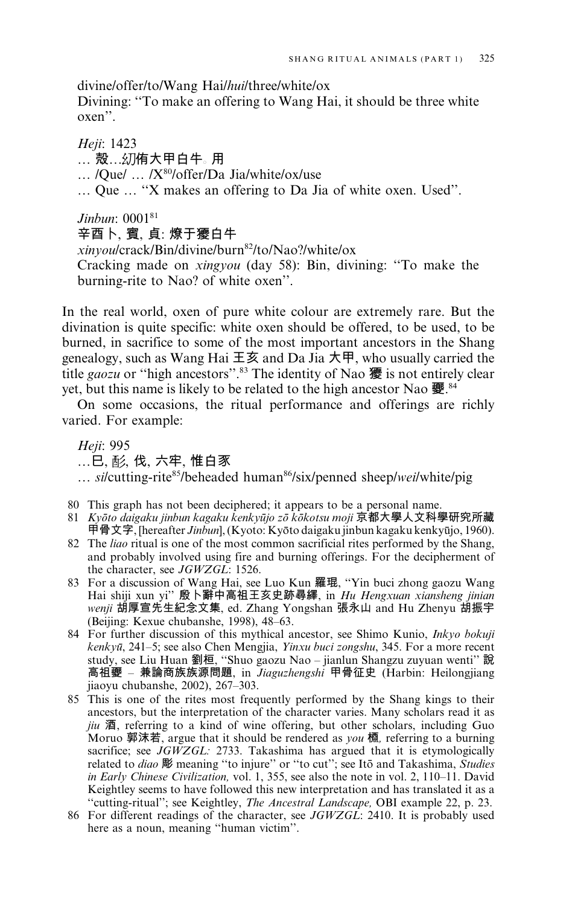divine/offer/to/Wang Hai/*hui*/three/white/ox
Divining: "To make an offering to Wang Hai, it should be three white oxen".

*Heji*: 1423
… 殻…㓝侑大甲白牛。用
… /Que/ … /X[80]/offer/Da Jia/white/ox/use
… Que … "X makes an offering to Da Jia of white oxen. Used".

*Jinbun*: 0001[81]
辛酉卜, 賓, 貞: 燎于夒白牛
*xinyou*/crack/Bin/divine/burn[82]/to/Nao?/white/ox
Cracking made on *xingyou* (day 58): Bin, divining: "To make the burning-rite to Nao? of white oxen".

In the real world, oxen of pure white colour are extremely rare. But the divination is quite specific: white oxen should be offered, to be used, to be burned, in sacrifice to some of the most important ancestors in the Shang genealogy, such as Wang Hai 王亥 and Da Jia 大甲, who usually carried the title *gaozu* or "high ancestors".[83] The identity of Nao 夒 is not entirely clear yet, but this name is likely to be related to the high ancestor Nao 夒.[84]

On some occasions, the ritual performance and offerings are richly varied. For example:

*Heji*: 995
…巳, 彡, 伐, 六牢, 惟白豕
… *si*/cutting-rite[85]/beheaded human[86]/six/penned sheep/*wei*/white/pig

80 This graph has not been deciphered; it appears to be a personal name.

81 *Kyōto daigaku jinbun kagaku kenkyūjo zō kōkotsu moji* 京都大學人文科學研究所藏甲骨文字, [hereafter *Jinbun*], (Kyoto: Kyōto daigaku jinbun kagaku kenkyūjo, 1960).

82 The *liao* ritual is one of the most common sacrificial rites performed by the Shang, and probably involved using fire and burning offerings. For the decipherment of the character, see *JGWZGL*: 1526.

83 For a discussion of Wang Hai, see Luo Kun 羅琨, "Yin buci zhong gaozu Wang Hai shiji xun yi" 殷卜辭中高祖王亥史跡尋繹, in *Hu Hengxuan xiansheng jinian wenji* 胡厚宣先生紀念文集, ed. Zhang Yongshan 張永山 and Hu Zhenyu 胡振宇 (Beijing: Kexue chubanshe, 1998), 48–63.

84 For further discussion of this mythical ancestor, see Shimo Kunio, *Inkyo bokuji kenkyū*, 241–5; see also Chen Mengjia, *Yinxu buci zongshu*, 345. For a more recent study, see Liu Huan 劉桓, "Shuo gaozu Nao – jianlun Shangzu zuyuan wenti" 說高祖夒 – 兼論商族族源問題, in *Jiaguzhengshi* 甲骨征史 (Harbin: Heilongjiang jiaoyu chubanshe, 2002), 267–303.

85 This is one of the rites most frequently performed by the Shang kings to their ancestors, but the interpretation of the character varies. Many scholars read it as *jiu* 酒, referring to a kind of wine offering, but other scholars, including Guo Moruo 郭沫若, argue that it should be rendered as *you* 槱, referring to a burning sacrifice; see *JGWZGL*: 2733. Takashima has argued that it is etymologically related to *diao* 彫 meaning "to injure" or "to cut"; see Itō and Takashima, *Studies in Early Chinese Civilization*, vol. 1, 355, see also the note in vol. 2, 110–11. David Keightley seems to have followed this new interpretation and has translated it as a "cutting-ritual"; see Keightley, *The Ancestral Landscape*, OBI example 22, p. 23.

86 For different readings of the character, see *JGWZGL*: 2410. It is probably used here as a noun, meaning "human victim".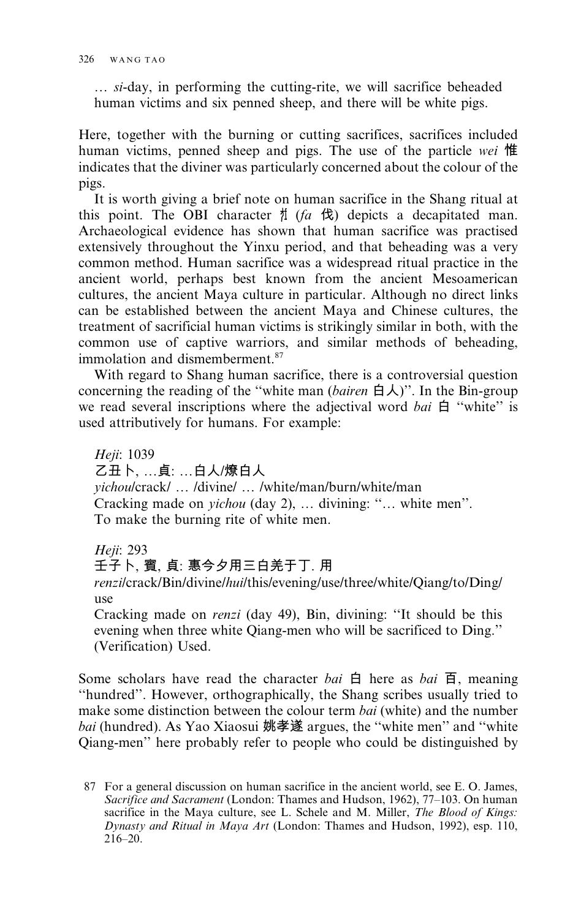… *si*-day, in performing the cutting-rite, we will sacrifice beheaded human victims and six penned sheep, and there will be white pigs.

Here, together with the burning or cutting sacrifices, sacrifices included human victims, penned sheep and pigs. The use of the particle *wei* 惟 indicates that the diviner was particularly concerned about the colour of the pigs.

It is worth giving a brief note on human sacrifice in the Shang ritual at this point. The OBI character 𢦏 (*fa* 伐) depicts a decapitated man. Archaeological evidence has shown that human sacrifice was practised extensively throughout the Yinxu period, and that beheading was a very common method. Human sacrifice was a widespread ritual practice in the ancient world, perhaps best known from the ancient Mesoamerican cultures, the ancient Maya culture in particular. Although no direct links can be established between the ancient Maya and Chinese cultures, the treatment of sacrificial human victims is strikingly similar in both, with the common use of captive warriors, and similar methods of beheading, immolation and dismemberment.[87]

With regard to Shang human sacrifice, there is a controversial question concerning the reading of the "white man (*bairen* 白人)". In the Bin-group we read several inscriptions where the adjectival word *bai* 白 "white" is used attributively for humans. For example:

> *Heji*: 1039
> 乙丑卜, …貞: …白人/燎白人
> *yichou*/crack/ … /divine/ … /white/man/burn/white/man
> Cracking made on *yichou* (day 2), … divining: "… white men".
> To make the burning rite of white men.

> *Heji*: 293
> 壬子卜, 賓, 貞: 惠今夕用三白羌于丁. 用
> *renzi*/crack/Bin/divine/*hui*/this/evening/use/three/white/Qiang/to/Ding/use
> Cracking made on *renzi* (day 49), Bin, divining: "It should be this evening when three white Qiang-men who will be sacrificed to Ding."
> (Verification) Used.

Some scholars have read the character *bai* 白 here as *bai* 百, meaning "hundred". However, orthographically, the Shang scribes usually tried to make some distinction between the colour term *bai* (white) and the number *bai* (hundred). As Yao Xiaosui 姚孝遂 argues, the "white men" and "white Qiang-men" here probably refer to people who could be distinguished by

87 For a general discussion on human sacrifice in the ancient world, see E. O. James, *Sacrifice and Sacrament* (London: Thames and Hudson, 1962), 77–103. On human sacrifice in the Maya culture, see L. Schele and M. Miller, *The Blood of Kings: Dynasty and Ritual in Maya Art* (London: Thames and Hudson, 1992), esp. 110, 216–20.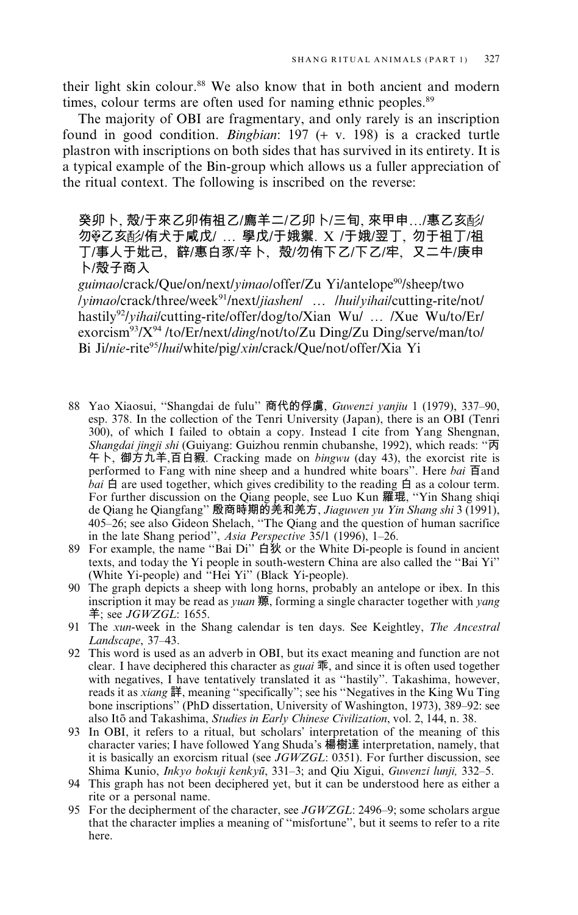their light skin colour.[88] We also know that in both ancient and modern times, colour terms are often used for naming ethnic peoples.[89]

The majority of OBI are fragmentary, and only rarely is an inscription found in good condition. *Bingbian*: 197 (+ v. 198) is a cracked turtle plastron with inscriptions on both sides that has survived in its entirety. It is a typical example of the Bin-group which allows us a fuller appreciation of the ritual context. The following is inscribed on the reverse:

> 癸卯卜, 㱿/于來乙卯侑祖乙/𢊁羊二/乙卯卜/三旬, 來甲申…/惠乙亥酌/勿𠦪乙亥酌/侑犬于咸戊/ … 學戊/于娥禦. X /于娥/翌丁, 勿于祖丁/祖丁/事人于妣己, 𡆥/惠白豕/辛卜, 㱿/勿侑下乙/下乙/牢, 又二牛/庚申卜/㱿子商入
>
> *guimao*/crack/Que/on/next/*yimao*/offer/Zu Yi/antelope[90]/sheep/two /*yimao*/crack/three/week[91]/next/*jiashen*/ … /*hui*/*yihai*/cutting-rite/not/ hastily[92]/*yihai*/cutting-rite/offer/dog/to/Xian Wu/ … /Xue Wu/to/Er/ exorcism[93]/X[94] /to/Er/next/*ding*/not/to/Zu Ding/Zu Ding/serve/man/to/ Bi Ji/*nie*-rite[95]/*hui*/white/pig/*xin*/crack/Que/not/offer/Xia Yi

88 Yao Xiaosui, "Shangdai de fulu" 商代的俘虜, *Guwenzi yanjiu* 1 (1979), 337–90, esp. 378. In the collection of the Tenri University (Japan), there is an OBI (Tenri 300), of which I failed to obtain a copy. Instead I cite from Yang Shengnan, *Shangdai jingji shi* (Guiyang: Guizhou renmin chubanshe, 1992), which reads: "丙午卜, 御方九羊,百白豭. Cracking made on *bingwu* (day 43), the exorcist rite is performed to Fang with nine sheep and a hundred white boars". Here *bai* 百and *bai* 白 are used together, which gives credibility to the reading 白 as a colour term. For further discussion on the Qiang people, see Luo Kun 羅琨, "Yin Shang shiqi de Qiang he Qiangfang" 殷商時期的羌和羌方, *Jiaguwen yu Yin Shang shi* 3 (1991), 405–26; see also Gideon Shelach, "The Qiang and the question of human sacrifice in the late Shang period", *Asia Perspective* 35/1 (1996), 1–26.

89 For example, the name "Bai Di" 白狄 or the White Di-people is found in ancient texts, and today the Yi people in south-western China are also called the "Bai Yi" (White Yi-people) and "Hei Yi" (Black Yi-people).

90 The graph depicts a sheep with long horns, probably an antelope or ibex. In this inscription it may be read as *yuan* 羱, forming a single character together with *yang* 羊; see *JGWZGL*: 1655.

91 The *xun*-week in the Shang calendar is ten days. See Keightley, *The Ancestral Landscape*, 37–43.

92 This word is used as an adverb in OBI, but its exact meaning and function are not clear. I have deciphered this character as *guai* 乖, and since it is often used together with negatives, I have tentatively translated it as "hastily". Takashima, however, reads it as *xiang* 詳, meaning "specifically"; see his "Negatives in the King Wu Ting bone inscriptions" (PhD dissertation, University of Washington, 1973), 389–92: see also Itō and Takashima, *Studies in Early Chinese Civilization*, vol. 2, 144, n. 38.

93 In OBI, it refers to a ritual, but scholars' interpretation of the meaning of this character varies; I have followed Yang Shuda's 楊樹達 interpretation, namely, that it is basically an exorcism ritual (see *JGWZGL*: 0351). For further discussion, see Shima Kunio, *Inkyo bokuji kenkyū*, 331–3; and Qiu Xigui, *Guwenzi lunji,* 332–5.

94 This graph has not been deciphered yet, but it can be understood here as either a rite or a personal name.

95 For the decipherment of the character, see *JGWZGL*: 2496–9; some scholars argue that the character implies a meaning of "misfortune", but it seems to refer to a rite here.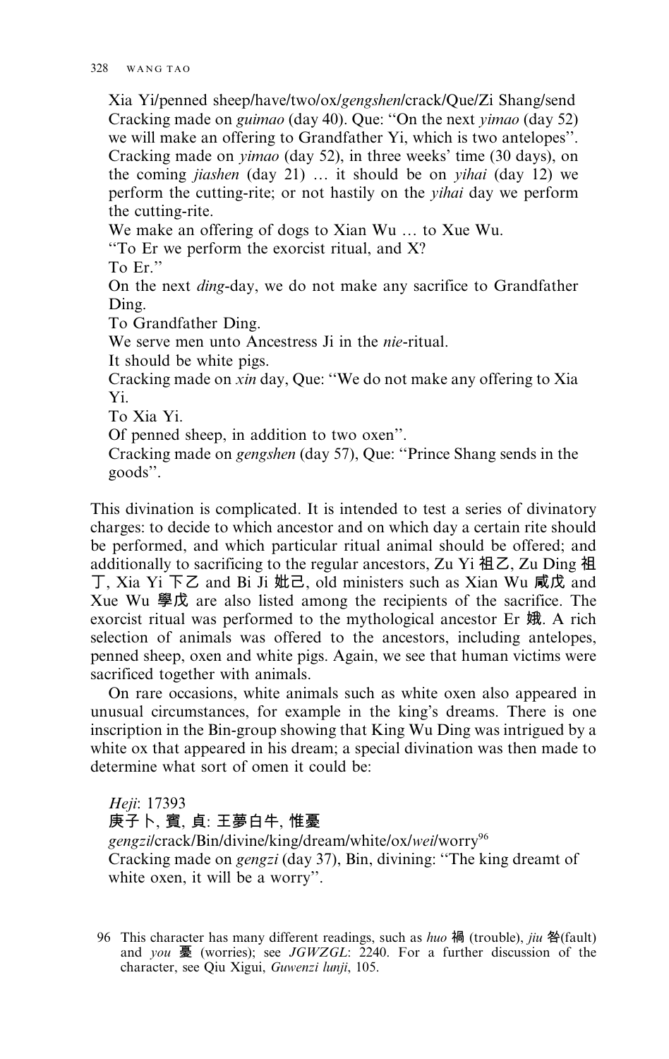Xia Yi/penned sheep/have/two/ox/*gengshen*/crack/Que/Zi Shang/send
Cracking made on *guimao* (day 40). Que: "On the next *yimao* (day 52) we will make an offering to Grandfather Yi, which is two antelopes".
Cracking made on *yimao* (day 52), in three weeks' time (30 days), on the coming *jiashen* (day 21) … it should be on *yihai* (day 12) we perform the cutting-rite; or not hastily on the *yihai* day we perform the cutting-rite.
We make an offering of dogs to Xian Wu … to Xue Wu.
"To Er we perform the exorcist ritual, and X?
To Er."
On the next *ding*-day, we do not make any sacrifice to Grandfather Ding.
To Grandfather Ding.
We serve men unto Ancestress Ji in the *nie*-ritual.
It should be white pigs.
Cracking made on *xin* day, Que: "We do not make any offering to Xia Yi.
To Xia Yi.
Of penned sheep, in addition to two oxen".
Cracking made on *gengshen* (day 57), Que: "Prince Shang sends in the goods".

This divination is complicated. It is intended to test a series of divinatory charges: to decide to which ancestor and on which day a certain rite should be performed, and which particular ritual animal should be offered; and additionally to sacrificing to the regular ancestors, Zu Yi 祖乙, Zu Ding 祖丁, Xia Yi 下乙 and Bi Ji 妣己, old ministers such as Xian Wu 咸戊 and Xue Wu 學戊 are also listed among the recipients of the sacrifice. The exorcist ritual was performed to the mythological ancestor Er 娥. A rich selection of animals was offered to the ancestors, including antelopes, penned sheep, oxen and white pigs. Again, we see that human victims were sacrificed together with animals.

On rare occasions, white animals such as white oxen also appeared in unusual circumstances, for example in the king's dreams. There is one inscription in the Bin-group showing that King Wu Ding was intrigued by a white ox that appeared in his dream; a special divination was then made to determine what sort of omen it could be:

*Heji*: 17393
庚子卜, 賓, 貞: 王夢白牛, 惟憂
*gengzi*/crack/Bin/divine/king/dream/white/ox/*wei*/worry[96]
Cracking made on *gengzi* (day 37), Bin, divining: "The king dreamt of white oxen, it will be a worry".

96 This character has many different readings, such as *huo* 禍 (trouble), *jiu* 咎(fault) and *you* 憂 (worries); see *JGWZGL*: 2240. For a further discussion of the character, see Qiu Xigui, *Guwenzi lunji*, 105.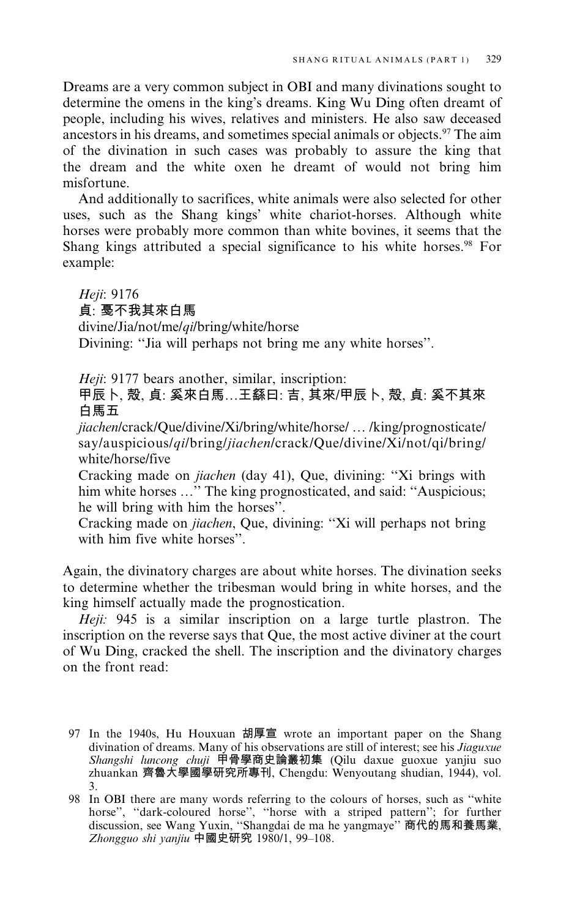Dreams are a very common subject in OBI and many divinations sought to determine the omens in the king's dreams. King Wu Ding often dreamt of people, including his wives, relatives and ministers. He also saw deceased ancestors in his dreams, and sometimes special animals or objects.[97] The aim of the divination in such cases was probably to assure the king that the dream and the white oxen he dreamt of would not bring him misfortune.

And additionally to sacrifices, white animals were also selected for other uses, such as the Shang kings' white chariot-horses. Although white horses were probably more common than white bovines, it seems that the Shang kings attributed a special significance to his white horses.[98] For example:

*Heji*: 9176
貞: 戛不我其來白馬
divine/Jia/not/me/*qi*/bring/white/horse
Divining: "Jia will perhaps not bring me any white horses".

*Heji*: 9177 bears another, similar, inscription:
甲辰卜, 殼, 貞: 奚來白馬…王繇曰: 吉, 其來/甲辰卜, 殼, 貞: 奚不其來白馬五
*jiachen*/crack/Que/divine/Xi/bring/white/horse/ … /king/prognosticate/say/auspicious/*qi*/bring/*jiachen*/crack/Que/divine/Xi/not/qi/bring/white/horse/five
Cracking made on *jiachen* (day 41), Que, divining: "Xi brings with him white horses …" The king prognosticated, and said: "Auspicious; he will bring with him the horses".
Cracking made on *jiachen*, Que, divining: "Xi will perhaps not bring with him five white horses".

Again, the divinatory charges are about white horses. The divination seeks to determine whether the tribesman would bring in white horses, and the king himself actually made the prognostication.

*Heji:* 945 is a similar inscription on a large turtle plastron. The inscription on the reverse says that Que, the most active diviner at the court of Wu Ding, cracked the shell. The inscription and the divinatory charges on the front read:

97 In the 1940s, Hu Houxuan 胡厚宣 wrote an important paper on the Shang divination of dreams. Many of his observations are still of interest; see his *Jiaguxue Shangshi luncong chuji* 甲骨學商史論叢初集 (Qilu daxue guoxue yanjiu suo zhuankan 齊魯大學國學研究所專刊, Chengdu: Wenyoutang shudian, 1944), vol. 3.

98 In OBI there are many words referring to the colours of horses, such as "white horse", "dark-coloured horse", "horse with a striped pattern"; for further discussion, see Wang Yuxin, "Shangdai de ma he yangmaye" 商代的馬和養馬業, *Zhongguo shi yanjiu* 中國史研究 1980/1, 99–108.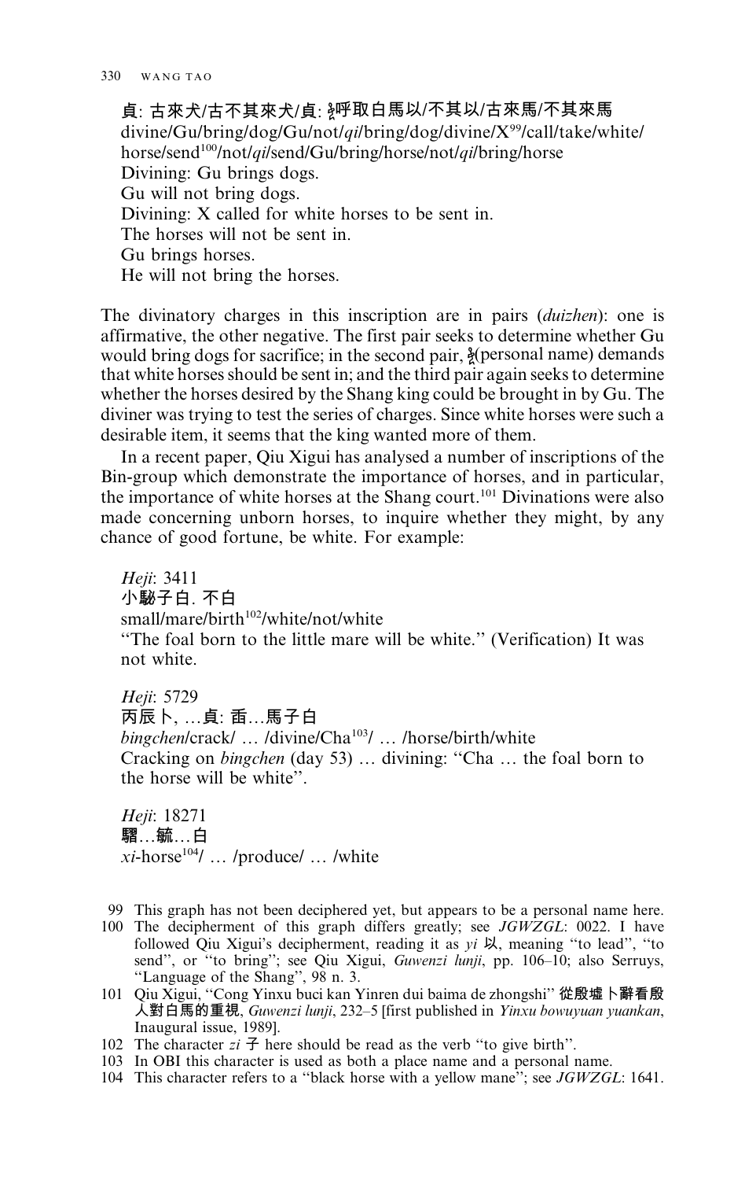貞: 古來犬/古不其來犬/貞: 㚔呼取白馬以/不其以/古來馬/不其來馬
divine/Gu/bring/dog/Gu/not/*qi*/bring/dog/divine/X[99]/call/take/white/horse/send[100]/not/*qi*/send/Gu/bring/horse/not/*qi*/bring/horse
Divining: Gu brings dogs.
Gu will not bring dogs.
Divining: X called for white horses to be sent in.
The horses will not be sent in.
Gu brings horses.
He will not bring the horses.

The divinatory charges in this inscription are in pairs (*duizhen*): one is affirmative, the other negative. The first pair seeks to determine whether Gu would bring dogs for sacrifice; in the second pair, 㚔(personal name) demands that white horses should be sent in; and the third pair again seeks to determine whether the horses desired by the Shang king could be brought in by Gu. The diviner was trying to test the series of charges. Since white horses were such a desirable item, it seems that the king wanted more of them.

In a recent paper, Qiu Xigui has analysed a number of inscriptions of the Bin-group which demonstrate the importance of horses, and in particular, the importance of white horses at the Shang court.[101] Divinations were also made concerning unborn horses, to inquire whether they might, by any chance of good fortune, be white. For example:

*Heji*: 3411
小騇子白. 不白
small/mare/birth[102]/white/not/white
"The foal born to the little mare will be white." (Verification) It was not white.

*Heji*: 5729
丙辰卜, …貞: 臿…馬子白
*bingchen*/crack/ … /divine/Cha[103]/ … /horse/birth/white
Cracking on *bingchen* (day 53) … divining: "Cha … the foal born to the horse will be white".

*Heji*: 18271
騽…毓…白
*xi*-horse[104]/ … /produce/ … /white

99 This graph has not been deciphered yet, but appears to be a personal name here.
100 The decipherment of this graph differs greatly; see *JGWZGL*: 0022. I have followed Qiu Xigui's decipherment, reading it as *yi* 以, meaning "to lead", "to send", or "to bring"; see Qiu Xigui, *Guwenzi lunji*, pp. 106–10; also Serruys, "Language of the Shang", 98 n. 3.
101 Qiu Xigui, "Cong Yinxu buci kan Yinren dui baima de zhongshi" 從殷墟卜辭看殷人對白馬的重視, *Guwenzi lunji*, 232–5 [first published in *Yinxu bowuyuan yuankan*, Inaugural issue, 1989].
102 The character *zi* 子 here should be read as the verb "to give birth".
103 In OBI this character is used as both a place name and a personal name.
104 This character refers to a "black horse with a yellow mane"; see *JGWZGL*: 1641.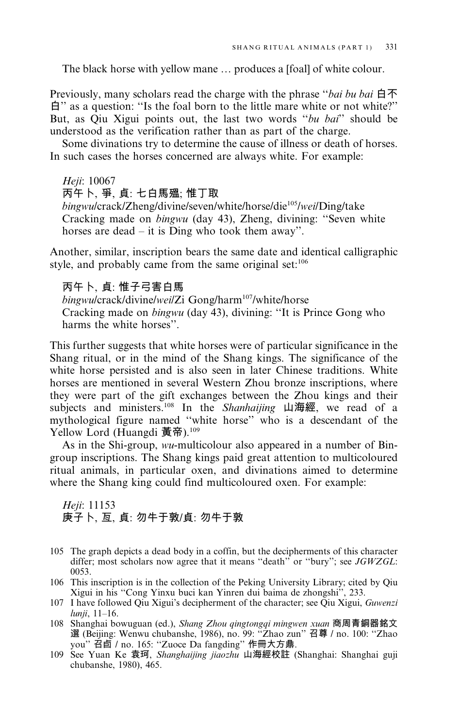The black horse with yellow mane … produces a [foal] of white colour.

Previously, many scholars read the charge with the phrase "*bai bu bai* 白不白" as a question: "Is the foal born to the little mare white or not white?" But, as Qiu Xigui points out, the last two words "*bu bai*" should be understood as the verification rather than as part of the charge.

Some divinations try to determine the cause of illness or death of horses. In such cases the horses concerned are always white. For example:

> *Heji*: 10067
> 丙午卜, 爭, 貞: 七白馬殟; 惟丁取
> *bingwu*/crack/Zheng/divine/seven/white/horse/die[105]/*wei*/Ding/take
> Cracking made on *bingwu* (day 43), Zheng, divining: "Seven white horses are dead – it is Ding who took them away".

Another, similar, inscription bears the same date and identical calligraphic style, and probably came from the same original set:[106]

> 丙午卜, 貞: 惟子弓害白馬
> *bingwu*/crack/divine/*wei*/Zi Gong/harm[107]/white/horse
> Cracking made on *bingwu* (day 43), divining: "It is Prince Gong who harms the white horses".

This further suggests that white horses were of particular significance in the Shang ritual, or in the mind of the Shang kings. The significance of the white horse persisted and is also seen in later Chinese traditions. White horses are mentioned in several Western Zhou bronze inscriptions, where they were part of the gift exchanges between the Zhou kings and their subjects and ministers.[108] In the *Shanhaijing* 山海經, we read of a mythological figure named "white horse" who is a descendant of the Yellow Lord (Huangdi 黃帝).[109]

As in the Shi-group, *wu*-multicolour also appeared in a number of Bin-group inscriptions. The Shang kings paid great attention to multicoloured ritual animals, in particular oxen, and divinations aimed to determine where the Shang king could find multicoloured oxen. For example:

> *Heji*: 11153
> 庚子卜, 亘, 貞: 勿牛于敦/貞: 勿牛于敦

---

105 The graph depicts a dead body in a coffin, but the decipherments of this character differ; most scholars now agree that it means "death" or "bury"; see *JGWZGL*: 0053.

106 This inscription is in the collection of the Peking University Library; cited by Qiu Xigui in his "Cong Yinxu buci kan Yinren dui baima de zhongshi", 233.

107 I have followed Qiu Xigui's decipherment of the character; see Qiu Xigui, *Guwenzi lunji*, 11–16.

108 Shanghai bowuguan (ed.), *Shang Zhou qingtongqi mingwen xuan* 商周青銅器銘文選 (Beijing: Wenwu chubanshe, 1986), no. 99: "Zhao zun" 召尊 / no. 100: "Zhao you" 召卣 / no. 165: "Zuoce Da fangding" 作冊大方鼎.

109 See Yuan Ke 袁珂, *Shanghaijing jiaozhu* 山海經校註 (Shanghai: Shanghai guji chubanshe, 1980), 465.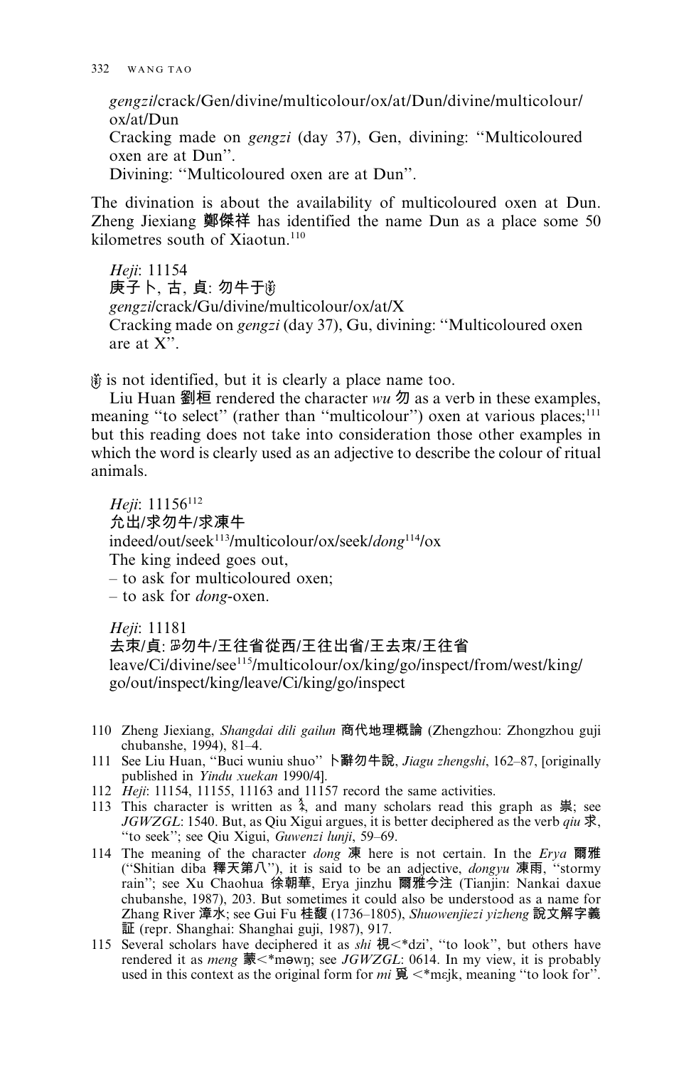*gengzi*/crack/Gen/divine/multicolour/ox/at/Dun/divine/multicolour/ox/at/Dun
Cracking made on *gengzi* (day 37), Gen, divining: "Multicoloured oxen are at Dun".
Divining: "Multicoloured oxen are at Dun".

The divination is about the availability of multicoloured oxen at Dun. Zheng Jiexiang 鄭傑祥 has identified the name Dun as a place some 50 kilometres south of Xiaotun.[110]

*Heji*: 11154
庚子卜, 古, 貞: 勿牛于X
*gengzi*/crack/Gu/divine/multicolour/ox/at/X
Cracking made on *gengzi* (day 37), Gu, divining: "Multicoloured oxen are at X".

X is not identified, but it is clearly a place name too.

Liu Huan 劉桓 rendered the character *wu* 勿 as a verb in these examples, meaning "to select" (rather than "multicolour") oxen at various places;[111] but this reading does not take into consideration those other examples in which the word is clearly used as an adjective to describe the colour of ritual animals.

*Heji*: 11156[112]
允出/求勿牛/求凍牛
indeed/out/seek[113]/multicolour/ox/seek/*dong*[114]/ox
The king indeed goes out,
– to ask for multicoloured oxen;
– to ask for *dong*-oxen.

*Heji*: 11181
去束/貞: X勿牛/王往省從西/王往出省/王去束/王往省
leave/Ci/divine/see[115]/multicolour/ox/king/go/inspect/from/west/king/go/out/inspect/king/leave/Ci/king/go/inspect

110 Zheng Jiexiang, *Shangdai dili gailun* 商代地理概論 (Zhengzhou: Zhongzhou guji chubanshe, 1994), 81–4.

111 See Liu Huan, "Buci wuniu shuo" 卜辭勿牛說, *Jiagu zhengshi*, 162–87, [originally published in *Yindu xuekan* 1990/4].

112 *Heji*: 11154, 11155, 11163 and 11157 record the same activities.

113 This character is written as X, and many scholars read this graph as 祟; see *JGWZGL*: 1540. But, as Qiu Xigui argues, it is better deciphered as the verb *qiu* 求, "to seek"; see Qiu Xigui, *Guwenzi lunji*, 59–69.

114 The meaning of the character *dong* 凍 here is not certain. In the *Erya* 爾雅 ("Shitian diba 釋天第八"), it is said to be an adjective, *dongyu* 凍雨, "stormy rain"; see Xu Chaohua 徐朝華, Erya jinzhu 爾雅今注 (Tianjin: Nankai daxue chubanshe, 1987), 203. But sometimes it could also be understood as a name for Zhang River 漳水; see Gui Fu 桂馥 (1736–1805), *Shuowenjiezi yizheng* 說文解字義証 (repr. Shanghai: Shanghai guji, 1987), 917.

115 Several scholars have deciphered it as *shi* 視<*dzi', "to look", but others have rendered it as *meng* 蒙<*məwŋ; see *JGWZGL*: 0614. In my view, it is probably used in this context as the original form for *mi* 覓 <*mɛjk, meaning "to look for".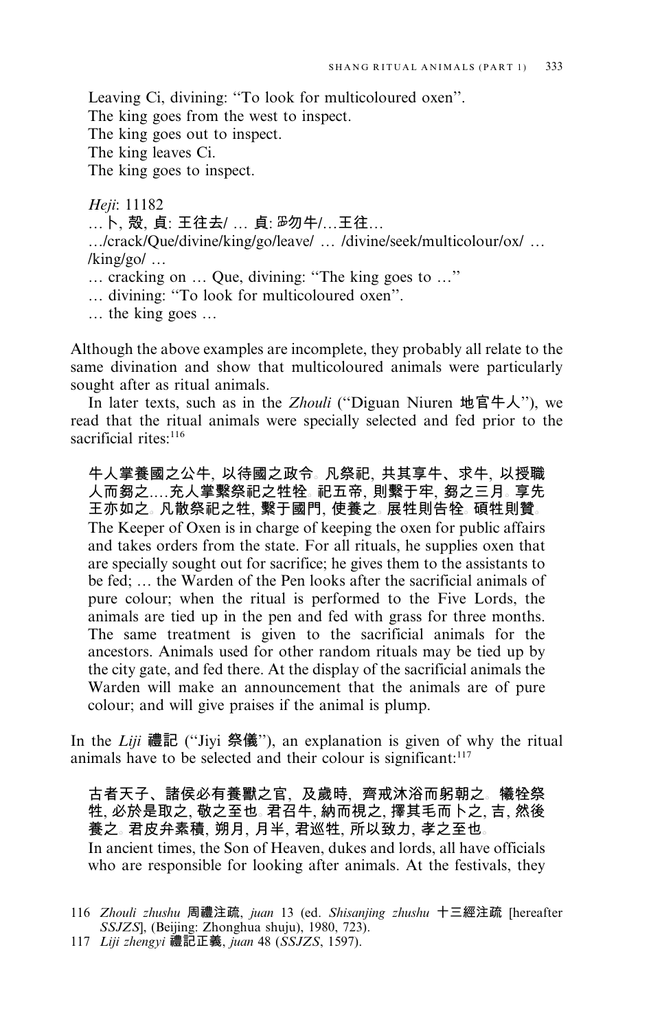Leaving Ci, divining: "To look for multicoloured oxen".
The king goes from the west to inspect.
The king goes out to inspect.
The king leaves Ci.
The king goes to inspect.

*Heji*: 11182
… 卜, 殼, 貞: 王往去/ … 貞: 𢀛勿牛/…王往…
…/crack/Que/divine/king/go/leave/ … /divine/seek/multicolour/ox/ … /king/go/ …
… cracking on … Que, divining: "The king goes to …"
… divining: "To look for multicoloured oxen".
… the king goes …

Although the above examples are incomplete, they probably all relate to the same divination and show that multicoloured animals were particularly sought after as ritual animals.

In later texts, such as in the *Zhouli* ("Diguan Niuren 地官牛人"), we read that the ritual animals were specially selected and fed prior to the sacrificial rites:[116]

> 牛人掌養國之公牛, 以待國之政令。凡祭祀, 共其享牛、求牛, 以授職人而芻之....充人掌繫祭祀之牲牷。祀五帝, 則繫于牢, 芻之三月。享先王亦如之。凡散祭祀之牲, 繫于國門, 使養之。展牲則告牷。碩牲則贊。
> The Keeper of Oxen is in charge of keeping the oxen for public affairs and takes orders from the state. For all rituals, he supplies oxen that are specially sought out for sacrifice; he gives them to the assistants to be fed; … the Warden of the Pen looks after the sacrificial animals of pure colour; when the ritual is performed to the Five Lords, the animals are tied up in the pen and fed with grass for three months. The same treatment is given to the sacrificial animals for the ancestors. Animals used for other random rituals may be tied up by the city gate, and fed there. At the display of the sacrificial animals the Warden will make an announcement that the animals are of pure colour; and will give praises if the animal is plump.

In the *Liji* 禮記 ("Jiyi 祭儀"), an explanation is given of why the ritual animals have to be selected and their colour is significant:[117]

> 古者天子、諸侯必有養獸之官, 及歲時, 齊戒沐浴而躬朝之。犧牷祭牲, 必於是取之, 敬之至也。君召牛, 納而視之, 擇其毛而卜之, 吉, 然後養之。君皮弁素積, 朔月, 月半, 君巡牲, 所以致力, 孝之至也。
> In ancient times, the Son of Heaven, dukes and lords, all have officials who are responsible for looking after animals. At the festivals, they

116 *Zhouli zhushu* 周禮注疏, *juan* 13 (ed. *Shisanjing zhushu* 十三經注疏 [hereafter *SSJZS*], (Beijing: Zhonghua shuju), 1980, 723).
117 *Liji zhengyi* 禮記正義, *juan* 48 (*SSJZS*, 1597).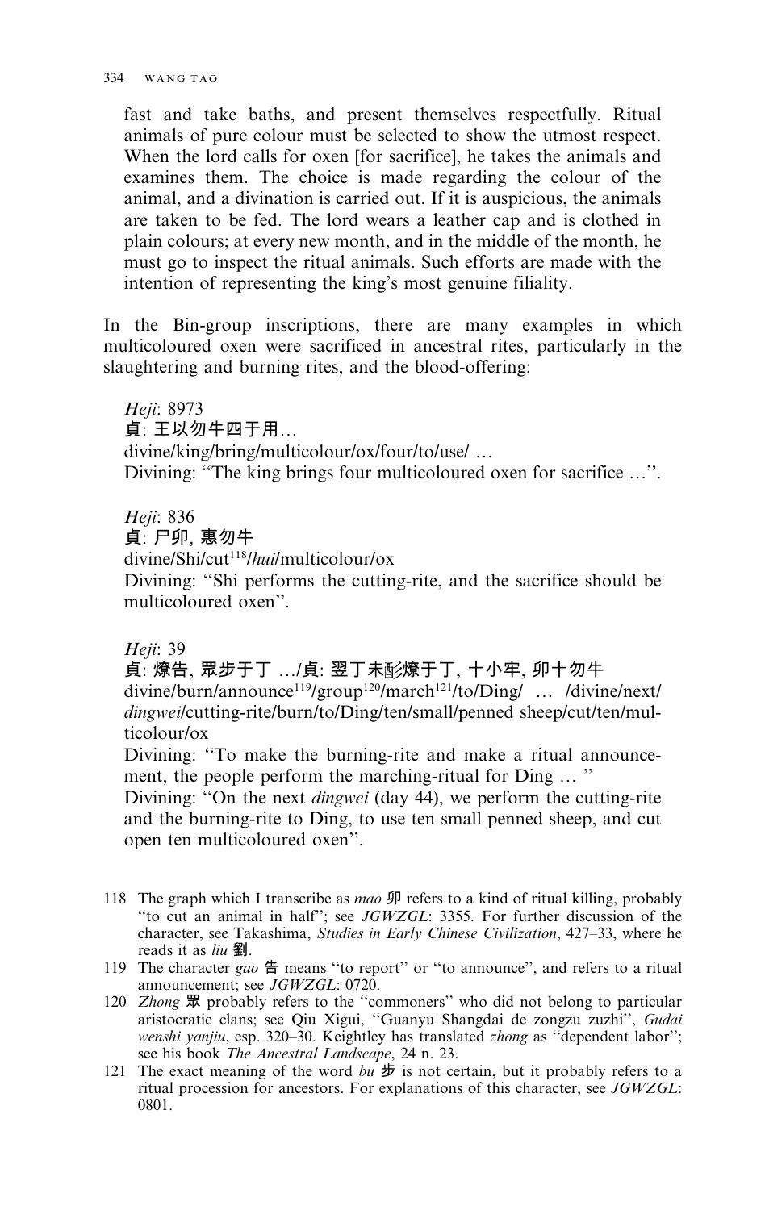fast and take baths, and present themselves respectfully. Ritual animals of pure colour must be selected to show the utmost respect. When the lord calls for oxen [for sacrifice], he takes the animals and examines them. The choice is made regarding the colour of the animal, and a divination is carried out. If it is auspicious, the animals are taken to be fed. The lord wears a leather cap and is clothed in plain colours; at every new month, and in the middle of the month, he must go to inspect the ritual animals. Such efforts are made with the intention of representing the king's most genuine filiality.

In the Bin-group inscriptions, there are many examples in which multicoloured oxen were sacrificed in ancestral rites, particularly in the slaughtering and burning rites, and the blood-offering:

*Heji*: 8973
貞: 王以勿牛四于用…
divine/king/bring/multicolour/ox/four/to/use/ …
Divining: "The king brings four multicoloured oxen for sacrifice …".

*Heji*: 836
貞: 尸卯, 惠勿牛
divine/Shi/cut[118]/*hui*/multicolour/ox
Divining: "Shi performs the cutting-rite, and the sacrifice should be multicoloured oxen".

*Heji*: 39
貞: 燎告, 眾步于丁 …/貞: 翌丁未酚燎于丁, 十小牢, 卯十勿牛
divine/burn/announce[119]/group[120]/march[121]/to/Ding/ … /divine/next/*dingwei*/cutting-rite/burn/to/Ding/ten/small/penned sheep/cut/ten/multicolour/ox
Divining: "To make the burning-rite and make a ritual announcement, the people perform the marching-ritual for Ding … "
Divining: "On the next *dingwei* (day 44), we perform the cutting-rite and the burning-rite to Ding, to use ten small penned sheep, and cut open ten multicoloured oxen".

118 The graph which I transcribe as *mao* 卯 refers to a kind of ritual killing, probably "to cut an animal in half"; see *JGWZGL*: 3355. For further discussion of the character, see Takashima, *Studies in Early Chinese Civilization*, 427–33, where he reads it as *liu* 劉.

119 The character *gao* 告 means "to report" or "to announce", and refers to a ritual announcement; see *JGWZGL*: 0720.

120 *Zhong* 眾 probably refers to the "commoners" who did not belong to particular aristocratic clans; see Qiu Xigui, "Guanyu Shangdai de zongzu zuzhi", *Gudai wenshi yanjiu*, esp. 320–30. Keightley has translated *zhong* as "dependent labor"; see his book *The Ancestral Landscape*, 24 n. 23.

121 The exact meaning of the word *bu* 步 is not certain, but it probably refers to a ritual procession for ancestors. For explanations of this character, see *JGWZGL*: 0801.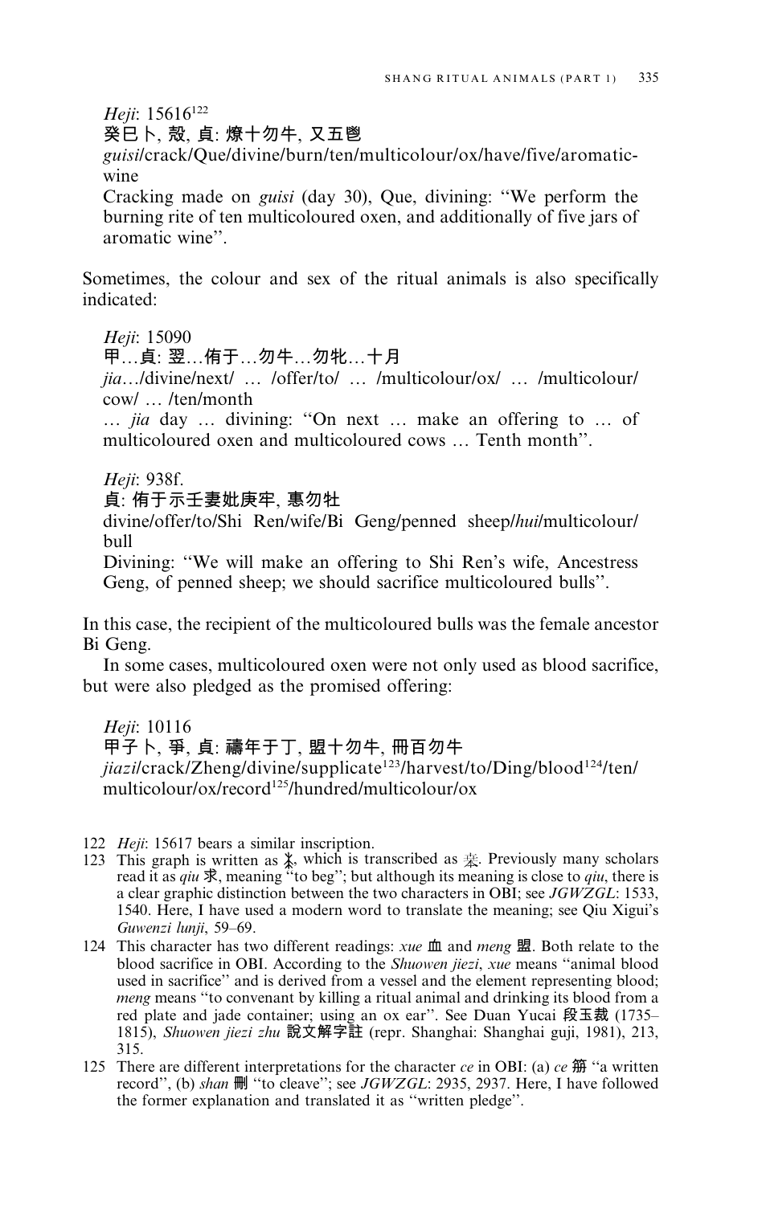*Heji*: 15616[122]

癸巳卜, 殼, 貞: 燎十勿牛, 又五鬯

*guisi*/crack/Que/divine/burn/ten/multicolour/ox/have/five/aromatic-wine

Cracking made on *guisi* (day 30), Que, divining: "We perform the burning rite of ten multicoloured oxen, and additionally of five jars of aromatic wine".

Sometimes, the colour and sex of the ritual animals is also specifically indicated:

*Heji*: 15090

甲…貞: 翌…侑于…勿牛…勿牝…十月

*jia*…/divine/next/ … /offer/to/ … /multicolour/ox/ … /multicolour/cow/ … /ten/month

… *jia* day … divining: "On next … make an offering to … of multicoloured oxen and multicoloured cows … Tenth month".

*Heji*: 938f.

貞: 侑于示壬妻妣庚牢, 惠勿牡

divine/offer/to/Shi Ren/wife/Bi Geng/penned sheep/*hui*/multicolour/bull

Divining: "We will make an offering to Shi Ren's wife, Ancestress Geng, of penned sheep; we should sacrifice multicoloured bulls".

In this case, the recipient of the multicoloured bulls was the female ancestor Bi Geng.

In some cases, multicoloured oxen were not only used as blood sacrifice, but were also pledged as the promised offering:

*Heji*: 10116

甲子卜, 爭, 貞: 禱年于丁, 盟十勿牛, 冊百勿牛

*jiazi*/crack/Zheng/divine/supplicate[123]/harvest/to/Ding/blood[124]/ten/multicolour/ox/record[125]/hundred/multicolour/ox

---

122 *Heji*: 15617 bears a similar inscription.

123 This graph is written as 𣎆, which is transcribed as 𠦪. Previously many scholars read it as *qiu* 求, meaning "to beg"; but although its meaning is close to *qiu*, there is a clear graphic distinction between the two characters in OBI; see *JGWZGL*: 1533, 1540. Here, I have used a modern word to translate the meaning; see Qiu Xigui's *Guwenzi lunji*, 59–69.

124 This character has two different readings: *xue* 血 and *meng* 盟. Both relate to the blood sacrifice in OBI. According to the *Shuowen jiezi*, *xue* means "animal blood used in sacrifice" and is derived from a vessel and the element representing blood; *meng* means "to convenant by killing a ritual animal and drinking its blood from a red plate and jade container; using an ox ear". See Duan Yucai 段玉裁 (1735–1815), *Shuowen jiezi zhu* 說文解字註 (repr. Shanghai: Shanghai guji, 1981), 213, 315.

125 There are different interpretations for the character *ce* in OBI: (a) *ce* 𠕋 "a written record", (b) *shan* 刪 "to cleave"; see *JGWZGL*: 2935, 2937. Here, I have followed the former explanation and translated it as "written pledge".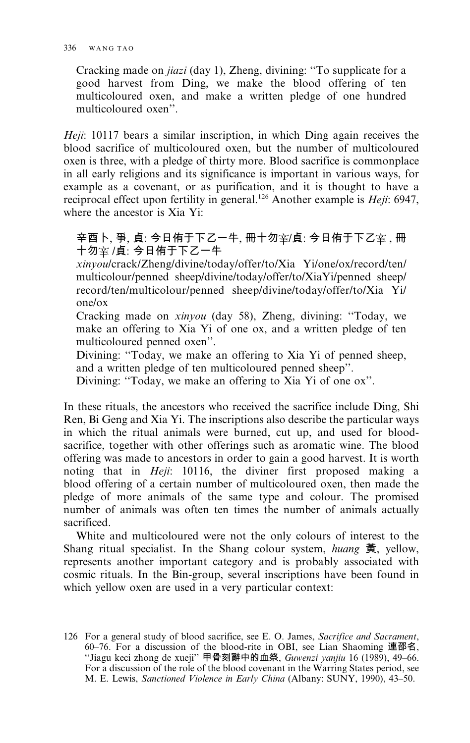Cracking made on *jiazi* (day 1), Zheng, divining: "To supplicate for a good harvest from Ding, we make the blood offering of ten multicoloured oxen, and make a written pledge of one hundred multicoloured oxen".

*Heji*: 10117 bears a similar inscription, in which Ding again receives the blood sacrifice of multicoloured oxen, but the number of multicoloured oxen is three, with a pledge of thirty more. Blood sacrifice is commonplace in all early religions and its significance is important in various ways, for example as a covenant, or as purification, and it is thought to have a reciprocal effect upon fertility in general.[126] Another example is *Heji*: 6947, where the ancestor is Xia Yi:

> 辛酉卜, 爭, 貞: 今日侑于下乙一牛, 冊十勿宰/貞: 今日侑于下乙宰, 冊十勿宰 /貞: 今日侑于下乙一牛
>
> *xinyou*/crack/Zheng/divine/today/offer/to/Xia Yi/one/ox/record/ten/multicolour/penned sheep/divine/today/offer/to/XiaYi/penned sheep/record/ten/multicolour/penned sheep/divine/today/offer/to/Xia Yi/one/ox
>
> Cracking made on *xinyou* (day 58), Zheng, divining: "Today, we make an offering to Xia Yi of one ox, and a written pledge of ten multicoloured penned oxen".
>
> Divining: "Today, we make an offering to Xia Yi of penned sheep, and a written pledge of ten multicoloured penned sheep".
>
> Divining: "Today, we make an offering to Xia Yi of one ox".

In these rituals, the ancestors who received the sacrifice include Ding, Shi Ren, Bi Geng and Xia Yi. The inscriptions also describe the particular ways in which the ritual animals were burned, cut up, and used for blood-sacrifice, together with other offerings such as aromatic wine. The blood offering was made to ancestors in order to gain a good harvest. It is worth noting that in *Heji*: 10116, the diviner first proposed making a blood offering of a certain number of multicoloured oxen, then made the pledge of more animals of the same type and colour. The promised number of animals was often ten times the number of animals actually sacrificed.

White and multicoloured were not the only colours of interest to the Shang ritual specialist. In the Shang colour system, *huang* 黃, yellow, represents another important category and is probably associated with cosmic rituals. In the Bin-group, several inscriptions have been found in which yellow oxen are used in a very particular context:

126 For a general study of blood sacrifice, see E. O. James, *Sacrifice and Sacrament*, 60–76. For a discussion of the blood-rite in OBI, see Lian Shaoming 連邵名, "Jiagu keci zhong de xueji" 甲骨刻辭中的血祭, *Guwenzi yanjiu* 16 (1989), 49–66. For a discussion of the role of the blood covenant in the Warring States period, see M. E. Lewis, *Sanctioned Violence in Early China* (Albany: SUNY, 1990), 43–50.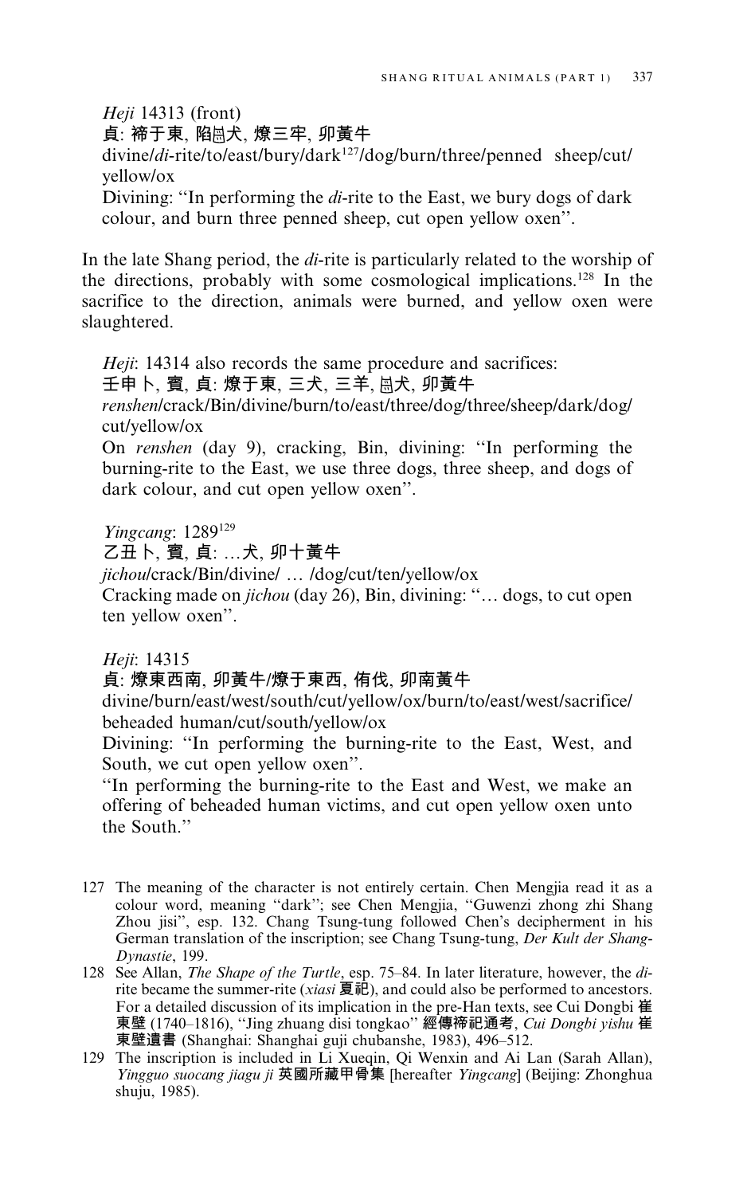*Heji* 14313 (front)
貞: 禘于東, 陷㞢犬, 燎三牢, 卯黃牛
divine/*di*-rite/to/east/bury/dark[127]/dog/burn/three/penned sheep/cut/yellow/ox
Divining: "In performing the *di*-rite to the East, we bury dogs of dark colour, and burn three penned sheep, cut open yellow oxen".

In the late Shang period, the *di*-rite is particularly related to the worship of the directions, probably with some cosmological implications.[128] In the sacrifice to the direction, animals were burned, and yellow oxen were slaughtered.

*Heji*: 14314 also records the same procedure and sacrifices:
壬申卜, 賓, 貞: 燎于東, 三犬, 三羊, 㞢犬, 卯黃牛
*renshen*/crack/Bin/divine/burn/to/east/three/dog/three/sheep/dark/dog/cut/yellow/ox
On *renshen* (day 9), cracking, Bin, divining: "In performing the burning-rite to the East, we use three dogs, three sheep, and dogs of dark colour, and cut open yellow oxen".

*Yingcang*: 1289[129]
乙丑卜, 賓, 貞: …犬, 卯十黃牛
*jichou*/crack/Bin/divine/ … /dog/cut/ten/yellow/ox
Cracking made on *jichou* (day 26), Bin, divining: "… dogs, to cut open ten yellow oxen".

*Heji*: 14315
貞: 燎東西南, 卯黃牛/燎于東西, 侑伐, 卯南黃牛
divine/burn/east/west/south/cut/yellow/ox/burn/to/east/west/sacrifice/beheaded human/cut/south/yellow/ox
Divining: "In performing the burning-rite to the East, West, and South, we cut open yellow oxen".
"In performing the burning-rite to the East and West, we make an offering of beheaded human victims, and cut open yellow oxen unto the South."

127 The meaning of the character is not entirely certain. Chen Mengjia read it as a colour word, meaning "dark"; see Chen Mengjia, "Guwenzi zhong zhi Shang Zhou jisi", esp. 132. Chang Tsung-tung followed Chen's decipherment in his German translation of the inscription; see Chang Tsung-tung, *Der Kult der Shang-Dynastie*, 199.

128 See Allan, *The Shape of the Turtle*, esp. 75–84. In later literature, however, the *di*-rite became the summer-rite (*xiasi* 夏祀), and could also be performed to ancestors. For a detailed discussion of its implication in the pre-Han texts, see Cui Dongbi 崔東壁 (1740–1816), "Jing zhuang disi tongkao" 經傳禘祀通考, *Cui Dongbi yishu* 崔東壁遺書 (Shanghai: Shanghai guji chubanshe, 1983), 496–512.

129 The inscription is included in Li Xueqin, Qi Wenxin and Ai Lan (Sarah Allan), *Yingguo suocang jiagu ji* 英國所藏甲骨集 [hereafter *Yingcang*] (Beijing: Zhonghua shuju, 1985).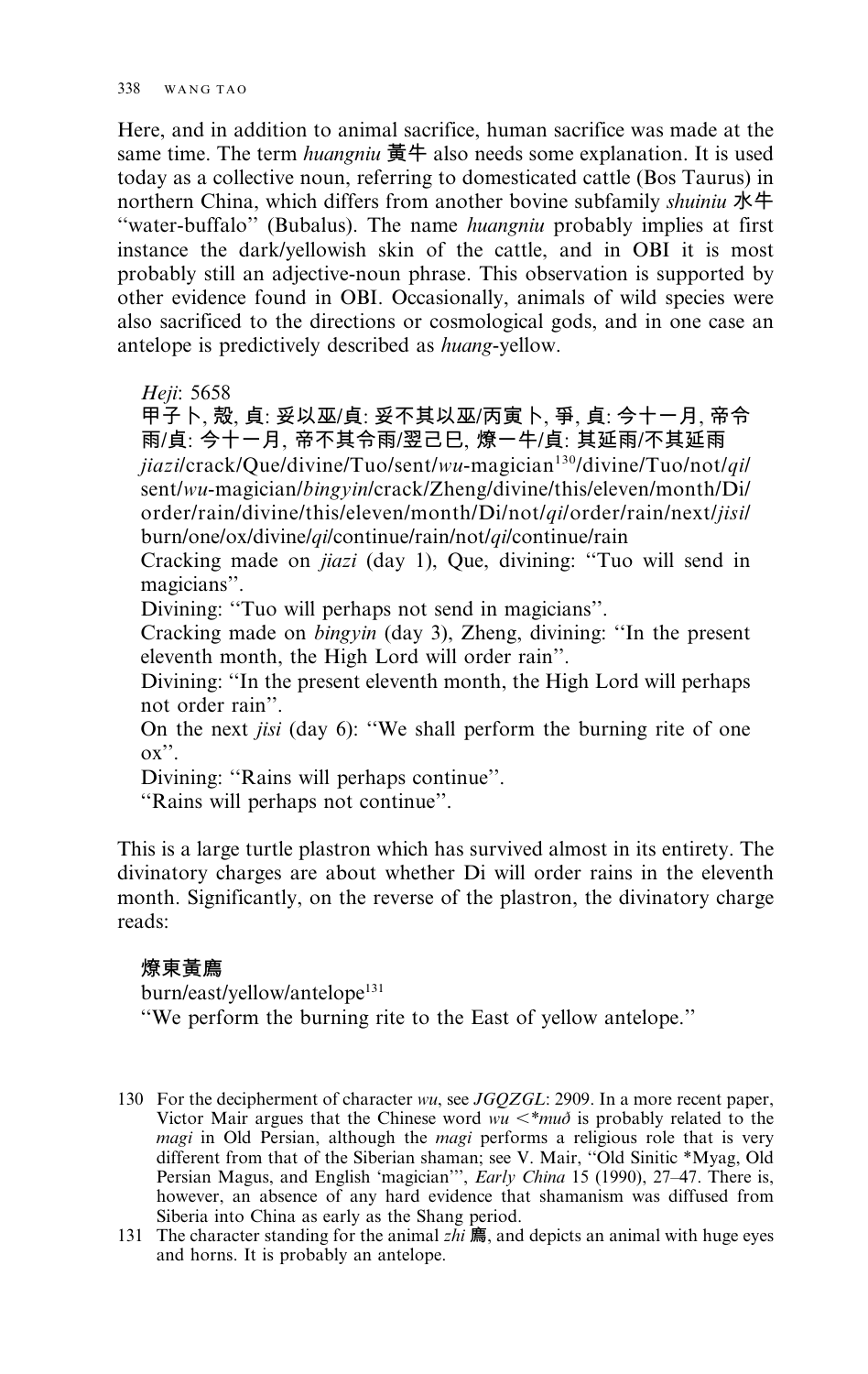Here, and in addition to animal sacrifice, human sacrifice was made at the same time. The term *huangniu* 黃牛 also needs some explanation. It is used today as a collective noun, referring to domesticated cattle (Bos Taurus) in northern China, which differs from another bovine subfamily *shuiniu* 水牛 ''water-buffalo'' (Bubalus). The name *huangniu* probably implies at first instance the dark/yellowish skin of the cattle, and in OBI it is most probably still an adjective-noun phrase. This observation is supported by other evidence found in OBI. Occasionally, animals of wild species were also sacrificed to the directions or cosmological gods, and in one case an antelope is predictively described as *huang*-yellow.

> *Heji*: 5658
>
> 甲子卜, 殼, 貞: 妥以巫/貞: 妥不其以巫/丙寅卜, 爭, 貞: 今十一月, 帝令雨/貞: 今十一月, 帝不其令雨/翌己巳, 燎一牛/貞: 其延雨/不其延雨
>
> *jiazi*/crack/Que/divine/Tuo/sent/*wu*-magician[130]/divine/Tuo/not/*qi*/sent/*wu*-magician/*bingyin*/crack/Zheng/divine/this/eleven/month/Di/order/rain/divine/this/eleven/month/Di/not/*qi*/order/rain/next/*jisi*/burn/one/ox/divine/*qi*/continue/rain/not/*qi*/continue/rain
>
> Cracking made on *jiazi* (day 1), Que, divining: ''Tuo will send in magicians''.
>
> Divining: ''Tuo will perhaps not send in magicians''.
>
> Cracking made on *bingyin* (day 3), Zheng, divining: ''In the present eleventh month, the High Lord will order rain''.
>
> Divining: ''In the present eleventh month, the High Lord will perhaps not order rain''.
>
> On the next *jisi* (day 6): ''We shall perform the burning rite of one ox''.
>
> Divining: ''Rains will perhaps continue''.
>
> ''Rains will perhaps not continue''.

This is a large turtle plastron which has survived almost in its entirety. The divinatory charges are about whether Di will order rains in the eleventh month. Significantly, on the reverse of the plastron, the divinatory charge reads:

> **燎東黃廌**
>
> burn/east/yellow/antelope[131]
>
> ''We perform the burning rite to the East of yellow antelope.''

130 For the decipherment of character *wu*, see *JGQZGL*: 2909. In a more recent paper, Victor Mair argues that the Chinese word *wu* <*\*muǝ* is probably related to the *magi* in Old Persian, although the *magi* performs a religious role that is very different from that of the Siberian shaman; see V. Mair, ''Old Sinitic \*Myag, Old Persian Magus, and English 'magician''', *Early China* 15 (1990), 27–47. There is, however, an absence of any hard evidence that shamanism was diffused from Siberia into China as early as the Shang period.

131 The character standing for the animal *zhi* 廌, and depicts an animal with huge eyes and horns. It is probably an antelope.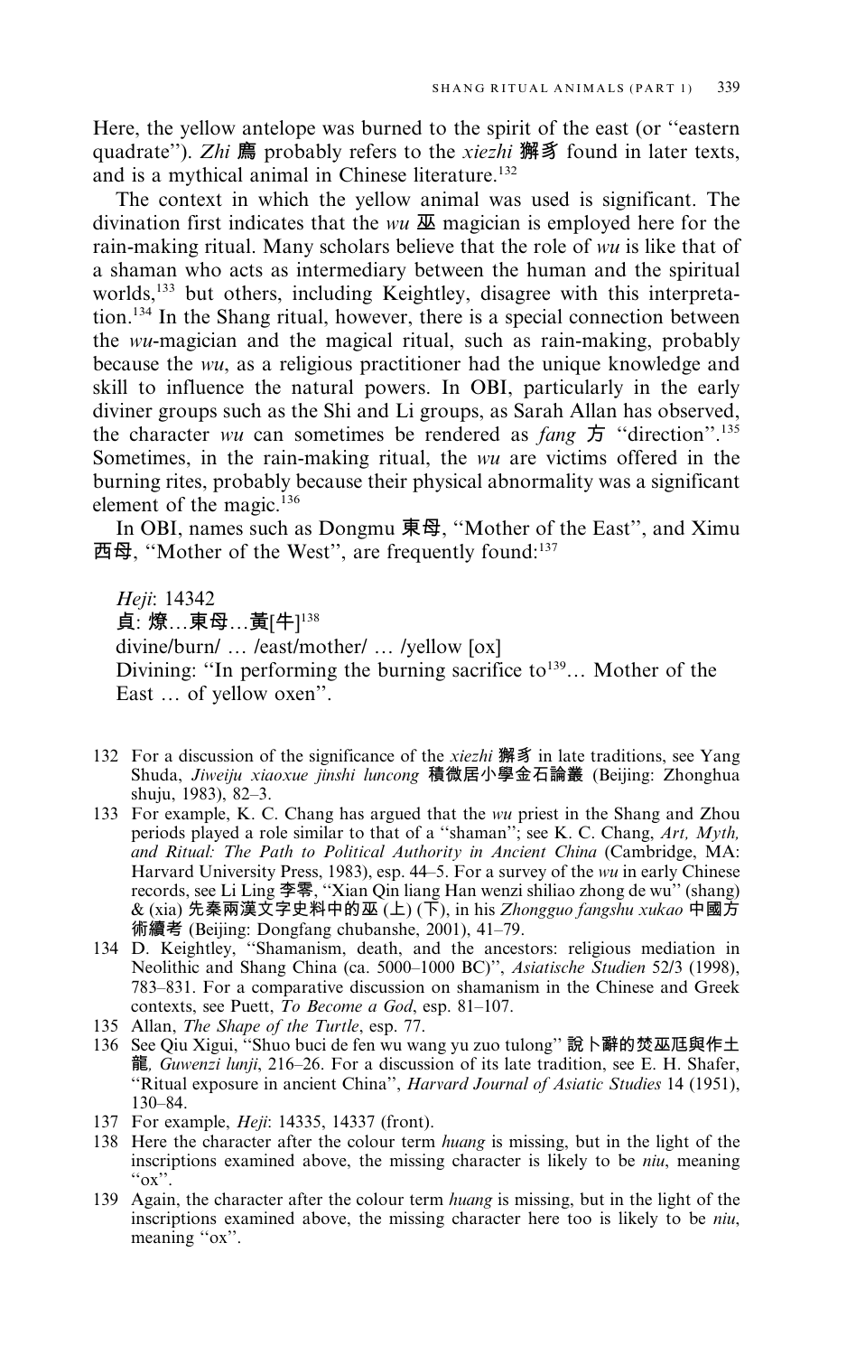Here, the yellow antelope was burned to the spirit of the east (or "eastern quadrate"). *Zhi* 廌 probably refers to the *xiezhi* 獬豸 found in later texts, and is a mythical animal in Chinese literature.[132]

The context in which the yellow animal was used is significant. The divination first indicates that the *wu* 巫 magician is employed here for the rain-making ritual. Many scholars believe that the role of *wu* is like that of a shaman who acts as intermediary between the human and the spiritual worlds,[133] but others, including Keightley, disagree with this interpretation.[134] In the Shang ritual, however, there is a special connection between the *wu*-magician and the magical ritual, such as rain-making, probably because the *wu*, as a religious practitioner had the unique knowledge and skill to influence the natural powers. In OBI, particularly in the early diviner groups such as the Shi and Li groups, as Sarah Allan has observed, the character *wu* can sometimes be rendered as *fang* 方 "direction".[135] Sometimes, in the rain-making ritual, the *wu* are victims offered in the burning rites, probably because their physical abnormality was a significant element of the magic.[136]

In OBI, names such as Dongmu 東母, "Mother of the East", and Ximu 西母, "Mother of the West", are frequently found:[137]

> *Heji*: 14342
> 貞: 燎…東母…黃[牛][138]
> divine/burn/ … /east/mother/ … /yellow [ox]
> Divining: "In performing the burning sacrifice to[139]… Mother of the East … of yellow oxen".

132 For a discussion of the significance of the *xiezhi* 獬豸 in late traditions, see Yang Shuda, *Jiweiju xiaoxue jinshi luncong* 積微居小學金石論叢 (Beijing: Zhonghua shuju, 1983), 82–3.

133 For example, K. C. Chang has argued that the *wu* priest in the Shang and Zhou periods played a role similar to that of a "shaman"; see K. C. Chang, *Art, Myth, and Ritual: The Path to Political Authority in Ancient China* (Cambridge, MA: Harvard University Press, 1983), esp. 44–5. For a survey of the *wu* in early Chinese records, see Li Ling 李零, "Xian Qin liang Han wenzi shiliao zhong de wu" (shang) & (xia) 先秦兩漢文字史料中的巫 (上) (下), in his *Zhongguo fangshu xukao* 中國方術續考 (Beijing: Dongfang chubanshe, 2001), 41–79.

134 D. Keightley, "Shamanism, death, and the ancestors: religious mediation in Neolithic and Shang China (ca. 5000–1000 BC)", *Asiatische Studien* 52/3 (1998), 783–831. For a comparative discussion on shamanism in the Chinese and Greek contexts, see Puett, *To Become a God*, esp. 81–107.

135 Allan, *The Shape of the Turtle*, esp. 77.

136 See Qiu Xigui, "Shuo buci de fen wu wang yu zuo tulong" 說卜辭的焚巫尪與作土龍, *Guwenzi lunji*, 216–26. For a discussion of its late tradition, see E. H. Shafer, "Ritual exposure in ancient China", *Harvard Journal of Asiatic Studies* 14 (1951), 130–84.

137 For example, *Heji*: 14335, 14337 (front).

138 Here the character after the colour term *huang* is missing, but in the light of the inscriptions examined above, the missing character is likely to be *niu*, meaning "ox".

139 Again, the character after the colour term *huang* is missing, but in the light of the inscriptions examined above, the missing character here too is likely to be *niu*, meaning "ox".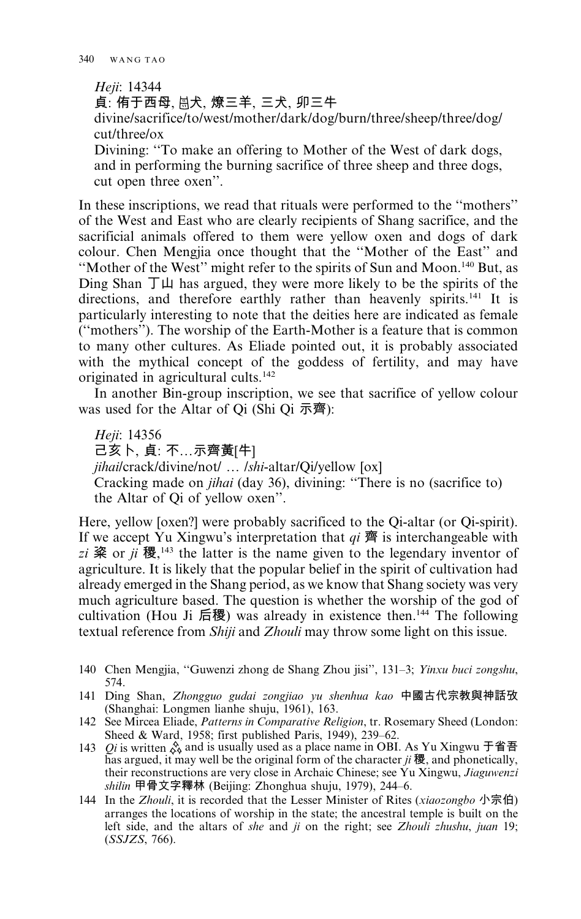*Heji*: 14344
貞: 侑于西母, 𢆶犬, 燎三羊, 三犬, 卯三牛
divine/sacrifice/to/west/mother/dark/dog/burn/three/sheep/three/dog/cut/three/ox
Divining: "To make an offering to Mother of the West of dark dogs, and in performing the burning sacrifice of three sheep and three dogs, cut open three oxen".

In these inscriptions, we read that rituals were performed to the "mothers" of the West and East who are clearly recipients of Shang sacrifice, and the sacrificial animals offered to them were yellow oxen and dogs of dark colour. Chen Mengjia once thought that the "Mother of the East" and "Mother of the West" might refer to the spirits of Sun and Moon.[140] But, as Ding Shan 丁山 has argued, they were more likely to be the spirits of the directions, and therefore earthly rather than heavenly spirits.[141] It is particularly interesting to note that the deities here are indicated as female ("mothers"). The worship of the Earth-Mother is a feature that is common to many other cultures. As Eliade pointed out, it is probably associated with the mythical concept of the goddess of fertility, and may have originated in agricultural cults.[142]

In another Bin-group inscription, we see that sacrifice of yellow colour was used for the Altar of Qi (Shi Qi 示齊):

*Heji*: 14356
己亥卜, 貞: 不…示齊黃[牛]
*jihai*/crack/divine/not/ … /*shi*-altar/Qi/yellow [ox]
Cracking made on *jihai* (day 36), divining: "There is no (sacrifice to) the Altar of Qi of yellow oxen".

Here, yellow [oxen?] were probably sacrificed to the Qi-altar (or Qi-spirit). If we accept Yu Xingwu's interpretation that *qi* 齊 is interchangeable with *zi* 粢 or *ji* 稷,[143] the latter is the name given to the legendary inventor of agriculture. It is likely that the popular belief in the spirit of cultivation had already emerged in the Shang period, as we know that Shang society was very much agriculture based. The question is whether the worship of the god of cultivation (Hou Ji 后稷) was already in existence then.[144] The following textual reference from *Shiji* and *Zhouli* may throw some light on this issue.

140 Chen Mengjia, "Guwenzi zhong de Shang Zhou jisi", 131–3; *Yinxu buci zongshu*, 574.

141 Ding Shan, *Zhongguo gudai zongjiao yu shenhua kao* 中國古代宗教與神話攷 (Shanghai: Longmen lianhe shuju, 1961), 163.

142 See Mircea Eliade, *Patterns in Comparative Religion*, tr. Rosemary Sheed (London: Sheed & Ward, 1958; first published Paris, 1949), 239–62.

143 *Qi* is written ⁂ and is usually used as a place name in OBI. As Yu Xingwu 于省吾 has argued, it may well be the original form of the character *ji* 稷, and phonetically, their reconstructions are very close in Archaic Chinese; see Yu Xingwu, *Jiaguwenzi shilin* 甲骨文字釋林 (Beijing: Zhonghua shuju, 1979), 244–6.

144 In the *Zhouli*, it is recorded that the Lesser Minister of Rites (*xiaozongbo* 小宗伯) arranges the locations of worship in the state; the ancestral temple is built on the left side, and the altars of *she* and *ji* on the right; see *Zhouli zhushu*, *juan* 19; (*SSJZS*, 766).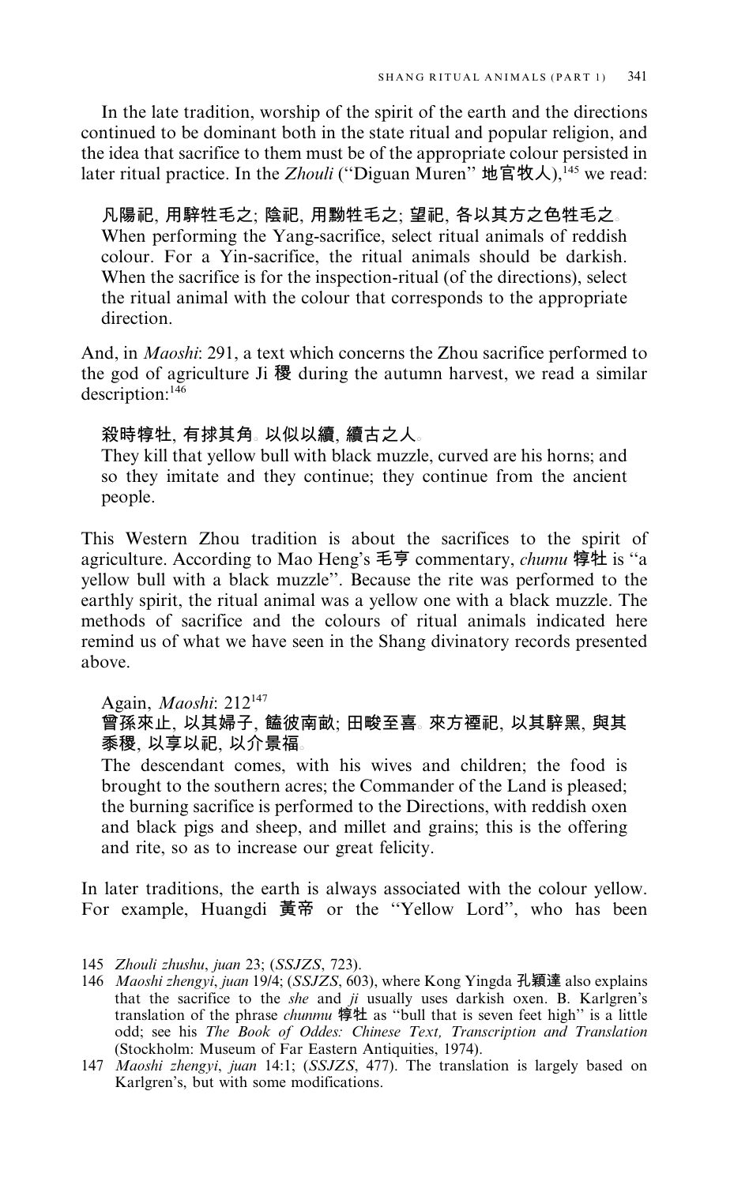In the late tradition, worship of the spirit of the earth and the directions continued to be dominant both in the state ritual and popular religion, and the idea that sacrifice to them must be of the appropriate colour persisted in later ritual practice. In the *Zhouli* ("Diguan Muren" 地官牧人),[145] we read:

> 凡陽祀, 用騂牲毛之; 陰祀, 用黝牲毛之; 望祀, 各以其方之色牲毛之。
> When performing the Yang-sacrifice, select ritual animals of reddish colour. For a Yin-sacrifice, the ritual animals should be darkish. When the sacrifice is for the inspection-ritual (of the directions), select the ritual animal with the colour that corresponds to the appropriate direction.

And, in *Maoshi*: 291, a text which concerns the Zhou sacrifice performed to the god of agriculture Ji 稷 during the autumn harvest, we read a similar description:[146]

> 殺時犉牡, 有捄其角。以似以續, 續古之人。
> They kill that yellow bull with black muzzle, curved are his horns; and so they imitate and they continue; they continue from the ancient people.

This Western Zhou tradition is about the sacrifices to the spirit of agriculture. According to Mao Heng's 毛亨 commentary, *chumu* 犉牡 is "a yellow bull with a black muzzle". Because the rite was performed to the earthly spirit, the ritual animal was a yellow one with a black muzzle. The methods of sacrifice and the colours of ritual animals indicated here remind us of what we have seen in the Shang divinatory records presented above.

> Again, *Maoshi*: 212[147]
> 曾孫來止, 以其婦子, 饁彼南畝; 田畯至喜。來方禋祀, 以其騂黑, 與其黍稷, 以享以祀, 以介景福。
> The descendant comes, with his wives and children; the food is brought to the southern acres; the Commander of the Land is pleased; the burning sacrifice is performed to the Directions, with reddish oxen and black pigs and sheep, and millet and grains; this is the offering and rite, so as to increase our great felicity.

In later traditions, the earth is always associated with the colour yellow. For example, Huangdi 黃帝 or the "Yellow Lord", who has been

---

145 *Zhouli zhushu*, *juan* 23; (*SSJZS*, 723).

146 *Maoshi zhengyi*, *juan* 19/4; (*SSJZS*, 603), where Kong Yingda 孔穎達 also explains that the sacrifice to the *she* and *ji* usually uses darkish oxen. B. Karlgren's translation of the phrase *chunmu* 犉牡 as "bull that is seven feet high" is a little odd; see his *The Book of Oddes: Chinese Text, Transcription and Translation* (Stockholm: Museum of Far Eastern Antiquities, 1974).

147 *Maoshi zhengyi*, *juan* 14:1; (*SSJZS*, 477). The translation is largely based on Karlgren's, but with some modifications.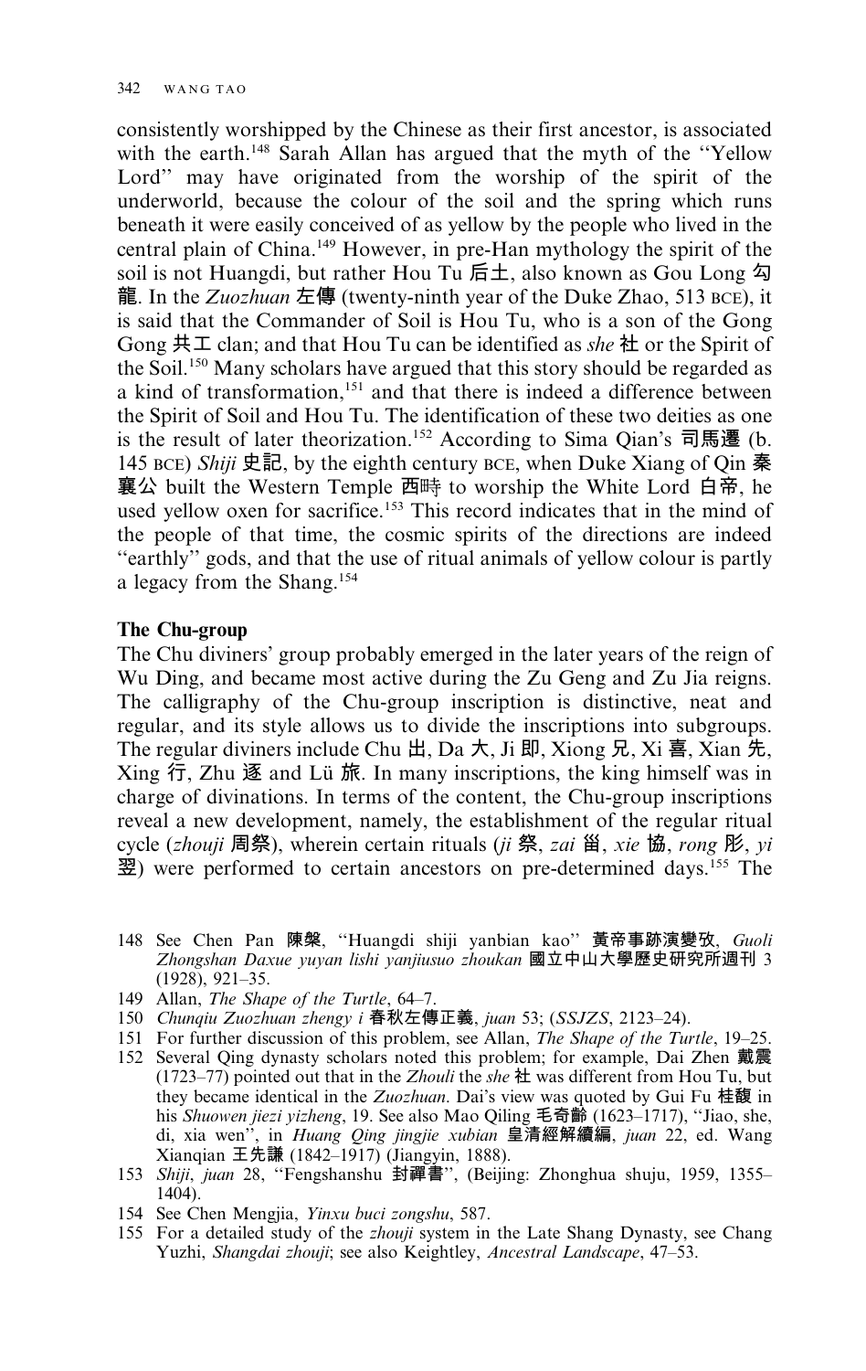consistently worshipped by the Chinese as their first ancestor, is associated with the earth.[148] Sarah Allan has argued that the myth of the ''Yellow Lord'' may have originated from the worship of the spirit of the underworld, because the colour of the soil and the spring which runs beneath it were easily conceived of as yellow by the people who lived in the central plain of China.[149] However, in pre-Han mythology the spirit of the soil is not Huangdi, but rather Hou Tu 后土, also known as Gou Long 勾龍. In the *Zuozhuan* 左傳 (twenty-ninth year of the Duke Zhao, 513 BCE), it is said that the Commander of Soil is Hou Tu, who is a son of the Gong Gong 共工 clan; and that Hou Tu can be identified as *she* 社 or the Spirit of the Soil.[150] Many scholars have argued that this story should be regarded as a kind of transformation,[151] and that there is indeed a difference between the Spirit of Soil and Hou Tu. The identification of these two deities as one is the result of later theorization.[152] According to Sima Qian's 司馬遷 (b. 145 BCE) *Shiji* 史記, by the eighth century BCE, when Duke Xiang of Qin 秦襄公 built the Western Temple 西畤 to worship the White Lord 白帝, he used yellow oxen for sacrifice.[153] This record indicates that in the mind of the people of that time, the cosmic spirits of the directions are indeed ''earthly'' gods, and that the use of ritual animals of yellow colour is partly a legacy from the Shang.[154]

**The Chu-group**

The Chu diviners' group probably emerged in the later years of the reign of Wu Ding, and became most active during the Zu Geng and Zu Jia reigns. The calligraphy of the Chu-group inscription is distinctive, neat and regular, and its style allows us to divide the inscriptions into subgroups. The regular diviners include Chu 出, Da 大, Ji 即, Xiong 兄, Xi 喜, Xian 先, Xing 行, Zhu 逐 and Lü 旅. In many inscriptions, the king himself was in charge of divinations. In terms of the content, the Chu-group inscriptions reveal a new development, namely, the establishment of the regular ritual cycle (*zhouji* 周祭), wherein certain rituals (*ji* 祭, *zai* 甾, *xie* 協, *rong* 肜, *yi* 翌) were performed to certain ancestors on pre-determined days.[155] The

148 See Chen Pan 陳槃, ''Huangdi shiji yanbian kao'' 黃帝事跡演變攷, *Guoli Zhongshan Daxue yuyan lishi yanjiusuo zhoukan* 國立中山大學歷史研究所週刊 3 (1928), 921–35.

149 Allan, *The Shape of the Turtle*, 64–7.

150 *Chunqiu Zuozhuan zhengy i* 春秋左傳正義, *juan* 53; (*SSJZS*, 2123–24).

151 For further discussion of this problem, see Allan, *The Shape of the Turtle*, 19–25.

152 Several Qing dynasty scholars noted this problem; for example, Dai Zhen 戴震 (1723–77) pointed out that in the *Zhouli* the *she* 社 was different from Hou Tu, but they became identical in the *Zuozhuan*. Dai's view was quoted by Gui Fu 桂馥 in his *Shuowen jiezi yizheng*, 19. See also Mao Qiling 毛奇齡 (1623–1717), ''Jiao, she, di, xia wen'', in *Huang Qing jingjie xubian* 皇清經解續編, *juan* 22, ed. Wang Xianqian 王先謙 (1842–1917) (Jiangyin, 1888).

153 *Shiji*, *juan* 28, ''Fengshanshu 封禪書'', (Beijing: Zhonghua shuju, 1959, 1355–1404).

154 See Chen Mengjia, *Yinxu buci zongshu*, 587.

155 For a detailed study of the *zhouji* system in the Late Shang Dynasty, see Chang Yuzhi, *Shangdai zhouji*; see also Keightley, *Ancestral Landscape*, 47–53.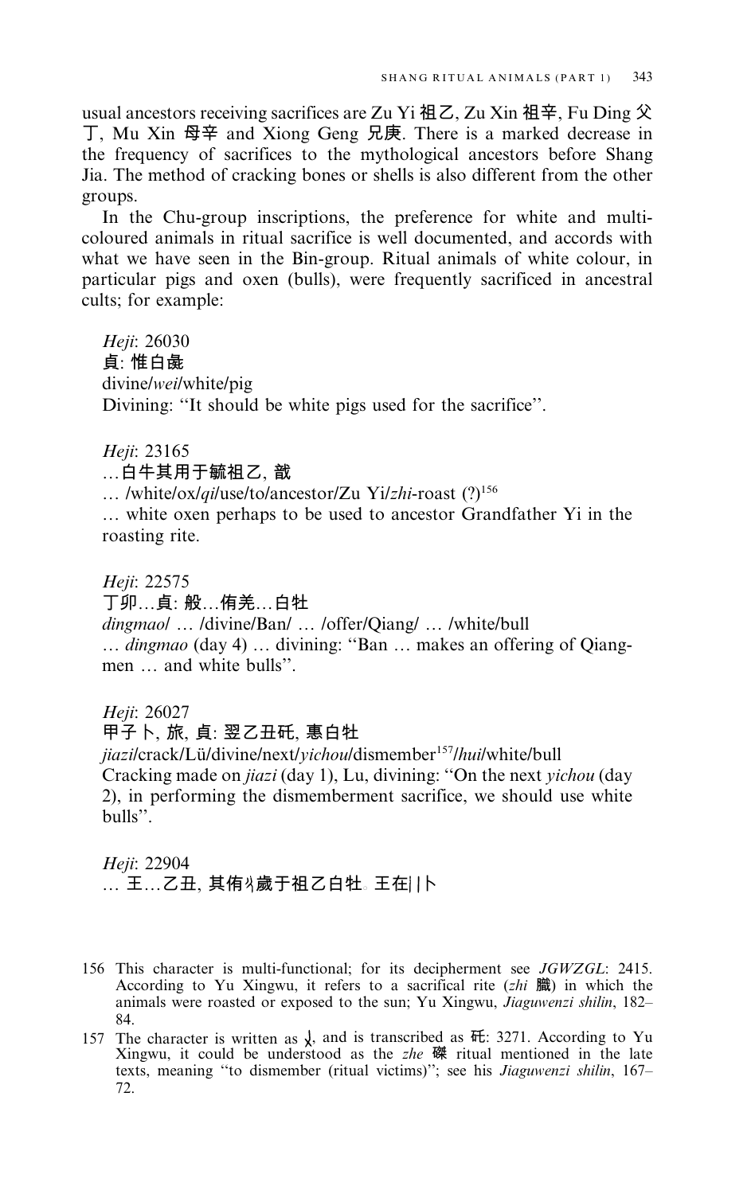usual ancestors receiving sacrifices are Zu Yi 祖乙, Zu Xin 祖辛, Fu Ding 父丁, Mu Xin 母辛 and Xiong Geng 兄庚. There is a marked decrease in the frequency of sacrifices to the mythological ancestors before Shang Jia. The method of cracking bones or shells is also different from the other groups.

In the Chu-group inscriptions, the preference for white and multi-coloured animals in ritual sacrifice is well documented, and accords with what we have seen in the Bin-group. Ritual animals of white colour, in particular pigs and oxen (bulls), were frequently sacrificed in ancestral cults; for example:

*Heji*: 26030
貞: 惟白彘
divine/*wei*/white/pig
Divining: "It should be white pigs used for the sacrifice".

*Heji*: 23165
…白牛其用于毓祖乙, 戠
… /white/ox/*qi*/use/to/ancestor/Zu Yi/*zhi*-roast (?)[156]
… white oxen perhaps to be used to ancestor Grandfather Yi in the roasting rite.

*Heji*: 22575
丁卯…貞: 般…侑羌…白牡
*dingmao*/ … /divine/Ban/ … /offer/Qiang/ … /white/bull
… *dingmao* (day 4) … divining: "Ban … makes an offering of Qiang-men … and white bulls".

*Heji*: 26027
甲子卜, 旅, 貞: 翌乙丑矺, 惠白牡
*jiazi*/crack/Lü/divine/next/*yichou*/dismember[157]/*hui*/white/bull
Cracking made on *jiazi* (day 1), Lu, divining: "On the next *yichou* (day 2), in performing the dismemberment sacrifice, we should use white bulls".

*Heji*: 22904
… 王…乙丑, 其侑刈歲于祖乙白牡。王在||卜

156 This character is multi-functional; for its decipherment see *JGWZGL*: 2415. According to Yu Xingwu, it refers to a sacrifical rite (*zhi* 膱) in which the animals were roasted or exposed to the sun; Yu Xingwu, *Jiaguwenzi shilin*, 182–84.

157 The character is written as ⼃, and is transcribed as 矺: 3271. According to Yu Xingwu, it could be understood as the *zhe* 磔 ritual mentioned in the late texts, meaning "to dismember (ritual victims)"; see his *Jiaguwenzi shilin*, 167–72.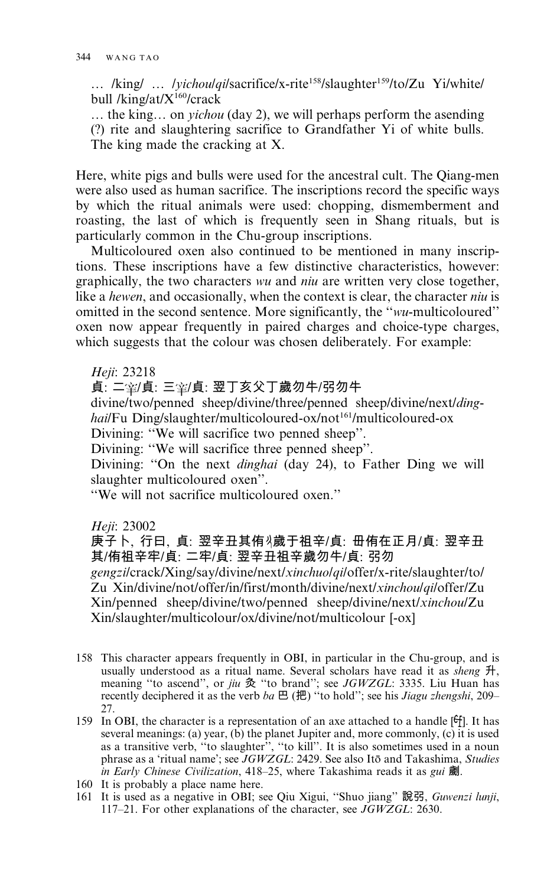… /king/ … /*yichou*/*qi*/sacrifice/x-rite[158]/slaughter[159]/to/Zu Yi/white/bull /king/at/X[160]/crack

… the king… on *yichou* (day 2), we will perhaps perform the asending (?) rite and slaughtering sacrifice to Grandfather Yi of white bulls. The king made the cracking at X.

Here, white pigs and bulls were used for the ancestral cult. The Qiang-men were also used as human sacrifice. The inscriptions record the specific ways by which the ritual animals were used: chopping, dismemberment and roasting, the last of which is frequently seen in Shang rituals, but is particularly common in the Chu-group inscriptions.

Multicoloured oxen also continued to be mentioned in many inscriptions. These inscriptions have a few distinctive characteristics, however: graphically, the two characters *wu* and *niu* are written very close together, like a *hewen*, and occasionally, when the context is clear, the character *niu* is omitted in the second sentence. More significantly, the "*wu*-multicoloured" oxen now appear frequently in paired charges and choice-type charges, which suggests that the colour was chosen deliberately. For example:

*Heji*: 23218

貞: 二宰/貞: 三宰/貞: 翌丁亥父丁歲勿牛/弜勿牛

divine/two/penned sheep/divine/three/penned sheep/divine/next/*dinghai*/Fu Ding/slaughter/multicoloured-ox/not[161]/multicoloured-ox

Divining: "We will sacrifice two penned sheep".

Divining: "We will sacrifice three penned sheep".

Divining: "On the next *dinghai* (day 24), to Father Ding we will slaughter multicoloured oxen".

"We will not sacrifice multicoloured oxen."

*Heji*: 23002

庚子卜, 行曰, 貞: 翌辛丑其侑彳歲于祖辛/貞: 毋侑在正月/貞: 翌辛丑其/侑祖辛牢/貞: 二牢/貞: 翌辛丑祖辛歲勿牛/貞: 弜勿

*gengzi*/crack/Xing/say/divine/next/*xinchuo*/*qi*/offer/x-rite/slaughter/to/Zu Xin/divine/not/offer/in/first/month/divine/next/*xinchou*/*qi*/offer/Zu Xin/penned sheep/divine/two/penned sheep/divine/next/*xinchou*/Zu Xin/slaughter/multicolour/ox/divine/not/multicolour [-ox]

158 This character appears frequently in OBI, in particular in the Chu-group, and is usually understood as a ritual name. Several scholars have read it as *sheng* 升, meaning "to ascend", or *jiu* 灸 "to brand"; see *JGWZGL*: 3335. Liu Huan has recently deciphered it as the verb *ba* 巴 (把) "to hold"; see his *Jiagu zhengshi*, 209–27.

159 In OBI, the character is a representation of an axe attached to a handle [戉]. It has several meanings: (a) year, (b) the planet Jupiter and, more commonly, (c) it is used as a transitive verb, "to slaughter", "to kill". It is also sometimes used in a noun phrase as a 'ritual name'; see *JGWZGL*: 2429. See also Itō and Takashima, *Studies in Early Chinese Civilization*, 418–25, where Takashima reads it as *gui* 劌.

160 It is probably a place name here.

161 It is used as a negative in OBI; see Qiu Xigui, "Shuo jiang" 說弜, *Guwenzi lunji*, 117–21. For other explanations of the character, see *JGWZGL*: 2630.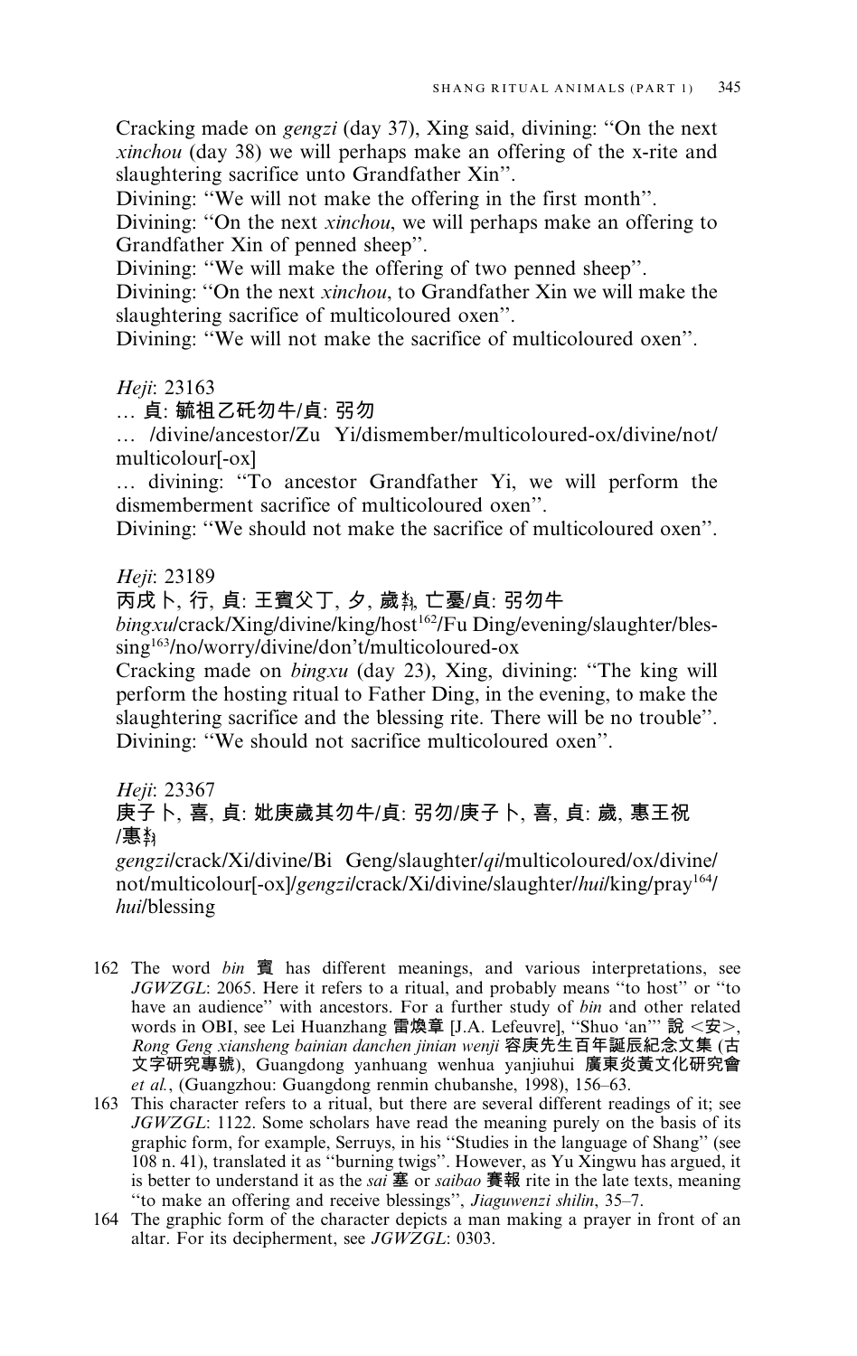Cracking made on *gengzi* (day 37), Xing said, divining: "On the next *xinchou* (day 38) we will perhaps make an offering of the x-rite and slaughtering sacrifice unto Grandfather Xin".

Divining: "We will not make the offering in the first month".

Divining: "On the next *xinchou*, we will perhaps make an offering to Grandfather Xin of penned sheep".

Divining: "We will make the offering of two penned sheep".

Divining: "On the next *xinchou*, to Grandfather Xin we will make the slaughtering sacrifice of multicoloured oxen".

Divining: "We will not make the sacrifice of multicoloured oxen".

*Heji*: 23163

… 貞: 毓祖乙矺勿牛/貞: 弜勿

… /divine/ancestor/Zu Yi/dismember/multicoloured-ox/divine/not/multicolour[-ox]

… divining: "To ancestor Grandfather Yi, we will perform the dismemberment sacrifice of multicoloured oxen".

Divining: "We should not make the sacrifice of multicoloured oxen".

*Heji*: 23189

丙戌卜, 行, 貞: 王賓父丁, 夕, 歲𢀛, 亡憂/貞: 弜勿牛

*bingxu*/crack/Xing/divine/king/host[162]/Fu Ding/evening/slaughter/blessing[163]/no/worry/divine/don't/multicoloured-ox

Cracking made on *bingxu* (day 23), Xing, divining: "The king will perform the hosting ritual to Father Ding, in the evening, to make the slaughtering sacrifice and the blessing rite. There will be no trouble".

Divining: "We should not sacrifice multicoloured oxen".

*Heji*: 23367

庚子卜, 喜, 貞: 妣庚歲其勿牛/貞: 弜勿/庚子卜, 喜, 貞: 歲, 惠王祝/惠𢀛

*gengzi*/crack/Xi/divine/Bi Geng/slaughter/*qi*/multicoloured/ox/divine/not/multicolour[-ox]/*gengzi*/crack/Xi/divine/slaughter/*hui*/king/pray[164]/*hui*/blessing

162 The word *bin* 賓 has different meanings, and various interpretations, see *JGWZGL*: 2065. Here it refers to a ritual, and probably means "to host" or "to have an audience" with ancestors. For a further study of *bin* and other related words in OBI, see Lei Huanzhang 雷煥章 [J.A. Lefeuvre], "Shuo 'an'" 說 <安>, *Rong Geng xiansheng bainian danchen jinian wenji* 容庚先生百年誕辰紀念文集 (古文字研究專號), Guangdong yanhuang wenhua yanjiuhui 廣東炎黃文化研究會 *et al.*, (Guangzhou: Guangdong renmin chubanshe, 1998), 156–63.

163 This character refers to a ritual, but there are several different readings of it; see *JGWZGL*: 1122. Some scholars have read the meaning purely on the basis of its graphic form, for example, Serruys, in his "Studies in the language of Shang" (see 108 n. 41), translated it as "burning twigs". However, as Yu Xingwu has argued, it is better to understand it as the *sai* 塞 or *saibao* 賽報 rite in the late texts, meaning "to make an offering and receive blessings", *Jiaguwenzi shilin*, 35–7.

164 The graphic form of the character depicts a man making a prayer in front of an altar. For its decipherment, see *JGWZGL*: 0303.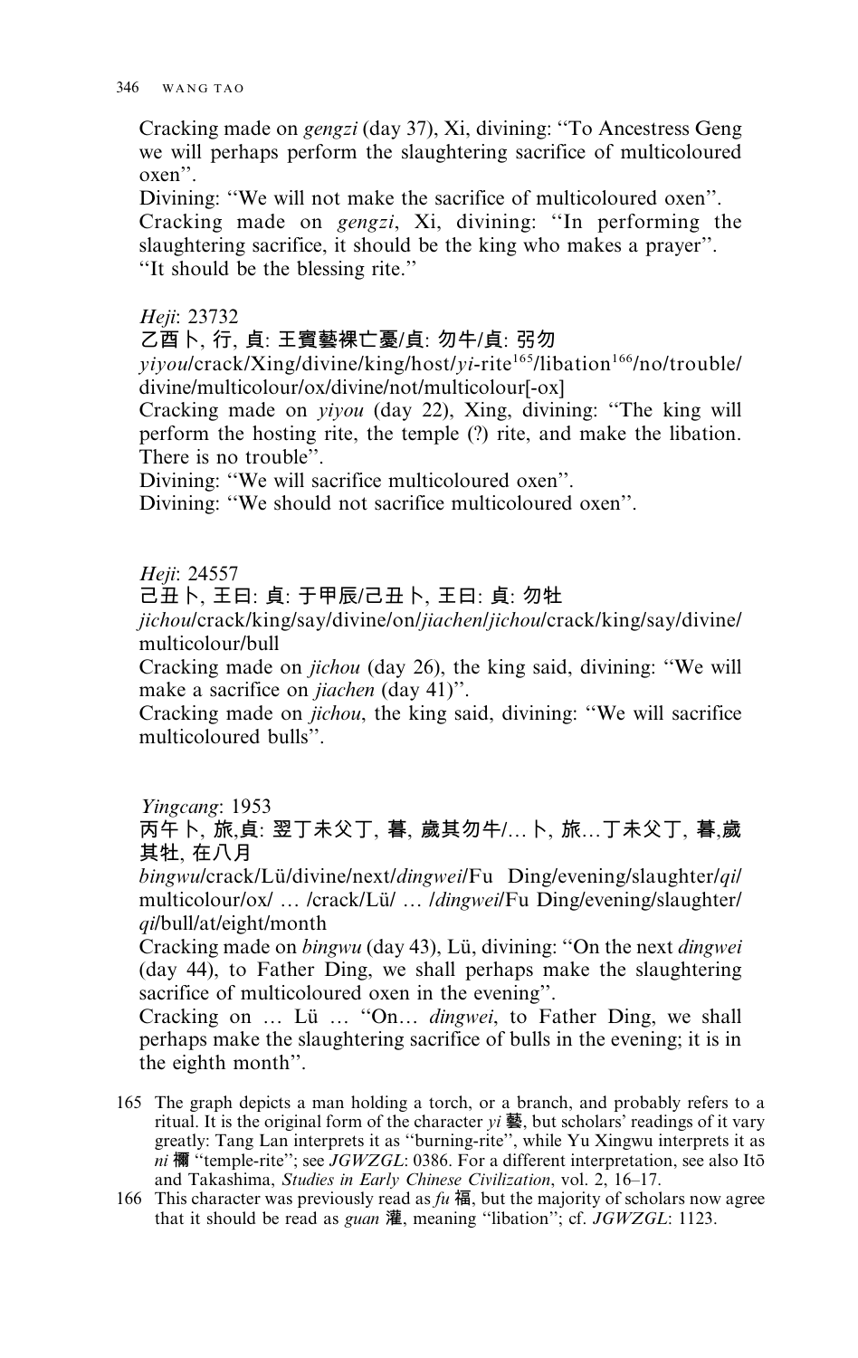Cracking made on *gengzi* (day 37), Xi, divining: "To Ancestress Geng we will perhaps perform the slaughtering sacrifice of multicoloured oxen".
Divining: "We will not make the sacrifice of multicoloured oxen".
Cracking made on *gengzi*, Xi, divining: "In performing the slaughtering sacrifice, it should be the king who makes a prayer".
"It should be the blessing rite."

*Heji*: 23732
乙酉卜, 行, 貞: 王賓藝祼亡憂/貞: 勿牛/貞: 弜勿
*yiyou*/crack/Xing/divine/king/host/*yi*-rite[165]/libation[166]/no/trouble/divine/multicolour/ox/divine/not/multicolour[-ox]
Cracking made on *yiyou* (day 22), Xing, divining: "The king will perform the hosting rite, the temple (?) rite, and make the libation. There is no trouble".
Divining: "We will sacrifice multicoloured oxen".
Divining: "We should not sacrifice multicoloured oxen".

*Heji*: 24557
己丑卜, 王曰: 貞: 于甲辰/己丑卜, 王曰: 貞: 勿牡
*jichou*/crack/king/say/divine/on/*jiachen*/*jichou*/crack/king/say/divine/multicolour/bull
Cracking made on *jichou* (day 26), the king said, divining: "We will make a sacrifice on *jiachen* (day 41)".
Cracking made on *jichou*, the king said, divining: "We will sacrifice multicoloured bulls".

*Yingcang*: 1953
丙午卜, 旅,貞: 翌丁未父丁, 暮, 歲其勿牛/… 卜, 旅…丁未父丁, 暮,歲其牡, 在八月
*bingwu*/crack/Lü/divine/next/*dingwei*/Fu Ding/evening/slaughter/*qi*/multicolour/ox/ … /crack/Lü/ … /*dingwei*/Fu Ding/evening/slaughter/*qi*/bull/at/eight/month
Cracking made on *bingwu* (day 43), Lü, divining: "On the next *dingwei* (day 44), to Father Ding, we shall perhaps make the slaughtering sacrifice of multicoloured oxen in the evening".
Cracking on … Lü … "On… *dingwei*, to Father Ding, we shall perhaps make the slaughtering sacrifice of bulls in the evening; it is in the eighth month".

165 The graph depicts a man holding a torch, or a branch, and probably refers to a ritual. It is the original form of the character *yi* 藝, but scholars' readings of it vary greatly: Tang Lan interprets it as "burning-rite", while Yu Xingwu interprets it as *ni* 禰 "temple-rite"; see *JGWZGL*: 0386. For a different interpretation, see also Itō and Takashima, *Studies in Early Chinese Civilization*, vol. 2, 16–17.

166 This character was previously read as *fu* 福, but the majority of scholars now agree that it should be read as *guan* 灌, meaning "libation"; cf. *JGWZGL*: 1123.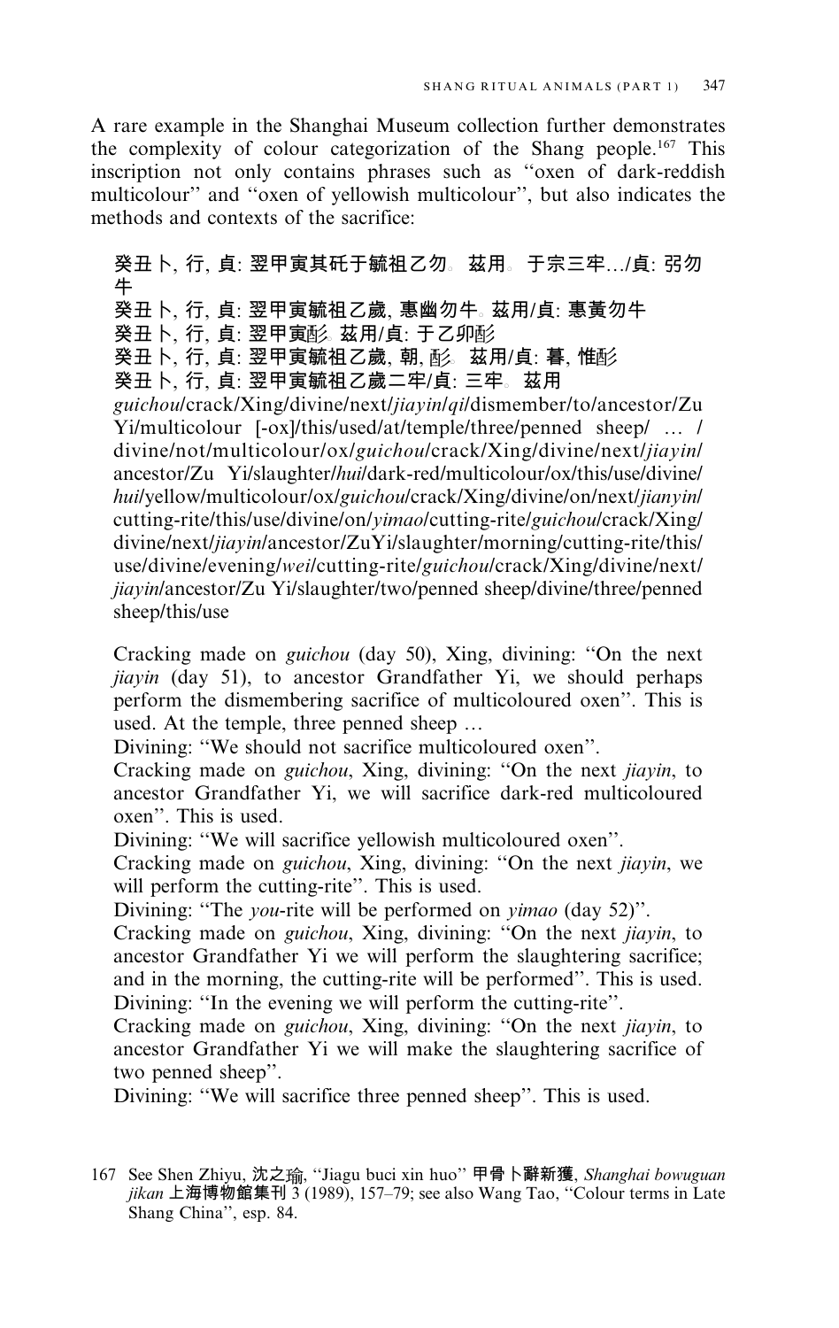A rare example in the Shanghai Museum collection further demonstrates the complexity of colour categorization of the Shang people.[167] This inscription not only contains phrases such as "oxen of dark-reddish multicolour" and "oxen of yellowish multicolour", but also indicates the methods and contexts of the sacrifice:

> 癸丑卜, 行, 貞: 翌甲寅其矺于毓祖乙勿。茲用。于宗三牢…/貞: 弜勿牛
> 癸丑卜, 行, 貞: 翌甲寅毓祖乙歲, 叀幽勿牛。茲用/貞: 叀黃勿牛
> 癸丑卜, 行, 貞: 翌甲寅酢。茲用/貞: 于乙卯酢
> 癸丑卜, 行, 貞: 翌甲寅毓祖乙歲, 朝, 酢。茲用/貞: 暮, 惟酢
> 癸丑卜, 行, 貞: 翌甲寅毓祖乙歲二牢/貞: 三牢。茲用
>
> *guichou*/crack/Xing/divine/next/*jiayin*/*qi*/dismember/to/ancestor/Zu Yi/multicolour [-ox]/this/used/at/temple/three/penned sheep/ … / divine/not/multicolour/ox/*guichou*/crack/Xing/divine/next/*jiayin*/ ancestor/Zu Yi/slaughter/*hui*/dark-red/multicolour/ox/this/use/divine/ *hui*/yellow/multicolour/ox/*guichou*/crack/Xing/divine/on/next/*jianyin*/ cutting-rite/this/use/divine/on/*yimao*/cutting-rite/*guichou*/crack/Xing/ divine/next/*jiayin*/ancestor/ZuYi/slaughter/morning/cutting-rite/this/ use/divine/evening/*wei*/cutting-rite/*guichou*/crack/Xing/divine/next/ *jiayin*/ancestor/Zu Yi/slaughter/two/penned sheep/divine/three/penned sheep/this/use
>
> Cracking made on *guichou* (day 50), Xing, divining: "On the next *jiayin* (day 51), to ancestor Grandfather Yi, we should perhaps perform the dismembering sacrifice of multicoloured oxen". This is used. At the temple, three penned sheep …
> Divining: "We should not sacrifice multicoloured oxen".
> Cracking made on *guichou*, Xing, divining: "On the next *jiayin*, to ancestor Grandfather Yi, we will sacrifice dark-red multicoloured oxen". This is used.
> Divining: "We will sacrifice yellowish multicoloured oxen".
> Cracking made on *guichou*, Xing, divining: "On the next *jiayin*, we will perform the cutting-rite". This is used.
> Divining: "The *you*-rite will be performed on *yimao* (day 52)".
> Cracking made on *guichou*, Xing, divining: "On the next *jiayin*, to ancestor Grandfather Yi we will perform the slaughtering sacrifice; and in the morning, the cutting-rite will be performed". This is used.
> Divining: "In the evening we will perform the cutting-rite".
> Cracking made on *guichou*, Xing, divining: "On the next *jiayin*, to ancestor Grandfather Yi we will make the slaughtering sacrifice of two penned sheep".
> Divining: "We will sacrifice three penned sheep". This is used.

167 See Shen Zhiyu, 沈之瑜, "Jiagu buci xin huo" 甲骨卜辭新獲, *Shanghai bowuguan jikan* 上海博物館集刊 3 (1989), 157–79; see also Wang Tao, "Colour terms in Late Shang China", esp. 84.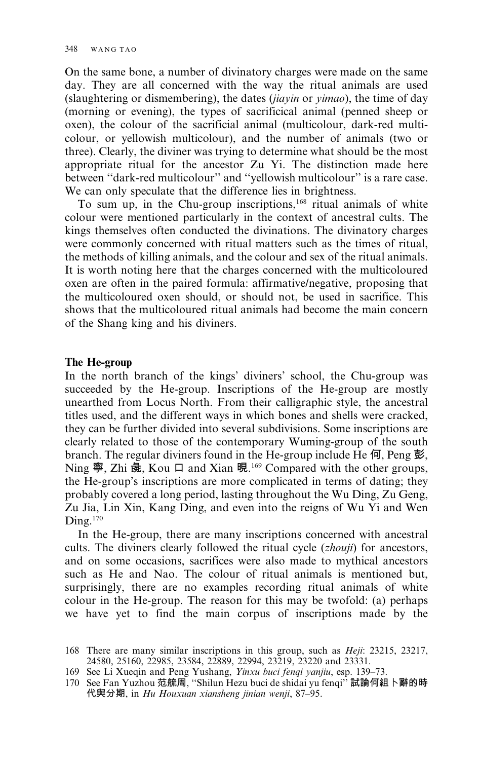On the same bone, a number of divinatory charges were made on the same day. They are all concerned with the way the ritual animals are used (slaughtering or dismembering), the dates (*jiayin* or *yimao*), the time of day (morning or evening), the types of sacrificial animal (penned sheep or oxen), the colour of the sacrificial animal (multicolour, dark-red multicolour, or yellowish multicolour), and the number of animals (two or three). Clearly, the diviner was trying to determine what should be the most appropriate ritual for the ancestor Zu Yi. The distinction made here between ''dark-red multicolour'' and ''yellowish multicolour'' is a rare case. We can only speculate that the difference lies in brightness.

To sum up, in the Chu-group inscriptions,[168] ritual animals of white colour were mentioned particularly in the context of ancestral cults. The kings themselves often conducted the divinations. The divinatory charges were commonly concerned with ritual matters such as the times of ritual, the methods of killing animals, and the colour and sex of the ritual animals. It is worth noting here that the charges concerned with the multicoloured oxen are often in the paired formula: affirmative/negative, proposing that the multicoloured oxen should, or should not, be used in sacrifice. This shows that the multicoloured ritual animals had become the main concern of the Shang king and his diviners.

## The He-group

In the north branch of the kings' diviners' school, the Chu-group was succeeded by the He-group. Inscriptions of the He-group are mostly unearthed from Locus North. From their calligraphic style, the ancestral titles used, and the different ways in which bones and shells were cracked, they can be further divided into several subdivisions. Some inscriptions are clearly related to those of the contemporary Wuming-group of the south branch. The regular diviners found in the He-group include He 何, Peng 彭, Ning 寧, Zhi 㞢, Kou 口 and Xian 䀠.[169] Compared with the other groups, the He-group's inscriptions are more complicated in terms of dating; they probably covered a long period, lasting throughout the Wu Ding, Zu Geng, Zu Jia, Lin Xin, Kang Ding, and even into the reigns of Wu Yi and Wen Ding.[170]

In the He-group, there are many inscriptions concerned with ancestral cults. The diviners clearly followed the ritual cycle (*zhouji*) for ancestors, and on some occasions, sacrifices were also made to mythical ancestors such as He and Nao. The colour of ritual animals is mentioned but, surprisingly, there are no examples recording ritual animals of white colour in the He-group. The reason for this may be twofold: (a) perhaps we have yet to find the main corpus of inscriptions made by the

168 There are many similar inscriptions in this group, such as *Heji*: 23215, 23217, 24580, 25160, 22985, 23584, 22889, 22994, 23219, 23220 and 23331.

169 See Li Xueqin and Peng Yushang, *Yinxu buci fenqi yanjiu*, esp. 139–73.

170 See Fan Yuzhou 范毓周, ''Shilun Hezu buci de shidai yu fenqi'' 試論何組卜辭的時代與分期, in *Hu Houxuan xiansheng jinian wenji*, 87–95.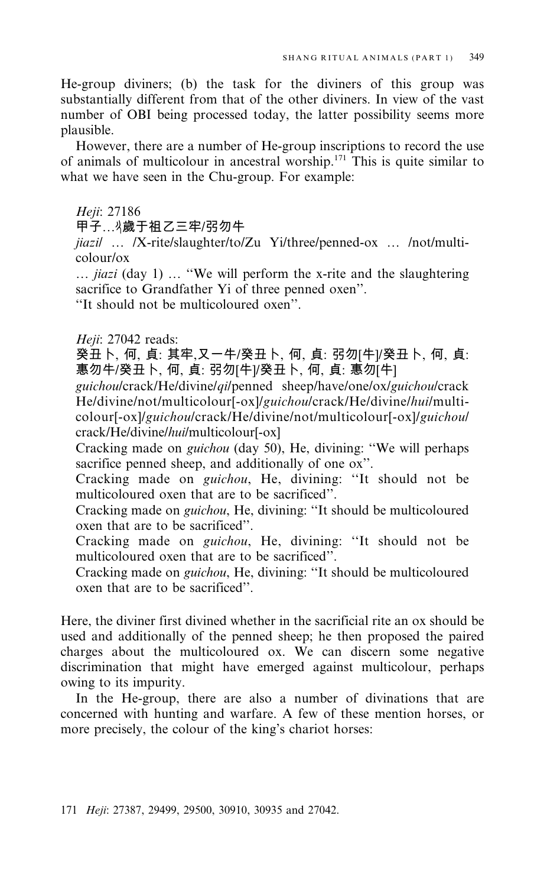He-group diviners; (b) the task for the diviners of this group was substantially different from that of the other diviners. In view of the vast number of OBI being processed today, the latter possibility seems more plausible.

However, there are a number of He-group inscriptions to record the use of animals of multicolour in ancestral worship.[171] This is quite similar to what we have seen in the Chu-group. For example:

*Heji*: 27186
甲子…㞢歲于祖乙三牢/弜勿牛
*jiazi*/ … /X-rite/slaughter/to/Zu Yi/three/penned-ox … /not/multi-colour/ox
… *jiazi* (day 1) … "We will perform the x-rite and the slaughtering sacrifice to Grandfather Yi of three penned oxen".
"It should not be multicoloured oxen".

*Heji*: 27042 reads:
癸丑卜, 何, 貞: 其牢,又一牛/癸丑卜, 何, 貞: 弜勿[牛]/癸丑卜, 何, 貞: 惠勿牛/癸丑卜, 何, 貞: 弜勿[牛]/癸丑卜, 何, 貞: 惠勿[牛]
*guichou*/crack/He/divine/*qi*/penned sheep/have/one/ox/*guichou*/crack He/divine/not/multicolour[-ox]/*guichou*/crack/He/divine/*hui*/multi-colour[-ox]/*guichou*/crack/He/divine/not/multicolour[-ox]/*guichou*/crack/He/divine/*hui*/multicolour[-ox]
Cracking made on *guichou* (day 50), He, divining: "We will perhaps sacrifice penned sheep, and additionally of one ox".
Cracking made on *guichou*, He, divining: "It should not be multicoloured oxen that are to be sacrificed".
Cracking made on *guichou*, He, divining: "It should be multicoloured oxen that are to be sacrificed".
Cracking made on *guichou*, He, divining: "It should not be multicoloured oxen that are to be sacrificed".
Cracking made on *guichou*, He, divining: "It should be multicoloured oxen that are to be sacrificed".

Here, the diviner first divined whether in the sacrificial rite an ox should be used and additionally of the penned sheep; he then proposed the paired charges about the multicoloured ox. We can discern some negative discrimination that might have emerged against multicolour, perhaps owing to its impurity.

In the He-group, there are also a number of divinations that are concerned with hunting and warfare. A few of these mention horses, or more precisely, the colour of the king's chariot horses:

171 *Heji*: 27387, 29499, 29500, 30910, 30935 and 27042.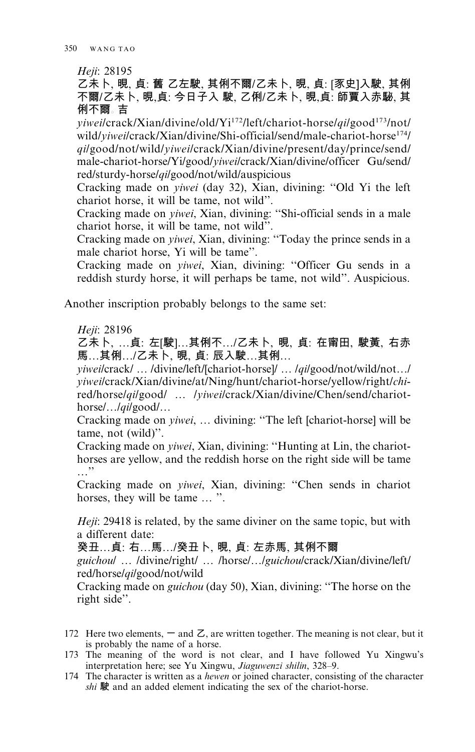*Heji*: 28195

乙未卜, 晛, 貞: 舊 乙左駛, 其俐不爾/乙未卜, 晛, 貞: [豕史]入駛, 其俐不爾/乙未卜, 晛,貞: 今日子入 駛, 乙俐/乙未卜, 晛,貞: 師賈入赤駜, 其俐不爾。吉

*yiwei*/crack/Xian/divine/old/Yi[172]/left/chariot-horse/*qi*/good[173]/not/wild/*yiwei*/crack/Xian/divine/Shi-official/send/male-chariot-horse[174]/*qi*/good/not/wild/*yiwei*/crack/Xian/divine/present/day/prince/send/male-chariot-horse/Yi/good/*yiwei*/crack/Xian/divine/officer Gu/send/red/sturdy-horse/*qi*/good/not/wild/auspicious

Cracking made on *yiwei* (day 32), Xian, divining: "Old Yi the left chariot horse, it will be tame, not wild".

Cracking made on *yiwei*, Xian, divining: "Shi-official sends in a male chariot horse, it will be tame, not wild".

Cracking made on *yiwei*, Xian, divining: "Today the prince sends in a male chariot horse, Yi will be tame".

Cracking made on *yiwei*, Xian, divining: "Officer Gu sends in a reddish sturdy horse, it will perhaps be tame, not wild". Auspicious.

Another inscription probably belongs to the same set:

*Heji*: 28196

乙未卜, …貞: 左[駛]…其俐不…/乙未卜, 晛, 貞: 在甯田, 駛黃, 右赤馬…其俐…/乙未卜, 晛, 貞: 辰入駛…其俐…

*yiwei*/crack/ … /divine/left/[chariot-horse]/ … /*qi*/good/not/wild/not…/*yiwei*/crack/Xian/divine/at/Ning/hunt/chariot-horse/yellow/right/*chi*-red/horse/*qi*/good/ … /*yiwei*/crack/Xian/divine/Chen/send/chariot-horse/…/*qi*/good/…

Cracking made on *yiwei*, … divining: "The left [chariot-horse] will be tame, not (wild)".

Cracking made on *yiwei*, Xian, divining: "Hunting at Lin, the chariot-horses are yellow, and the reddish horse on the right side will be tame …"

Cracking made on *yiwei*, Xian, divining: "Chen sends in chariot horses, they will be tame … ".

*Heji*: 29418 is related, by the same diviner on the same topic, but with a different date:

癸丑…貞: 右…馬…/癸丑卜, 晛, 貞: 左赤馬, 其俐不爾

*guichou*/ … /divine/right/ … /horse/…/*guichou*/crack/Xian/divine/left/red/horse/*qi*/good/not/wild

Cracking made on *guichou* (day 50), Xian, divining: "The horse on the right side".

---

172 Here two elements, 一 and 乙, are written together. The meaning is not clear, but it is probably the name of a horse.

173 The meaning of the word is not clear, and I have followed Yu Xingwu's interpretation here; see Yu Xingwu, *Jiaguwenzi shilin*, 328–9.

174 The character is written as a *hewen* or joined character, consisting of the character *shi* 駛 and an added element indicating the sex of the chariot-horse.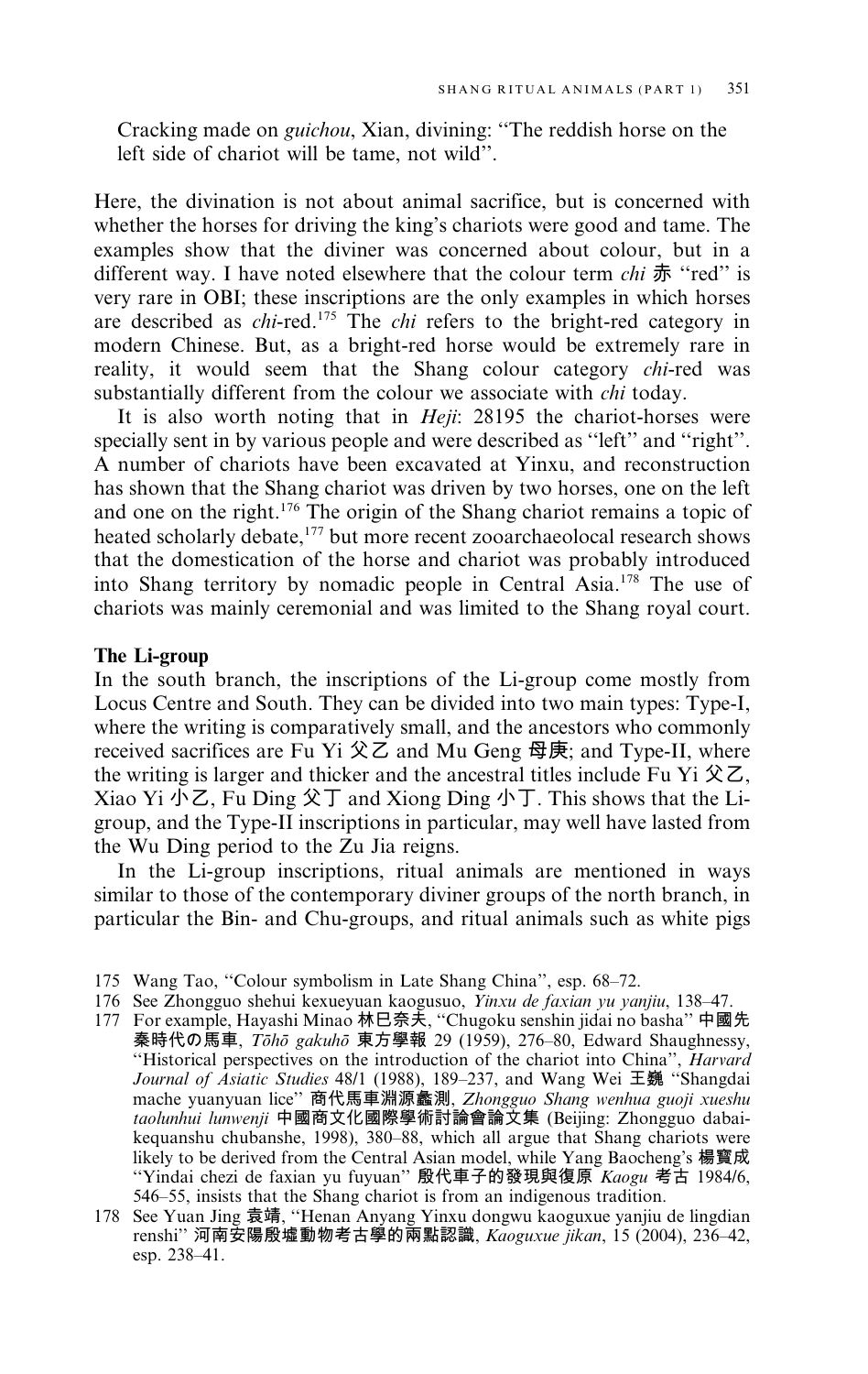Cracking made on *guichou*, Xian, divining: "The reddish horse on the left side of chariot will be tame, not wild".

Here, the divination is not about animal sacrifice, but is concerned with whether the horses for driving the king's chariots were good and tame. The examples show that the diviner was concerned about colour, but in a different way. I have noted elsewhere that the colour term *chi* 赤 "red" is very rare in OBI; these inscriptions are the only examples in which horses are described as *chi*-red.[175] The *chi* refers to the bright-red category in modern Chinese. But, as a bright-red horse would be extremely rare in reality, it would seem that the Shang colour category *chi*-red was substantially different from the colour we associate with *chi* today.

It is also worth noting that in *Heji*: 28195 the chariot-horses were specially sent in by various people and were described as "left" and "right". A number of chariots have been excavated at Yinxu, and reconstruction has shown that the Shang chariot was driven by two horses, one on the left and one on the right.[176] The origin of the Shang chariot remains a topic of heated scholarly debate,[177] but more recent zooarchaeolocal research shows that the domestication of the horse and chariot was probably introduced into Shang territory by nomadic people in Central Asia.[178] The use of chariots was mainly ceremonial and was limited to the Shang royal court.

**The Li-group**

In the south branch, the inscriptions of the Li-group come mostly from Locus Centre and South. They can be divided into two main types: Type-I, where the writing is comparatively small, and the ancestors who commonly received sacrifices are Fu Yi 父乙 and Mu Geng 母庚; and Type-II, where the writing is larger and thicker and the ancestral titles include Fu Yi 父乙, Xiao Yi 小乙, Fu Ding 父丁 and Xiong Ding 小丁. This shows that the Li-group, and the Type-II inscriptions in particular, may well have lasted from the Wu Ding period to the Zu Jia reigns.

In the Li-group inscriptions, ritual animals are mentioned in ways similar to those of the contemporary diviner groups of the north branch, in particular the Bin- and Chu-groups, and ritual animals such as white pigs

175 Wang Tao, "Colour symbolism in Late Shang China", esp. 68–72.

176 See Zhongguo shehui kexueyuan kaogusuo, *Yinxu de faxian yu yanjiu*, 138–47.

177 For example, Hayashi Minao 林巳奈夫, "Chugoku senshin jidai no basha" 中國先秦時代の馬車, *Tōhō gakuhō* 東方學報 29 (1959), 276–80, Edward Shaughnessy, "Historical perspectives on the introduction of the chariot into China", *Harvard Journal of Asiatic Studies* 48/1 (1988), 189–237, and Wang Wei 王巍 "Shangdai mache yuanyuan lice" 商代馬車淵源蠡測, *Zhongguo Shang wenhua guoji xueshu taolunhui lunwenji* 中國商文化國際學術討論會論文集 (Beijing: Zhongguo dabaikequanshu chubanshe, 1998), 380–88, which all argue that Shang chariots were likely to be derived from the Central Asian model, while Yang Baocheng's 楊寶成 "Yindai chezi de faxian yu fuyuan" 殷代車子的發現與復原 *Kaogu* 考古 1984/6, 546–55, insists that the Shang chariot is from an indigenous tradition.

178 See Yuan Jing 袁靖, "Henan Anyang Yinxu dongwu kaoguxue yanjiu de lingdian renshi" 河南安陽殷墟動物考古學的兩點認識, *Kaoguxue jikan*, 15 (2004), 236–42, esp. 238–41.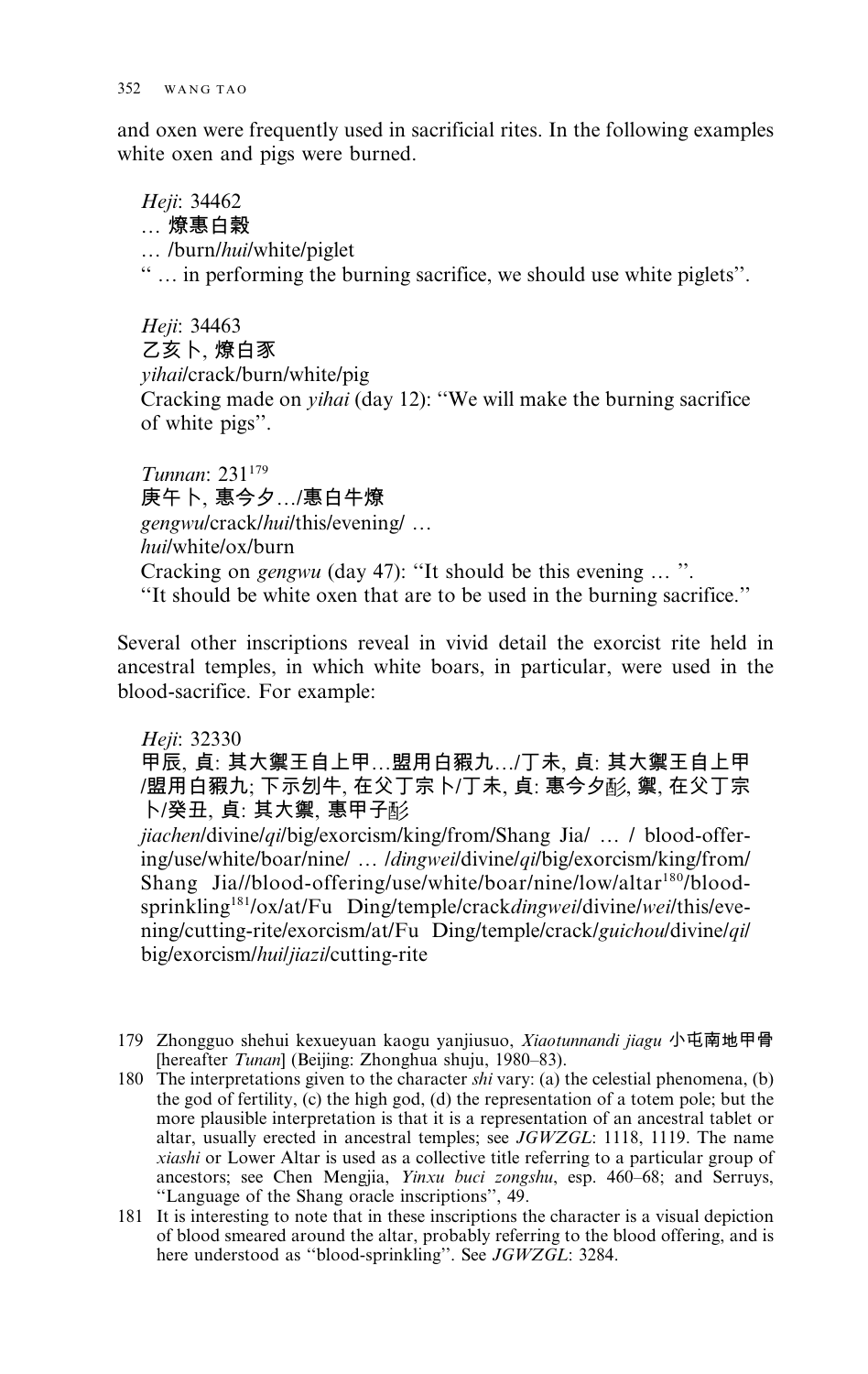and oxen were frequently used in sacrificial rites. In the following examples white oxen and pigs were burned.

*Heji*: 34462
… 燎惠白豰
… /burn/*hui*/white/piglet
" … in performing the burning sacrifice, we should use white piglets".

*Heji*: 34463
乙亥卜, 燎白豕
*yihai*/crack/burn/white/pig
Cracking made on *yihai* (day 12): "We will make the burning sacrifice of white pigs".

*Tunnan*: 231[179]
庚午卜, 惠今夕…/惠白牛燎
*gengwu*/crack/*hui*/this/evening/ …
*hui*/white/ox/burn
Cracking on *gengwu* (day 47): "It should be this evening … ".
"It should be white oxen that are to be used in the burning sacrifice."

Several other inscriptions reveal in vivid detail the exorcist rite held in ancestral temples, in which white boars, in particular, were used in the blood-sacrifice. For example:

*Heji*: 32330
甲辰, 貞: 其大禦王自上甲…盟用白豭九…/丁未, 貞: 其大禦王自上甲/盟用白豭九; 下示刉牛, 在父丁宗卜/丁未, 貞: 惠今夕酓, 禦, 在父丁宗卜/癸丑, 貞: 其大禦, 惠甲子酓
*jiachen*/divine/*qi*/big/exorcism/king/from/Shang Jia/ … / blood-offering/use/white/boar/nine/ … /*dingwei*/divine/*qi*/big/exorcism/king/from/Shang Jia//blood-offering/use/white/boar/nine/low/altar[180]/blood-sprinkling[181]/ox/at/Fu Ding/temple/crack*dingwei*/divine/*wei*/this/evening/cutting-rite/exorcism/at/Fu Ding/temple/crack/*guichou*/divine/*qi*/big/exorcism/*hui*/*jiazi*/cutting-rite

179 Zhongguo shehui kexueyuan kaogu yanjiusuo, *Xiaotunnandi jiagu* 小屯南地甲骨 [hereafter *Tunan*] (Beijing: Zhonghua shuju, 1980–83).

180 The interpretations given to the character *shi* vary: (a) the celestial phenomena, (b) the god of fertility, (c) the high god, (d) the representation of a totem pole; but the more plausible interpretation is that it is a representation of an ancestral tablet or altar, usually erected in ancestral temples; see *JGWZGL*: 1118, 1119. The name *xiashi* or Lower Altar is used as a collective title referring to a particular group of ancestors; see Chen Mengjia, *Yinxu buci zongshu*, esp. 460–68; and Serruys, "Language of the Shang oracle inscriptions", 49.

181 It is interesting to note that in these inscriptions the character is a visual depiction of blood smeared around the altar, probably referring to the blood offering, and is here understood as "blood-sprinkling". See *JGWZGL*: 3284.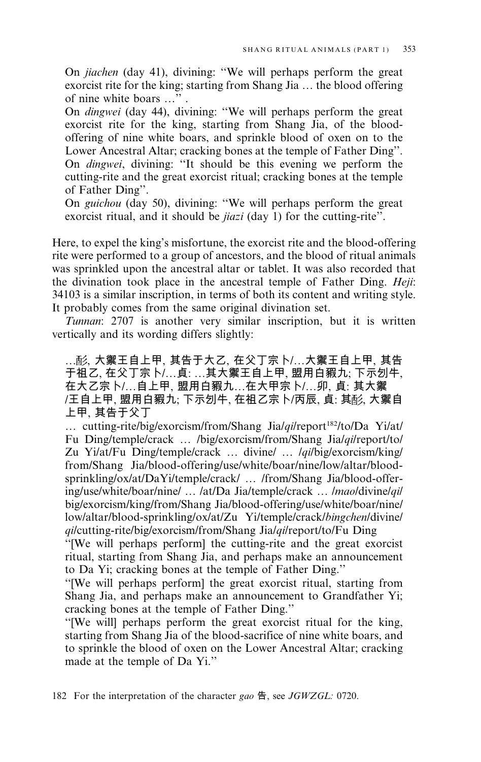On *jiachen* (day 41), divining: "We will perhaps perform the great exorcist rite for the king; starting from Shang Jia … the blood offering of nine white boars …" .
On *dingwei* (day 44), divining: "We will perhaps perform the great exorcist rite for the king, starting from Shang Jia, of the blood-offering of nine white boars, and sprinkle blood of oxen on to the Lower Ancestral Altar; cracking bones at the temple of Father Ding".
On *dingwei*, divining: "It should be this evening we perform the cutting-rite and the great exorcist ritual; cracking bones at the temple of Father Ding".
On *guichou* (day 50), divining: "We will perhaps perform the great exorcist ritual, and it should be *jiazi* (day 1) for the cutting-rite".

Here, to expel the king's misfortune, the exorcist rite and the blood-offering rite were performed to a group of ancestors, and the blood of ritual animals was sprinkled upon the ancestral altar or tablet. It was also recorded that the divination took place in the ancestral temple of Father Ding. *Heji*: 34103 is a similar inscription, in terms of both its content and writing style. It probably comes from the same original divination set.

*Tunnan*: 2707 is another very similar inscription, but it is written vertically and its wording differs slightly:

…彡, 大禦王自上甲, 其告于大乙, 在父丁宗卜/…大禦王自上甲, 其告于祖乙, 在父丁宗卜/…貞: …其大禦王自上甲, 盟用白豭九; 下示刉牛, 在大乙宗卜/…自上甲, 盟用白豭九…在大甲宗卜/…卯, 貞: 其大禦/王自上甲, 盟用白豭九; 下示刉牛, 在祖乙宗卜/丙辰, 貞: 其彡, 大禦自上甲, 其告于父丁

… cutting-rite/big/exorcism/from/Shang Jia/*qi*/report[182]/to/Da Yi/at/Fu Ding/temple/crack … /big/exorcism/from/Shang Jia/*qi*/report/to/Zu Yi/at/Fu Ding/temple/crack … divine/ … /*qi*/big/exorcism/king/from/Shang Jia/blood-offering/use/white/boar/nine/low/altar/blood-sprinkling/ox/at/DaYi/temple/crack/ … /from/Shang Jia/blood-offering/use/white/boar/nine/ … /at/Da Jia/temple/crack … /*mao*/divine/*qi*/big/exorcism/king/from/Shang Jia/blood-offering/use/white/boar/nine/low/altar/blood-sprinkling/ox/at/Zu Yi/temple/crack/*bingchen*/divine/*qi*/cutting-rite/big/exorcism/from/Shang Jia/*qi*/report/to/Fu Ding

"[We will perhaps perform] the cutting-rite and the great exorcist ritual, starting from Shang Jia, and perhaps make an announcement to Da Yi; cracking bones at the temple of Father Ding."

"[We will perhaps perform] the great exorcist ritual, starting from Shang Jia, and perhaps make an announcement to Grandfather Yi; cracking bones at the temple of Father Ding."

"[We will] perhaps perform the great exorcist ritual for the king, starting from Shang Jia of the blood-sacrifice of nine white boars, and to sprinkle the blood of oxen on the Lower Ancestral Altar; cracking made at the temple of Da Yi."

182 For the interpretation of the character *gao* 告, see *JGWZGL:* 0720.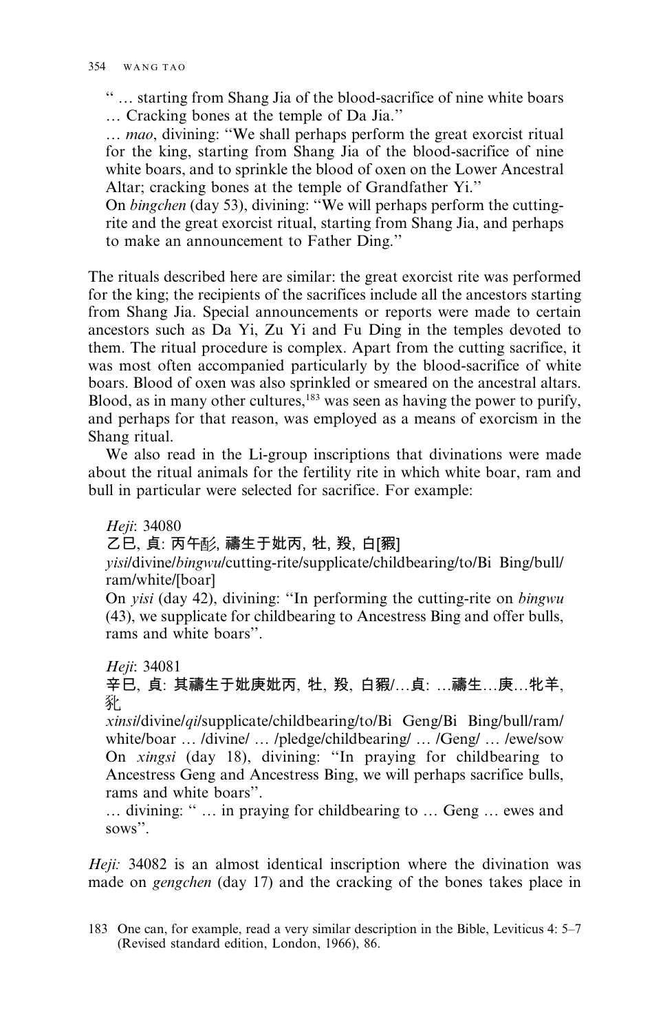" … starting from Shang Jia of the blood-sacrifice of nine white boars … Cracking bones at the temple of Da Jia."

… *mao*, divining: "We shall perhaps perform the great exorcist ritual for the king, starting from Shang Jia of the blood-sacrifice of nine white boars, and to sprinkle the blood of oxen on the Lower Ancestral Altar; cracking bones at the temple of Grandfather Yi."

On *bingchen* (day 53), divining: "We will perhaps perform the cutting-rite and the great exorcist ritual, starting from Shang Jia, and perhaps to make an announcement to Father Ding."

The rituals described here are similar: the great exorcist rite was performed for the king; the recipients of the sacrifices include all the ancestors starting from Shang Jia. Special announcements or reports were made to certain ancestors such as Da Yi, Zu Yi and Fu Ding in the temples devoted to them. The ritual procedure is complex. Apart from the cutting sacrifice, it was most often accompanied particularly by the blood-sacrifice of white boars. Blood of oxen was also sprinkled or smeared on the ancestral altars. Blood, as in many other cultures,[183] was seen as having the power to purify, and perhaps for that reason, was employed as a means of exorcism in the Shang ritual.

We also read in the Li-group inscriptions that divinations were made about the ritual animals for the fertility rite in which white boar, ram and bull in particular were selected for sacrifice. For example:

*Heji*: 34080

乙巳, 貞: 丙午酢, 禱生于妣丙, 牡, 羖, 白[豭]

*yisi*/divine/*bingwu*/cutting-rite/supplicate/childbearing/to/Bi Bing/bull/ram/white/[boar]

On *yisi* (day 42), divining: "In performing the cutting-rite on *bingwu* (43), we supplicate for childbearing to Ancestress Bing and offer bulls, rams and white boars".

*Heji*: 34081

辛巳, 貞: 其禱生于妣庚妣丙, 牡, 羖, 白豭/…貞: …禱生…庚…牝羊, 豼

*xinsi*/divine/*qi*/supplicate/childbearing/to/Bi Geng/Bi Bing/bull/ram/white/boar … /divine/ … /pledge/childbearing/ … /Geng/ … /ewe/sow

On *xingsi* (day 18), divining: "In praying for childbearing to Ancestress Geng and Ancestress Bing, we will perhaps sacrifice bulls, rams and white boars".

… divining: " … in praying for childbearing to … Geng … ewes and sows".

*Heji:* 34082 is an almost identical inscription where the divination was made on *gengchen* (day 17) and the cracking of the bones takes place in

183 One can, for example, read a very similar description in the Bible, Leviticus 4: 5–7 (Revised standard edition, London, 1966), 86.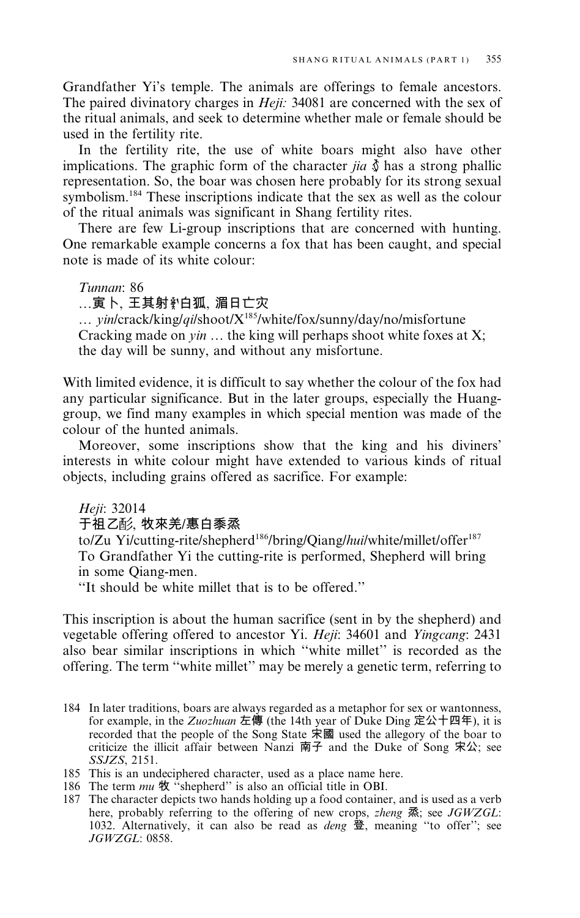Grandfather Yi's temple. The animals are offerings to female ancestors. The paired divinatory charges in *Heji:* 34081 are concerned with the sex of the ritual animals, and seek to determine whether male or female should be used in the fertility rite.

In the fertility rite, the use of white boars might also have other implications. The graphic form of the character *jia* 豭 has a strong phallic representation. So, the boar was chosen here probably for its strong sexual symbolism.[184] These inscriptions indicate that the sex as well as the colour of the ritual animals was significant in Shang fertility rites.

There are few Li-group inscriptions that are concerned with hunting. One remarkable example concerns a fox that has been caught, and special note is made of its white colour:

> *Tunnan*: 86
> …寅卜, 王其射𤜵白狐, 湄日亡灾
> … *yin*/crack/king/*qi*/shoot/X[185]/white/fox/sunny/day/no/misfortune
> Cracking made on *yin* … the king will perhaps shoot white foxes at X; the day will be sunny, and without any misfortune.

With limited evidence, it is difficult to say whether the colour of the fox had any particular significance. But in the later groups, especially the Huang-group, we find many examples in which special mention was made of the colour of the hunted animals.

Moreover, some inscriptions show that the king and his diviners' interests in white colour might have extended to various kinds of ritual objects, including grains offered as sacrifice. For example:

> *Heji*: 32014
> 于祖乙彡, 牧來羌/惠白黍烝
> to/Zu Yi/cutting-rite/shepherd[186]/bring/Qiang/*hui*/white/millet/offer[187]
> To Grandfather Yi the cutting-rite is performed, Shepherd will bring in some Qiang-men.
> "It should be white millet that is to be offered."

This inscription is about the human sacrifice (sent in by the shepherd) and vegetable offering offered to ancestor Yi. *Heji*: 34601 and *Yingcang*: 2431 also bear similar inscriptions in which "white millet" is recorded as the offering. The term "white millet" may be merely a genetic term, referring to

---

184 In later traditions, boars are always regarded as a metaphor for sex or wantonness, for example, in the *Zuozhuan* 左傳 (the 14th year of Duke Ding 定公十四年), it is recorded that the people of the Song State 宋國 used the allegory of the boar to criticize the illicit affair between Nanzi 南子 and the Duke of Song 宋公; see *SSJZS*, 2151.

185 This is an undeciphered character, used as a place name here.

186 The term *mu* 牧 "shepherd" is also an official title in OBI.

187 The character depicts two hands holding up a food container, and is used as a verb here, probably referring to the offering of new crops, *zheng* 烝; see *JGWZGL*: 1032. Alternatively, it can also be read as *deng* 登, meaning "to offer"; see *JGWZGL*: 0858.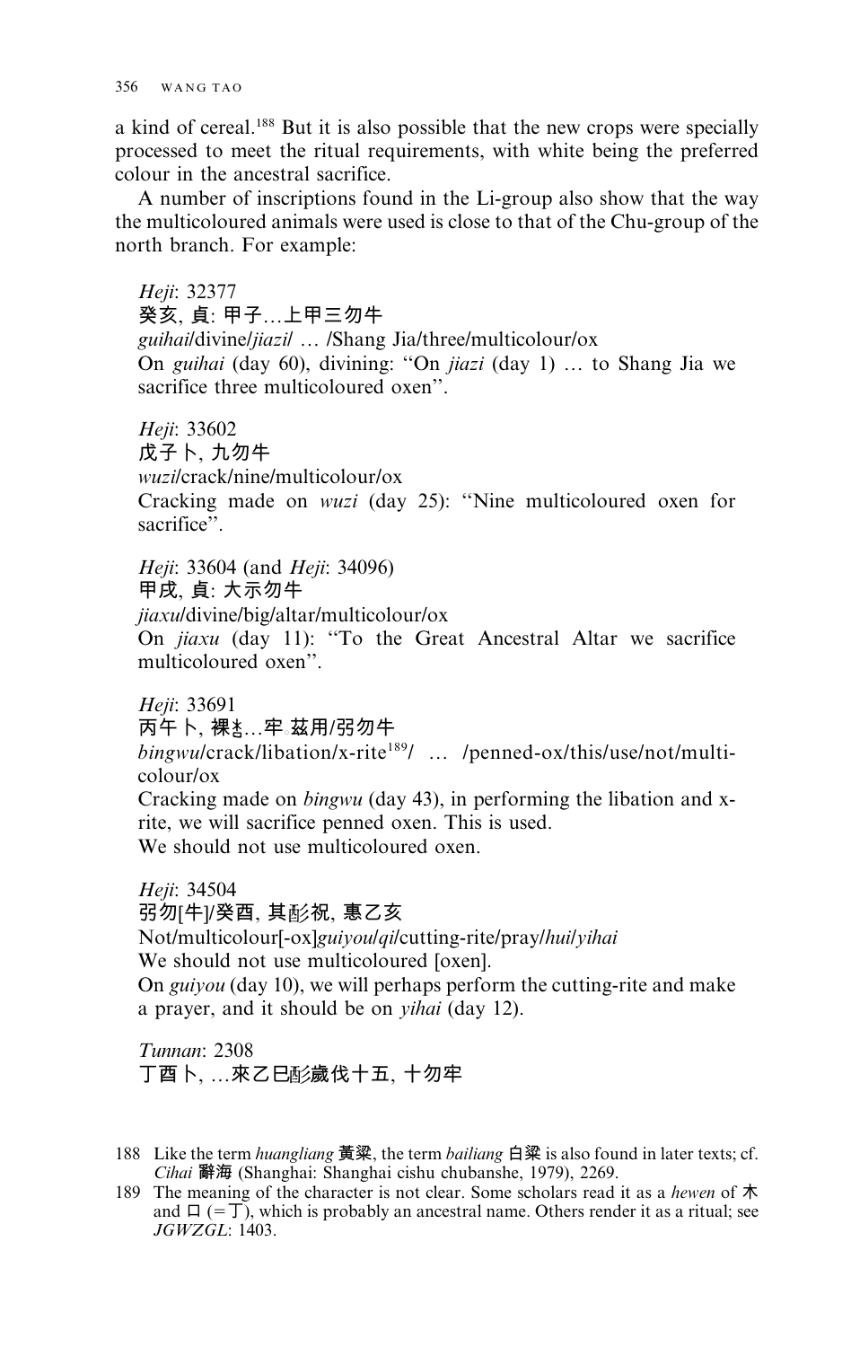a kind of cereal.[188] But it is also possible that the new crops were specially processed to meet the ritual requirements, with white being the preferred colour in the ancestral sacrifice.

A number of inscriptions found in the Li-group also show that the way the multicoloured animals were used is close to that of the Chu-group of the north branch. For example:

*Heji*: 32377
癸亥, 貞: 甲子…上甲三勿牛
*guihai*/divine/*jiazi*/ … /Shang Jia/three/multicolour/ox
On *guihai* (day 60), divining: "On *jiazi* (day 1) … to Shang Jia we sacrifice three multicoloured oxen".

*Heji*: 33602
戊子卜, 九勿牛
*wuzi*/crack/nine/multicolour/ox
Cracking made on *wuzi* (day 25): "Nine multicoloured oxen for sacrifice".

*Heji*: 33604 (and *Heji*: 34096)
甲戌, 貞: 大示勿牛
*jiaxu*/divine/big/altar/multicolour/ox
On *jiaxu* (day 11): "To the Great Ancestral Altar we sacrifice multicoloured oxen".

*Heji*: 33691
丙午卜, 祼𣏟…牢 茲用/弜勿牛
*bingwu*/crack/libation/x-rite[189]/ … /penned-ox/this/use/not/multicolour/ox
Cracking made on *bingwu* (day 43), in performing the libation and x-rite, we will sacrifice penned oxen. This is used.
We should not use multicoloured oxen.

*Heji*: 34504
弜勿[牛]/癸酉, 其酓祝, 惠乙亥
Not/multicolour[-ox]*guiyou*/*qi*/cutting-rite/pray/*hui*/*yihai*
We should not use multicoloured [oxen].
On *guiyou* (day 10), we will perhaps perform the cutting-rite and make a prayer, and it should be on *yihai* (day 12).

*Tunnan*: 2308
丁酉卜, …來乙巳酓歲伐十五, 十勿牢

188 Like the term *huangliang* 黃梁, the term *bailiang* 白梁 is also found in later texts; cf. *Cihai* 辭海 (Shanghai: Shanghai cishu chubanshe, 1979), 2269.

189 The meaning of the character is not clear. Some scholars read it as a *hewen* of 木 and 口 (=丁), which is probably an ancestral name. Others render it as a ritual; see *JGWZGL*: 1403.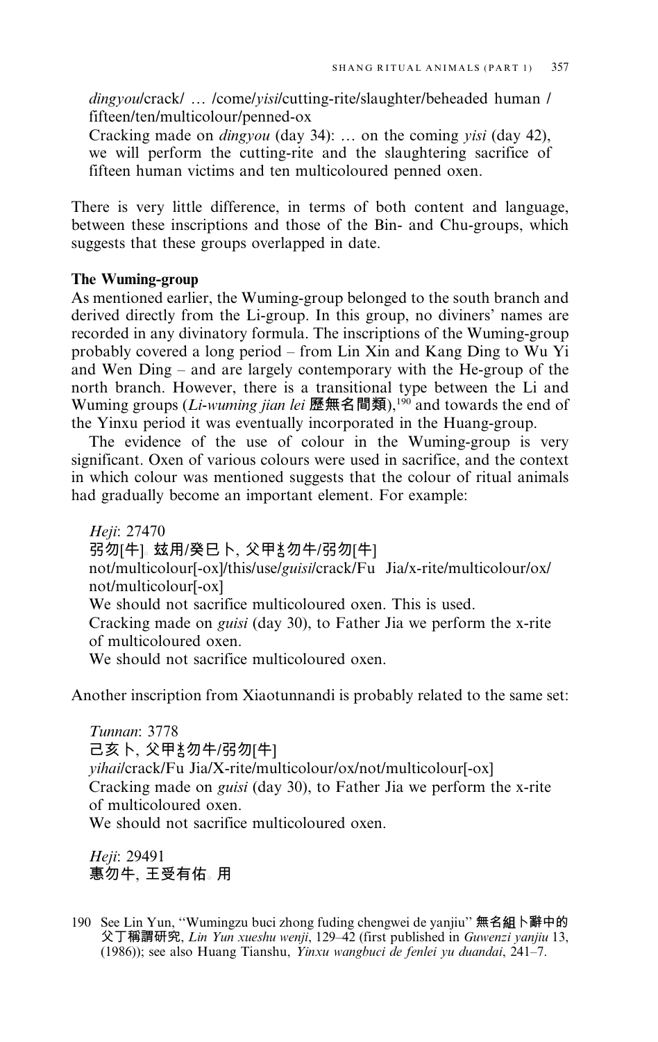*dingyou*/crack/ … /come/*yisi*/cutting-rite/slaughter/beheaded human / fifteen/ten/multicolour/penned-ox
Cracking made on *dingyou* (day 34): … on the coming *yisi* (day 42), we will perform the cutting-rite and the slaughtering sacrifice of fifteen human victims and ten multicoloured penned oxen.

There is very little difference, in terms of both content and language, between these inscriptions and those of the Bin- and Chu-groups, which suggests that these groups overlapped in date.

**The Wuming-group**

As mentioned earlier, the Wuming-group belonged to the south branch and derived directly from the Li-group. In this group, no diviners' names are recorded in any divinatory formula. The inscriptions of the Wuming-group probably covered a long period – from Lin Xin and Kang Ding to Wu Yi and Wen Ding – and are largely contemporary with the He-group of the north branch. However, there is a transitional type between the Li and Wuming groups (*Li-wuming jian lei* 歷無名間類),[190] and towards the end of the Yinxu period it was eventually incorporated in the Huang-group.

The evidence of the use of colour in the Wuming-group is very significant. Oxen of various colours were used in sacrifice, and the context in which colour was mentioned suggests that the colour of ritual animals had gradually become an important element. For example:

*Heji*: 27470
弜勿[牛]。玆用/癸巳卜, 父甲𢦏勿牛/弜勿[牛]
not/multicolour[-ox]/this/use/*guisi*/crack/Fu Jia/x-rite/multicolour/ox/not/multicolour[-ox]
We should not sacrifice multicoloured oxen. This is used.
Cracking made on *guisi* (day 30), to Father Jia we perform the x-rite of multicoloured oxen.
We should not sacrifice multicoloured oxen.

Another inscription from Xiaotunnandi is probably related to the same set:

*Tunnan*: 3778
己亥卜, 父甲𢦏勿牛/弜勿[牛]
*yihai*/crack/Fu Jia/X-rite/multicolour/ox/not/multicolour[-ox]
Cracking made on *guisi* (day 30), to Father Jia we perform the x-rite of multicoloured oxen.
We should not sacrifice multicoloured oxen.

*Heji*: 29491
叀勿牛, 王受有佑。用

190 See Lin Yun, "Wumingzu buci zhong fuding chengwei de yanjiu" 無名組卜辭中的父丁稱謂研究, *Lin Yun xueshu wenji*, 129–42 (first published in *Guwenzi yanjiu* 13, (1986)); see also Huang Tianshu, *Yinxu wangbuci de fenlei yu duandai*, 241–7.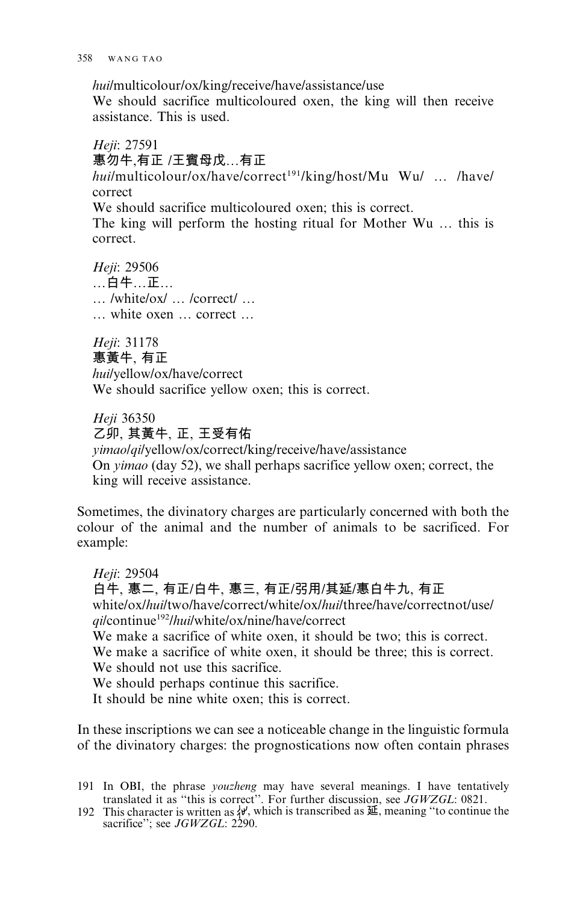*hui*/multicolour/ox/king/receive/have/assistance/use
We should sacrifice multicoloured oxen, the king will then receive assistance. This is used.

*Heji*: 27591
惠勿牛,有正 /王賓母戊…有正
*hui*/multicolour/ox/have/correct[191]/king/host/Mu Wu/ … /have/correct
We should sacrifice multicoloured oxen; this is correct.
The king will perform the hosting ritual for Mother Wu … this is correct.

*Heji*: 29506
…白牛…正…
… /white/ox/ … /correct/ …
… white oxen … correct …

*Heji*: 31178
惠黃牛, 有正
*hui*/yellow/ox/have/correct
We should sacrifice yellow oxen; this is correct.

*Heji* 36350
乙卯, 其黃牛, 正, 王受有佑
*yimao*/*qi*/yellow/ox/correct/king/receive/have/assistance
On *yimao* (day 52), we shall perhaps sacrifice yellow oxen; correct, the king will receive assistance.

Sometimes, the divinatory charges are particularly concerned with both the colour of the animal and the number of animals to be sacrificed. For example:

*Heji*: 29504
白牛, 惠二, 有正/白牛, 惠三, 有正/弜用/其延/惠白牛九, 有正
white/ox/*hui*/two/have/correct/white/ox/*hui*/three/have/correctnot/use/*qi*/continue[192]/*hui*/white/ox/nine/have/correct
We make a sacrifice of white oxen, it should be two; this is correct.
We make a sacrifice of white oxen, it should be three; this is correct.
We should not use this sacrifice.
We should perhaps continue this sacrifice.
It should be nine white oxen; this is correct.

In these inscriptions we can see a noticeable change in the linguistic formula of the divinatory charges: the prognostications now often contain phrases

191 In OBI, the phrase *youzheng* may have several meanings. I have tentatively translated it as "this is correct". For further discussion, see *JGWZGL*: 0821.
192 This character is written as 㢟, which is transcribed as 延, meaning "to continue the sacrifice"; see *JGWZGL*: 2290.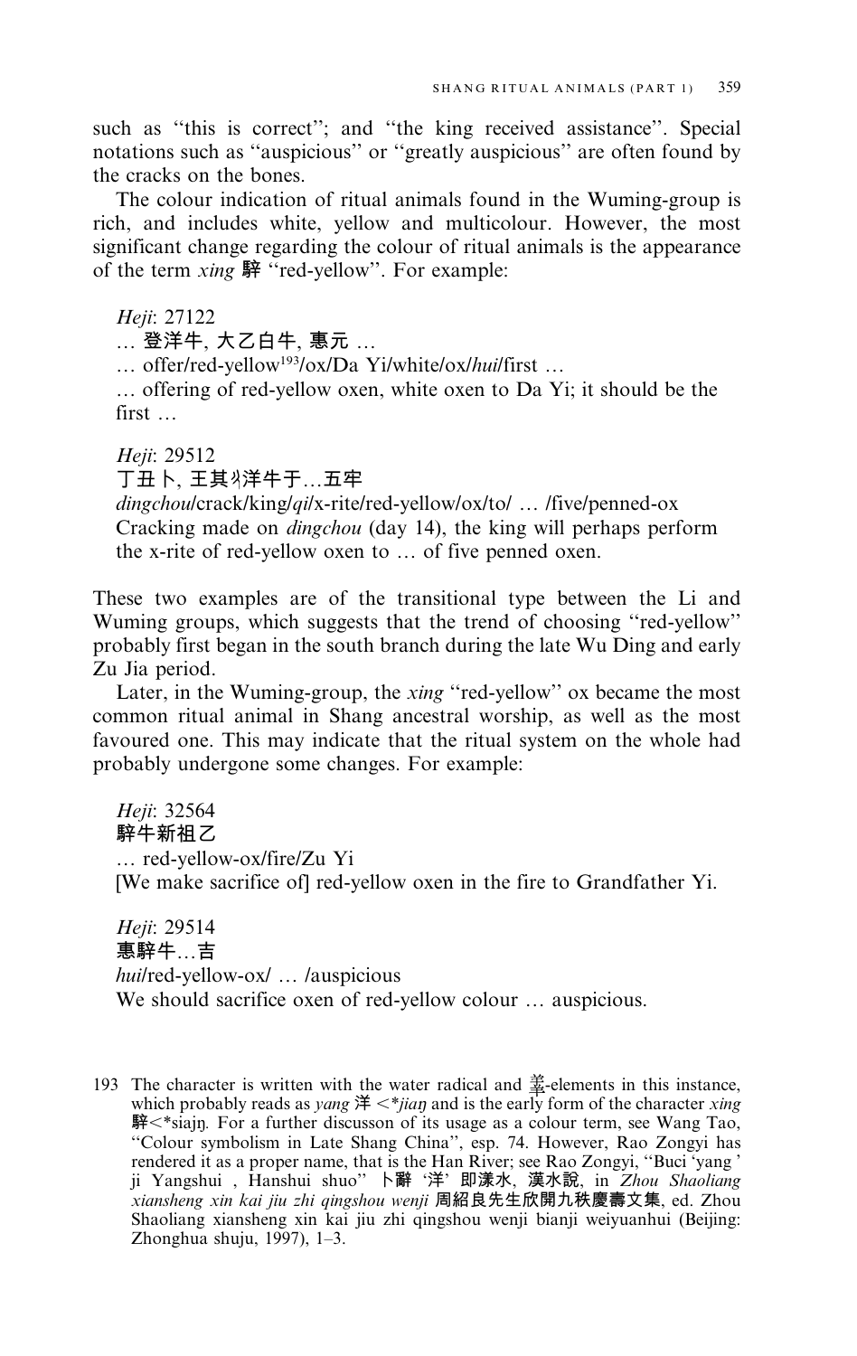such as "this is correct"; and "the king received assistance". Special notations such as "auspicious" or "greatly auspicious" are often found by the cracks on the bones.

The colour indication of ritual animals found in the Wuming-group is rich, and includes white, yellow and multicolour. However, the most significant change regarding the colour of ritual animals is the appearance of the term *xing* 騂 "red-yellow". For example:

*Heji*: 27122
… 登洋牛, 大乙白牛, 惠元 …
… offer/red-yellow[193]/ox/Da Yi/white/ox/*hui*/first …
… offering of red-yellow oxen, white oxen to Da Yi; it should be the first …

*Heji*: 29512
丁丑卜, 王其𠬝洋牛于…五牢
*dingchou*/crack/king/*qi*/x-rite/red-yellow/ox/to/ … /five/penned-ox
Cracking made on *dingchou* (day 14), the king will perhaps perform the x-rite of red-yellow oxen to … of five penned oxen.

These two examples are of the transitional type between the Li and Wuming groups, which suggests that the trend of choosing "red-yellow" probably first began in the south branch during the late Wu Ding and early Zu Jia period.

Later, in the Wuming-group, the *xing* "red-yellow" ox became the most common ritual animal in Shang ancestral worship, as well as the most favoured one. This may indicate that the ritual system on the whole had probably undergone some changes. For example:

*Heji*: 32564
騂牛新祖乙
… red-yellow-ox/fire/Zu Yi
[We make sacrifice of] red-yellow oxen in the fire to Grandfather Yi.

*Heji*: 29514
惠騂牛…吉
*hui*/red-yellow-ox/ … /auspicious
We should sacrifice oxen of red-yellow colour … auspicious.

193 The character is written with the water radical and 羊-elements in this instance, which probably reads as *yang* 洋 <\**jiaŋ* and is the early form of the character *xing* 騂<\*siajŋ. For a further discusson of its usage as a colour term, see Wang Tao, "Colour symbolism in Late Shang China", esp. 74. However, Rao Zongyi has rendered it as a proper name, that is the Han River; see Rao Zongyi, "Buci 'yang ' ji Yangshui , Hanshui shuo" 卜辭 '洋' 即漾水, 漢水說, in *Zhou Shaoliang xiansheng xin kai jiu zhi qingshou wenji* 周紹良先生欣開九秩慶壽文集, ed. Zhou Shaoliang xiansheng xin kai jiu zhi qingshou wenji bianji weiyuanhui (Beijing: Zhonghua shuju, 1997), 1–3.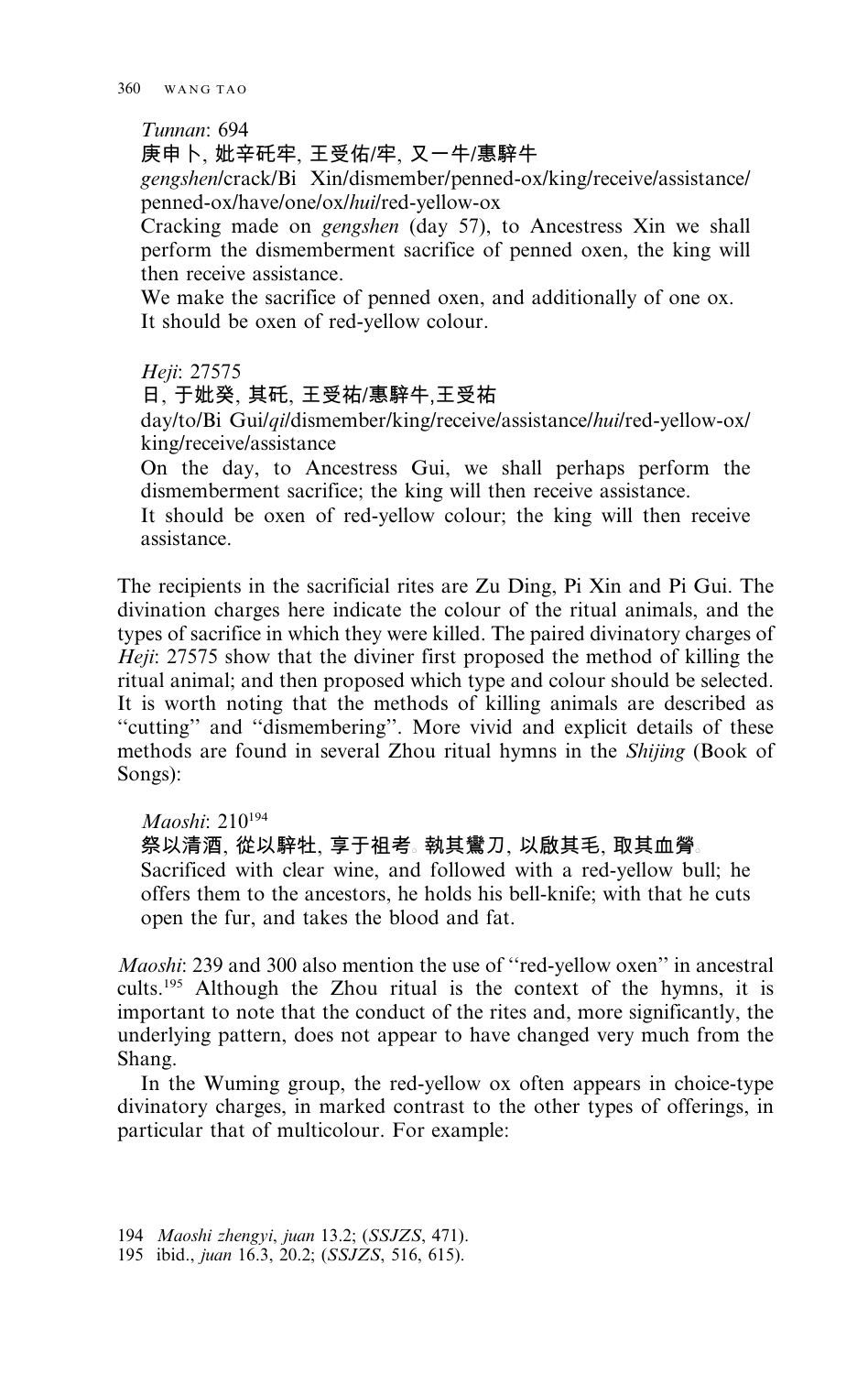*Tunnan*: 694

庚申卜, 妣辛矺牢, 王受佑/牢, 又一牛/惠騂牛

*gengshen*/crack/Bi Xin/dismember/penned-ox/king/receive/assistance/penned-ox/have/one/ox/*hui*/red-yellow-ox

Cracking made on *gengshen* (day 57), to Ancestress Xin we shall perform the dismemberment sacrifice of penned oxen, the king will then receive assistance.

We make the sacrifice of penned oxen, and additionally of one ox.

It should be oxen of red-yellow colour.

*Heji*: 27575

日, 于妣癸, 其矺, 王受祐/惠騂牛,王受祐

day/to/Bi Gui/*qi*/dismember/king/receive/assistance/*hui*/red-yellow-ox/king/receive/assistance

On the day, to Ancestress Gui, we shall perhaps perform the dismemberment sacrifice; the king will then receive assistance.

It should be oxen of red-yellow colour; the king will then receive assistance.

The recipients in the sacrificial rites are Zu Ding, Pi Xin and Pi Gui. The divination charges here indicate the colour of the ritual animals, and the types of sacrifice in which they were killed. The paired divinatory charges of *Heji*: 27575 show that the diviner first proposed the method of killing the ritual animal; and then proposed which type and colour should be selected. It is worth noting that the methods of killing animals are described as ''cutting'' and ''dismembering''. More vivid and explicit details of these methods are found in several Zhou ritual hymns in the *Shijing* (Book of Songs):

*Maoshi*: 210[194]

祭以清酒, 從以騂牡, 享于祖考。執其鸞刀, 以啟其毛, 取其血膋。

Sacrificed with clear wine, and followed with a red-yellow bull; he offers them to the ancestors, he holds his bell-knife; with that he cuts open the fur, and takes the blood and fat.

*Maoshi*: 239 and 300 also mention the use of ''red-yellow oxen'' in ancestral cults.[195] Although the Zhou ritual is the context of the hymns, it is important to note that the conduct of the rites and, more significantly, the underlying pattern, does not appear to have changed very much from the Shang.

In the Wuming group, the red-yellow ox often appears in choice-type divinatory charges, in marked contrast to the other types of offerings, in particular that of multicolour. For example:

194 *Maoshi zhengyi*, *juan* 13.2; (*SSJZS*, 471).

195 ibid., *juan* 16.3, 20.2; (*SSJZS*, 516, 615).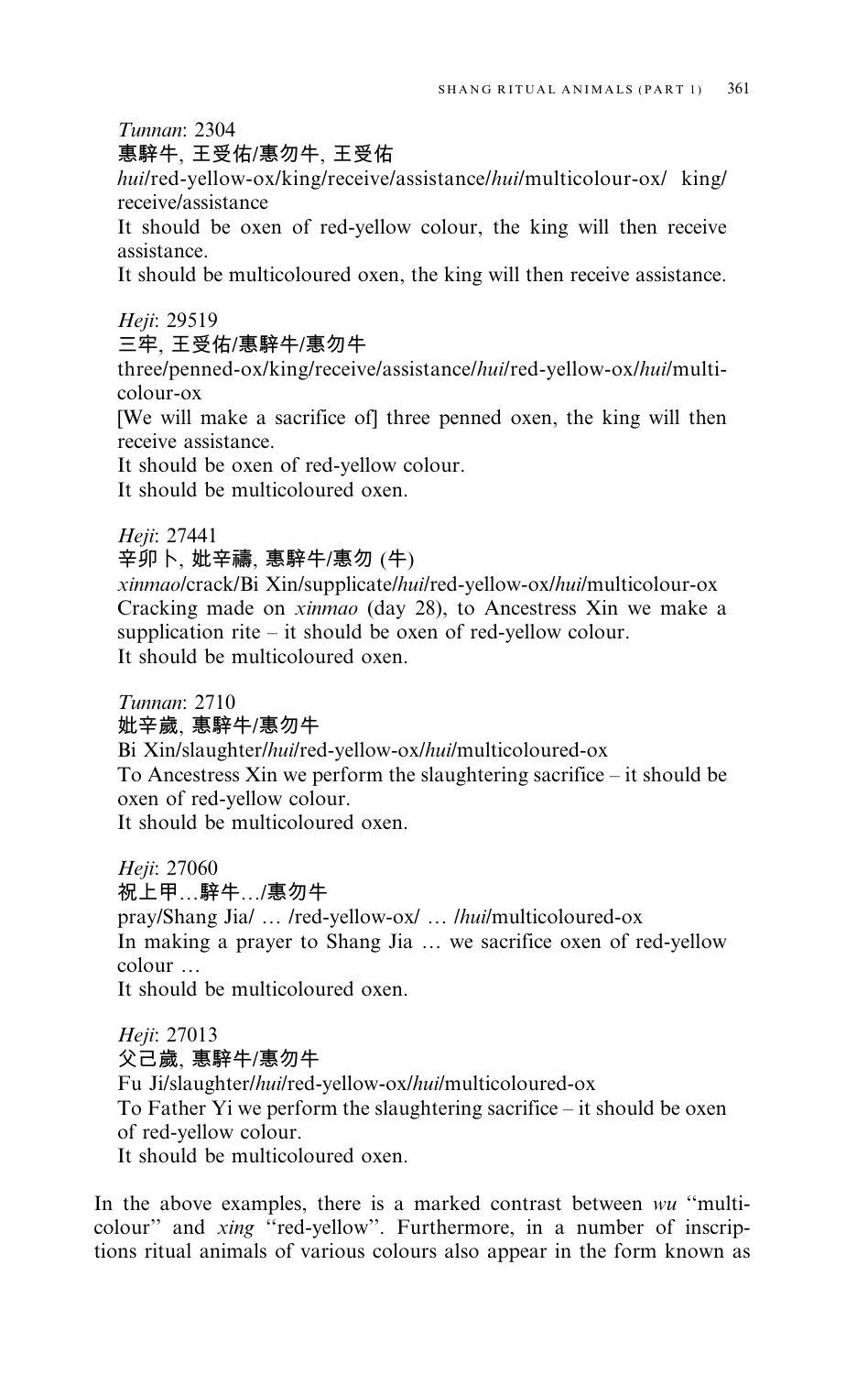*Tunnan*: 2304
叀騂牛, 王受佑/叀勿牛, 王受佑
*hui*/red-yellow-ox/king/receive/assistance/*hui*/multicolour-ox/ king/receive/assistance
It should be oxen of red-yellow colour, the king will then receive assistance.
It should be multicoloured oxen, the king will then receive assistance.

*Heji*: 29519
三牢, 王受佑/叀騂牛/叀勿牛
three/penned-ox/king/receive/assistance/*hui*/red-yellow-ox/*hui*/multi-colour-ox
[We will make a sacrifice of] three penned oxen, the king will then receive assistance.
It should be oxen of red-yellow colour.
It should be multicoloured oxen.

*Heji*: 27441
辛卯卜, 妣辛禱, 叀騂牛/叀勿 (牛)
*xinmao*/crack/Bi Xin/supplicate/*hui*/red-yellow-ox/*hui*/multicolour-ox
Cracking made on *xinmao* (day 28), to Ancestress Xin we make a supplication rite – it should be oxen of red-yellow colour.
It should be multicoloured oxen.

*Tunnan*: 2710
妣辛歲, 叀騂牛/叀勿牛
Bi Xin/slaughter/*hui*/red-yellow-ox/*hui*/multicoloured-ox
To Ancestress Xin we perform the slaughtering sacrifice – it should be oxen of red-yellow colour.
It should be multicoloured oxen.

*Heji*: 27060
祝上甲…騂牛…/叀勿牛
pray/Shang Jia/ … /red-yellow-ox/ … /*hui*/multicoloured-ox
In making a prayer to Shang Jia … we sacrifice oxen of red-yellow colour …
It should be multicoloured oxen.

*Heji*: 27013
父己歲, 叀騂牛/叀勿牛
Fu Ji/slaughter/*hui*/red-yellow-ox/*hui*/multicoloured-ox
To Father Yi we perform the slaughtering sacrifice – it should be oxen of red-yellow colour.
It should be multicoloured oxen.

In the above examples, there is a marked contrast between *wu* "multi-colour" and *xing* "red-yellow". Furthermore, in a number of inscriptions ritual animals of various colours also appear in the form known as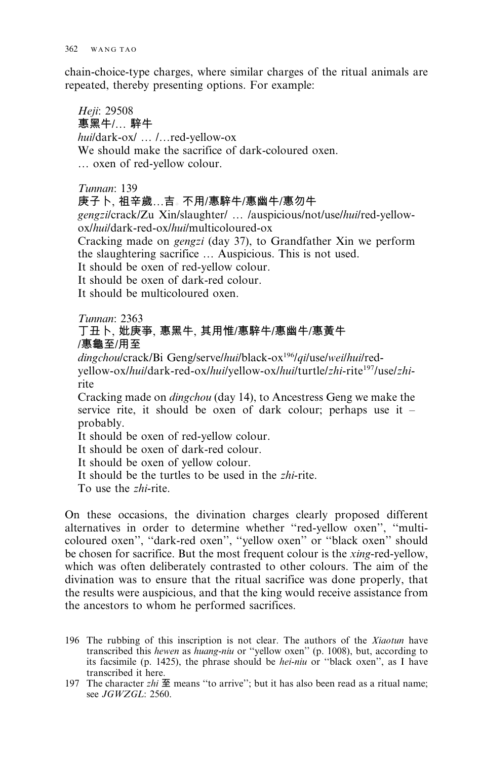chain-choice-type charges, where similar charges of the ritual animals are repeated, thereby presenting options. For example:

*Heji*: 29508
惠黑牛/… 騂牛
*hui*/dark-ox/ … /…red-yellow-ox
We should make the sacrifice of dark-coloured oxen.
… oxen of red-yellow colour.

*Tunnan*: 139
庚子卜, 祖辛歲…吉。不用/惠騂牛/惠幽牛/惠勿牛
*gengzi*/crack/Zu Xin/slaughter/ … /auspicious/not/use/*hui*/red-yellow-ox/*hui*/dark-red-ox/*hui*/multicoloured-ox
Cracking made on *gengzi* (day 37), to Grandfather Xin we perform the slaughtering sacrifice … Auspicious. This is not used.
It should be oxen of red-yellow colour.
It should be oxen of dark-red colour.
It should be multicoloured oxen.

*Tunnan*: 2363
丁丑卜, 妣庚事, 惠黑牛, 其用惟/惠騂牛/惠幽牛/惠黃牛/惠龜至/用至
*dingchou*/crack/Bi Geng/serve/*hui*/black-ox[196]/*qi*/use/*wei*/*hui*/red-yellow-ox/*hui*/dark-red-ox/*hui*/yellow-ox/*hui*/turtle/*zhi*-rite[197]/use/*zhi*-rite
Cracking made on *dingchou* (day 14), to Ancestress Geng we make the service rite, it should be oxen of dark colour; perhaps use it – probably.
It should be oxen of red-yellow colour.
It should be oxen of dark-red colour.
It should be oxen of yellow colour.
It should be the turtles to be used in the *zhi*-rite.
To use the *zhi*-rite.

On these occasions, the divination charges clearly proposed different alternatives in order to determine whether "red-yellow oxen", "multi-coloured oxen", "dark-red oxen", "yellow oxen" or "black oxen" should be chosen for sacrifice. But the most frequent colour is the *xing*-red-yellow, which was often deliberately contrasted to other colours. The aim of the divination was to ensure that the ritual sacrifice was done properly, that the results were auspicious, and that the king would receive assistance from the ancestors to whom he performed sacrifices.

196 The rubbing of this inscription is not clear. The authors of the *Xiaotun* have transcribed this *hewen* as *huang-niu* or "yellow oxen" (p. 1008), but, according to its facsimile (p. 1425), the phrase should be *hei-niu* or "black oxen", as I have transcribed it here.

197 The character *zhi* 至 means "to arrive"; but it has also been read as a ritual name; see *JGWZGL*: 2560.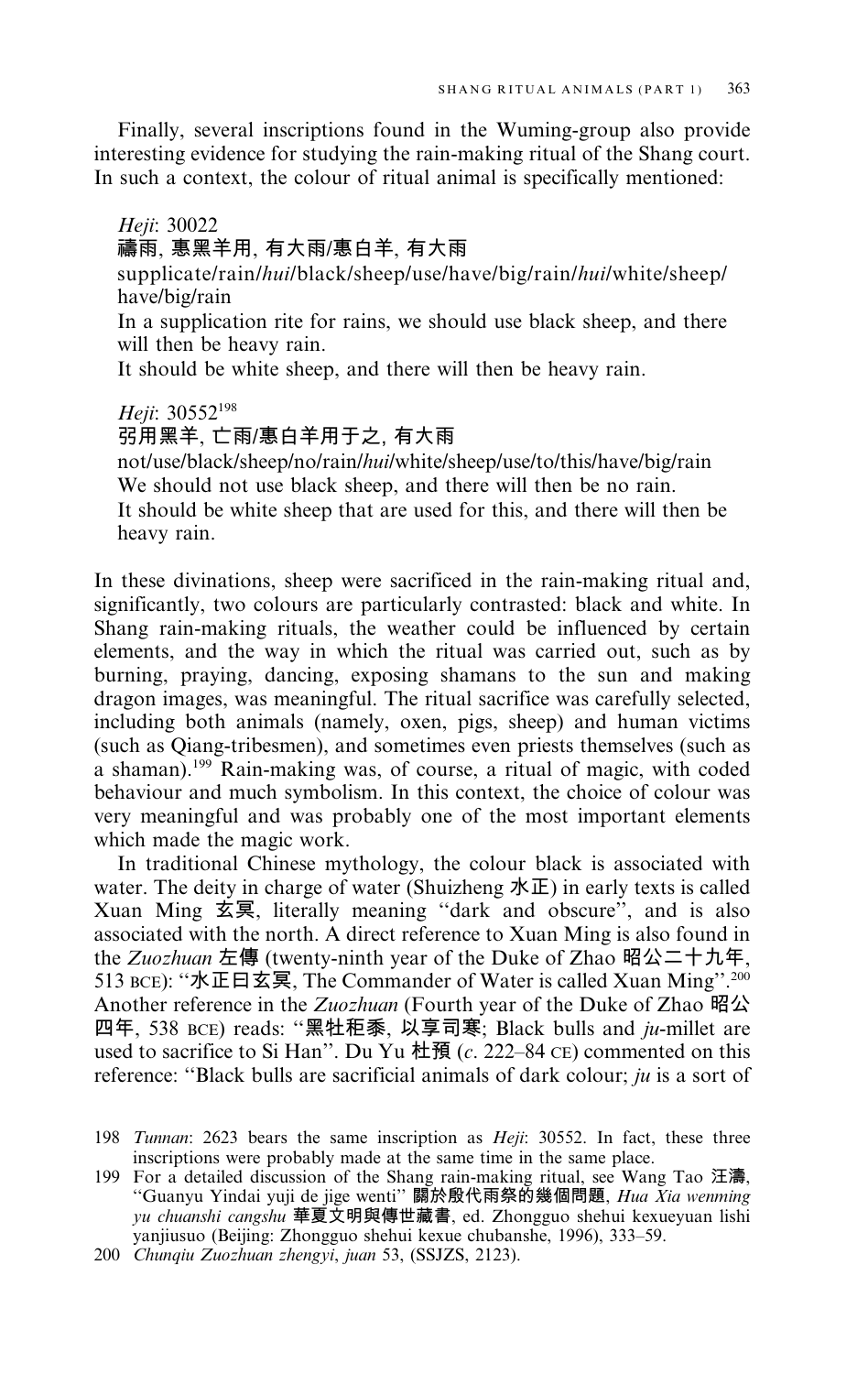Finally, several inscriptions found in the Wuming-group also provide interesting evidence for studying the rain-making ritual of the Shang court. In such a context, the colour of ritual animal is specifically mentioned:

*Heji*: 30022
**禱雨, 惠黑羊用, 有大雨/惠白羊, 有大雨**
supplicate/rain//*hui*/black/sheep/use/have/big/rain//*hui*/white/sheep/have/big/rain
In a supplication rite for rains, we should use black sheep, and there will then be heavy rain.
It should be white sheep, and there will then be heavy rain.

*Heji*: 30552[198]
**弜用黑羊, 亡雨/惠白羊用于之, 有大雨**
not/use/black/sheep/no/rain//*hui*/white/sheep/use/to/this/have/big/rain
We should not use black sheep, and there will then be no rain.
It should be white sheep that are used for this, and there will then be heavy rain.

In these divinations, sheep were sacrificed in the rain-making ritual and, significantly, two colours are particularly contrasted: black and white. In Shang rain-making rituals, the weather could be influenced by certain elements, and the way in which the ritual was carried out, such as by burning, praying, dancing, exposing shamans to the sun and making dragon images, was meaningful. The ritual sacrifice was carefully selected, including both animals (namely, oxen, pigs, sheep) and human victims (such as Qiang-tribesmen), and sometimes even priests themselves (such as a shaman).[199] Rain-making was, of course, a ritual of magic, with coded behaviour and much symbolism. In this context, the choice of colour was very meaningful and was probably one of the most important elements which made the magic work.

In traditional Chinese mythology, the colour black is associated with water. The deity in charge of water (Shuizheng 水正) in early texts is called Xuan Ming 玄冥, literally meaning "dark and obscure", and is also associated with the north. A direct reference to Xuan Ming is also found in the *Zuozhuan* 左傳 (twenty-ninth year of the Duke of Zhao 昭公二十九年, 513 BCE): "水正曰玄冥, The Commander of Water is called Xuan Ming".[200] Another reference in the *Zuozhuan* (Fourth year of the Duke of Zhao 昭公四年, 538 BCE) reads: "黑牡秬黍, 以享司寒; Black bulls and *ju*-millet are used to sacrifice to Si Han". Du Yu 杜預 (*c*. 222–84 CE) commented on this reference: "Black bulls are sacrificial animals of dark colour; *ju* is a sort of

198 *Tunnan*: 2623 bears the same inscription as *Heji*: 30552. In fact, these three inscriptions were probably made at the same time in the same place.

199 For a detailed discussion of the Shang rain-making ritual, see Wang Tao 汪濤, "Guanyu Yindai yuji de jige wenti" 關於殷代雨祭的幾個問題, *Hua Xia wenming yu chuanshi cangshu* 華夏文明與傳世藏書, ed. Zhongguo shehui kexueyuan lishi yanjiusuo (Beijing: Zhongguo shehui kexue chubanshe, 1996), 333–59.

200 *Chunqiu Zuozhuan zhengyi*, *juan* 53, (SSJZS, 2123).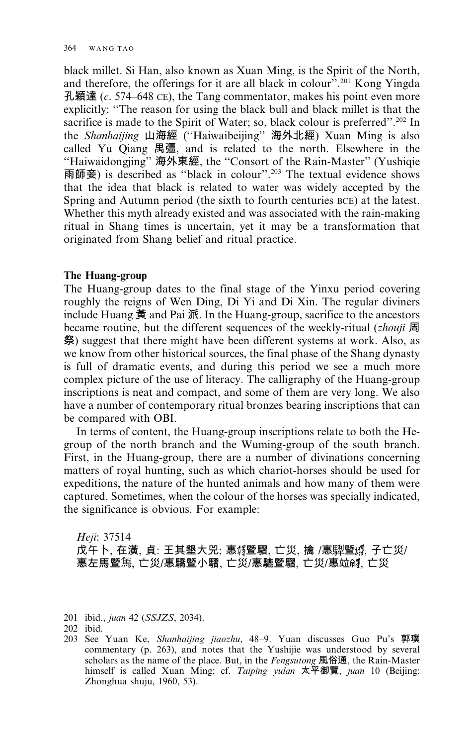black millet. Si Han, also known as Xuan Ming, is the Spirit of the North, and therefore, the offerings for it are all black in colour".[201] Kong Yingda 孔穎達 (*c*. 574–648 CE), the Tang commentator, makes his point even more explicitly: "The reason for using the black bull and black millet is that the sacrifice is made to the Spirit of Water; so, black colour is preferred".[202] In the *Shanhaijing* 山海經 ("Haiwaibeijing" 海外北經) Xuan Ming is also called Yu Qiang 禺彊, and is related to the north. Elsewhere in the "Haiwaidongjing" 海外東經, the "Consort of the Rain-Master" (Yushiqie 雨師妾) is described as "black in colour".[203] The textual evidence shows that the idea that black is related to water was widely accepted by the Spring and Autumn period (the sixth to fourth centuries BCE) at the latest. Whether this myth already existed and was associated with the rain-making ritual in Shang times is uncertain, yet it may be a transformation that originated from Shang belief and ritual practice.

**The Huang-group**

The Huang-group dates to the final stage of the Yinxu period covering roughly the reigns of Wen Ding, Di Yi and Di Xin. The regular diviners include Huang 黃 and Pai 派. In the Huang-group, sacrifice to the ancestors became routine, but the different sequences of the weekly-ritual (*zhouji* 周祭) suggest that there might have been different systems at work. Also, as we know from other historical sources, the final phase of the Shang dynasty is full of dramatic events, and during this period we see a much more complex picture of the use of literacy. The calligraphy of the Huang-group inscriptions is neat and compact, and some of them are very long. We also have a number of contemporary ritual bronzes bearing inscriptions that can be compared with OBI.

In terms of content, the Huang-group inscriptions relate to both the He-group of the north branch and the Wuming-group of the south branch. First, in the Huang-group, there are a number of divinations concerning matters of royal hunting, such as which chariot-horses should be used for expeditions, the nature of the hunted animals and how many of them were captured. Sometimes, when the colour of the horses was specially indicated, the significance is obvious. For example:

*Heji*: 37514
戊午卜, 在潢, 貞: 王其墾大兕; 惠𩡧暨騽, 亡災, 擒 /惠騂暨𩧢, 子亡災/惠左馬暨𩢷, 亡災/惠驕暨小騽, 亡災/惠驪暨騽, 亡災/惠竝𩣡, 亡災

201 ibid., *juan* 42 (*SSJZS*, 2034).

202 ibid.

203 See Yuan Ke, *Shanhaijing jiaozhu*, 48–9. Yuan discusses Guo Pu's 郭璞 commentary (p. 263), and notes that the Yushijie was understood by several scholars as the name of the place. But, in the *Fengsutong* 風俗通, the Rain-Master himself is called Xuan Ming; cf. *Taiping yulan* 太平御覽, *juan* 10 (Beijing: Zhonghua shuju, 1960, 53).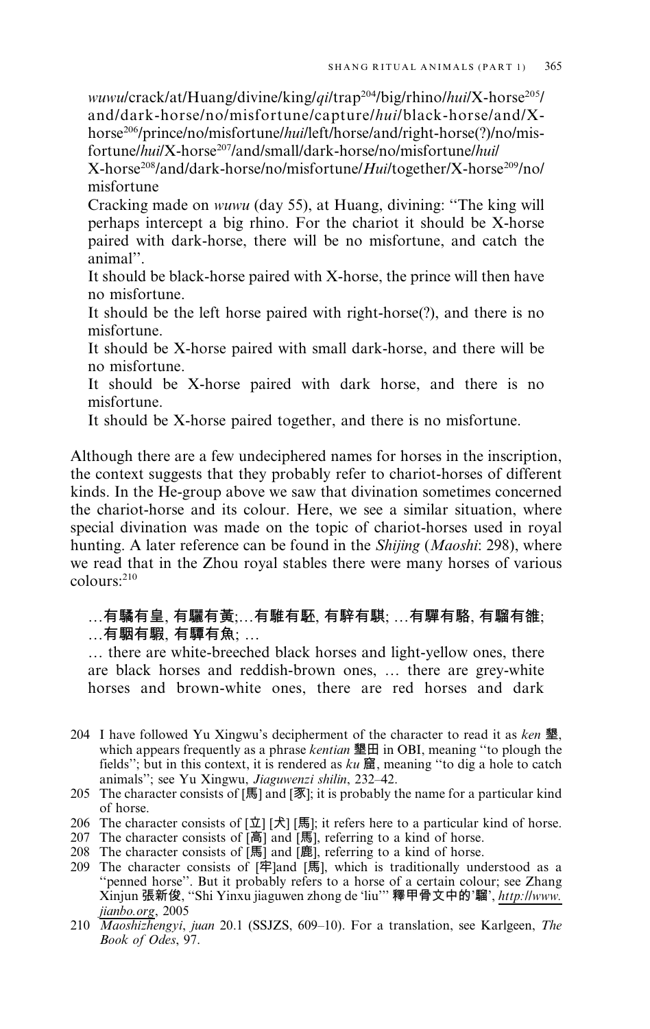*wuwu*/crack/at/Huang/divine/king/*qi*/trap[204]/big/rhino/*hui*/X-horse[205]/and/dark-horse/no/misfortune/capture/*hui*/black-horse/and/X-horse[206]/prince/no/misfortune/*hui*/left/horse/and/right-horse(?)/no/misfortune/*hui*/X-horse[207]/and/small/dark-horse/no/misfortune/*hui*/X-horse[208]/and/dark-horse/no/misfortune/*Hui*/together/X-horse[209]/no/misfortune

Cracking made on *wuwu* (day 55), at Huang, divining: "The king will perhaps intercept a big rhino. For the chariot it should be X-horse paired with dark-horse, there will be no misfortune, and catch the animal".

It should be black-horse paired with X-horse, the prince will then have no misfortune.

It should be the left horse paired with right-horse(?), and there is no misfortune.

It should be X-horse paired with small dark-horse, and there will be no misfortune.

It should be X-horse paired with dark horse, and there is no misfortune.

It should be X-horse paired together, and there is no misfortune.

Although there are a few undeciphered names for horses in the inscription, the context suggests that they probably refer to chariot-horses of different kinds. In the He-group above we saw that divination sometimes concerned the chariot-horse and its colour. Here, we see a similar situation, where special divination was made on the topic of chariot-horses used in royal hunting. A later reference can be found in the *Shijing* (*Maoshi*: 298), where we read that in the Zhou royal stables there were many horses of various colours:[210]

…有驈有皇, 有驪有黃;…有騅有駓, 有騂有騏; …有驒有駱, 有騮有雒; …有駰有騢, 有驔有魚; …

… there are white-breeched black horses and light-yellow ones, there are black horses and reddish-brown ones, … there are grey-white horses and brown-white ones, there are red horses and dark

204 I have followed Yu Xingwu's decipherment of the character to read it as *ken* 墾, which appears frequently as a phrase *kentian* 墾田 in OBI, meaning "to plough the fields"; but in this context, it is rendered as *ku* 窟, meaning "to dig a hole to catch animals"; see Yu Xingwu, *Jiaguwenzi shilin*, 232–42.

205 The character consists of [馬] and [豖]; it is probably the name for a particular kind of horse.

206 The character consists of [立] [犬] [馬]; it refers here to a particular kind of horse.

207 The character consists of [高] and [馬], referring to a kind of horse.

208 The character consists of [馬] and [鹿], referring to a kind of horse.

209 The character consists of [牢]and [馬], which is traditionally understood as a "penned horse". But it probably refers to a horse of a certain colour; see Zhang Xinjun 張新俊, "Shi Yinxu jiaguwen zhong de 'liu'" 釋甲骨文中的'騮', http://www.jianbo.org, 2005

210 *Maoshizhengyi*, *juan* 20.1 (SSJZS, 609–10). For a translation, see Karlgeen, *The Book of Odes*, 97.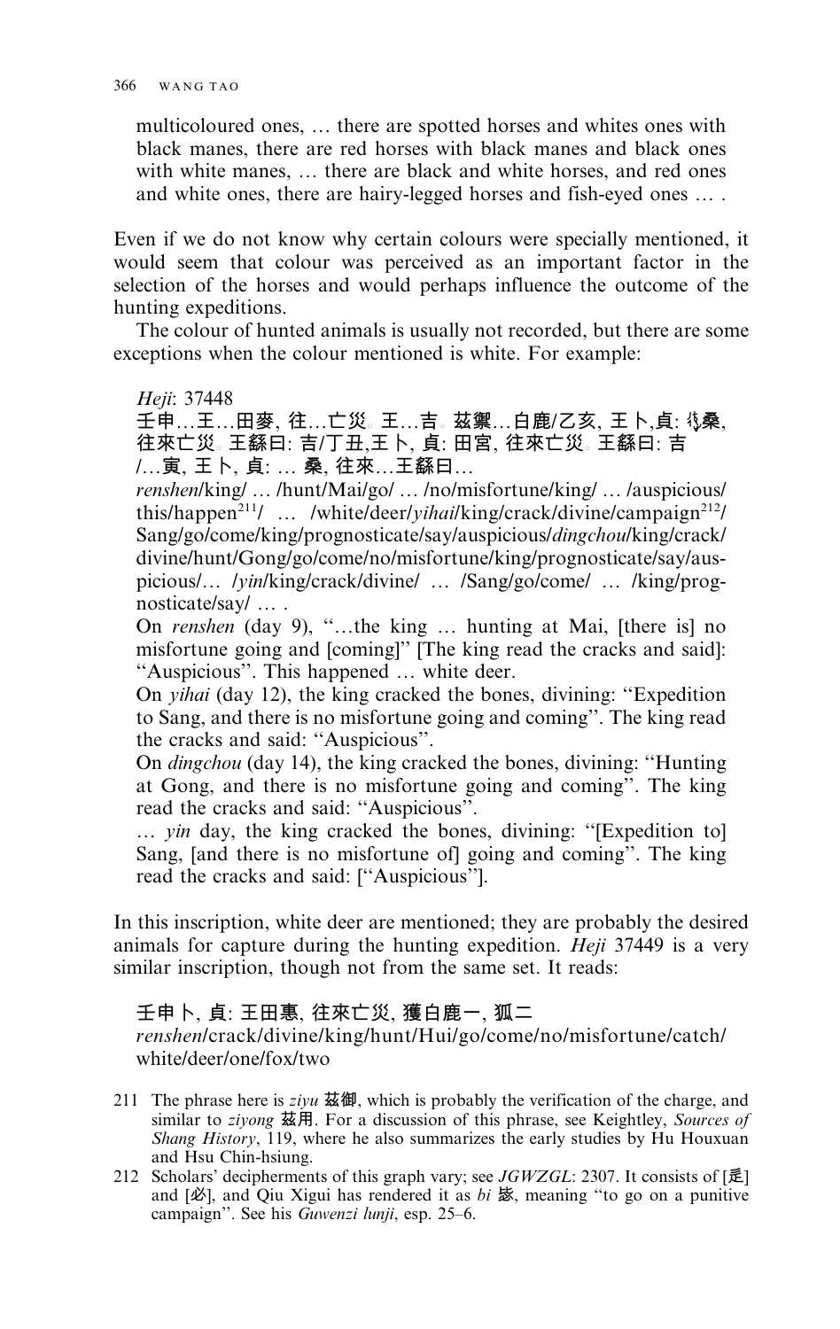multicoloured ones, … there are spotted horses and whites ones with black manes, there are red horses with black manes and black ones with white manes, … there are black and white horses, and red ones and white ones, there are hairy-legged horses and fish-eyed ones … .

Even if we do not know why certain colours were specially mentioned, it would seem that colour was perceived as an important factor in the selection of the horses and would perhaps influence the outcome of the hunting expeditions.

The colour of hunted animals is usually not recorded, but there are some exceptions when the colour mentioned is white. For example:

*Heji*: 37448
壬申…王…田麥, 往…亡災。王…吉。兹禦…白鹿/乙亥, 王卜,貞: 𢓊桑, 往來亡災。王繇曰: 吉/丁丑,王卜, 貞: 田宮, 往來亡災。王繇曰: 吉/…寅, 王卜, 貞: … 桑, 往來…王繇曰…
*renshen*/king/ … /hunt/Mai/go/ … /no/misfortune/king/ … /auspicious/this/happen[211]/ … /white/deer/*yihai*/king/crack/divine/campaign[212]/Sang/go/come/king/prognosticate/say/auspicious/*dingchou*/king/crack/divine/hunt/Gong/go/come/no/misfortune/king/prognosticate/say/auspicious/… /*yin*/king/crack/divine/ … /Sang/go/come/ … /king/prognosticate/say/ … .
On *renshen* (day 9), "…the king … hunting at Mai, [there is] no misfortune going and [coming]" [The king read the cracks and said]: "Auspicious". This happened … white deer.
On *yihai* (day 12), the king cracked the bones, divining: "Expedition to Sang, and there is no misfortune going and coming". The king read the cracks and said: "Auspicious".
On *dingchou* (day 14), the king cracked the bones, divining: "Hunting at Gong, and there is no misfortune going and coming". The king read the cracks and said: "Auspicious".
… *yin* day, the king cracked the bones, divining: "[Expedition to] Sang, [and there is no misfortune of] going and coming". The king read the cracks and said: ["Auspicious"].

In this inscription, white deer are mentioned; they are probably the desired animals for capture during the hunting expedition. *Heji* 37449 is a very similar inscription, though not from the same set. It reads:

壬申卜, 貞: 王田惠, 往來亡災, 獲白鹿一, 狐二
*renshen*/crack/divine/king/hunt/Hui/go/come/no/misfortune/catch/white/deer/one/fox/two

211 The phrase here is *ziyu* 兹御, which is probably the verification of the charge, and similar to *ziyong* 兹用. For a discussion of this phrase, see Keightley, *Sources of Shang History*, 119, where he also summarizes the early studies by Hu Houxuan and Hsu Chin-hsiung.

212 Scholars' decipherments of this graph vary; see *JGWZGL*: 2307. It consists of [辵] and [必], and Qiu Xigui has rendered it as *bi* 㳀, meaning "to go on a punitive campaign". See his *Guwenzi lunji*, esp. 25–6.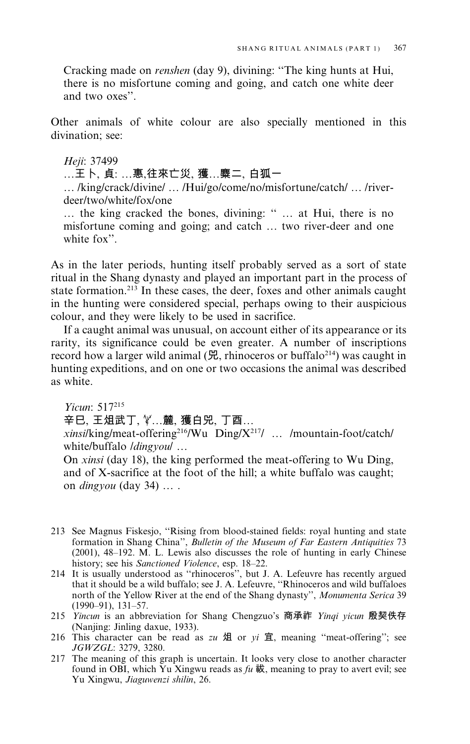Cracking made on *renshen* (day 9), divining: "The king hunts at Hui, there is no misfortune coming and going, and catch one white deer and two oxes".

Other animals of white colour are also specially mentioned in this divination; see:

*Heji*: 37499
…王卜, 貞: …惠,往來亡災, 獲…麋二, 白狐一
… /king/crack/divine/ … /Hui/go/come/no/misfortune/catch/ … /river-deer/two/white/fox/one
… the king cracked the bones, divining: " … at Hui, there is no misfortune coming and going; and catch … two river-deer and one white fox".

As in the later periods, hunting itself probably served as a sort of state ritual in the Shang dynasty and played an important part in the process of state formation.[213] In these cases, the deer, foxes and other animals caught in the hunting were considered special, perhaps owing to their auspicious colour, and they were likely to be used in sacrifice.

If a caught animal was unusual, on account either of its appearance or its rarity, its significance could be even greater. A number of inscriptions record how a larger wild animal (兕, rhinoceros or buffalo[214]) was caught in hunting expeditions, and on one or two occasions the animal was described as white.

*Yicun*: 517[215]
辛巳, 王俎武丁, 𢼸…麓, 獲白兕, 丁酉…
*xinsi*/king/meat-offering[216]/Wu Ding/X[217]/ … /mountain-foot/catch/white/buffalo /*dingyou*/ …
On *xinsi* (day 18), the king performed the meat-offering to Wu Ding, and of X-sacrifice at the foot of the hill; a white buffalo was caught; on *dingyou* (day 34) … .

213 See Magnus Fiskesjo, "Rising from blood-stained fields: royal hunting and state formation in Shang China", *Bulletin of the Museum of Far Eastern Antiquities* 73 (2001), 48–192. M. L. Lewis also discusses the role of hunting in early Chinese history; see his *Sanctioned Violence*, esp. 18–22.

214 It is usually understood as "rhinoceros", but J. A. Lefeuvre has recently argued that it should be a wild buffalo; see J. A. Lefeuvre, "Rhinoceros and wild buffaloes north of the Yellow River at the end of the Shang dynasty", *Monumenta Serica* 39 (1990–91), 131–57.

215 *Yincun* is an abbreviation for Shang Chengzuo's 商承祚 *Yinqi yicun* 殷契佚存 (Nanjing: Jinling daxue, 1933).

216 This character can be read as *zu* 俎 or *yi* 宜, meaning "meat-offering"; see *JGWZGL*: 3279, 3280.

217 The meaning of this graph is uncertain. It looks very close to another character found in OBI, which Yu Xingwu reads as *fu* 祓, meaning to pray to avert evil; see Yu Xingwu, *Jiaguwenzi shilin*, 26.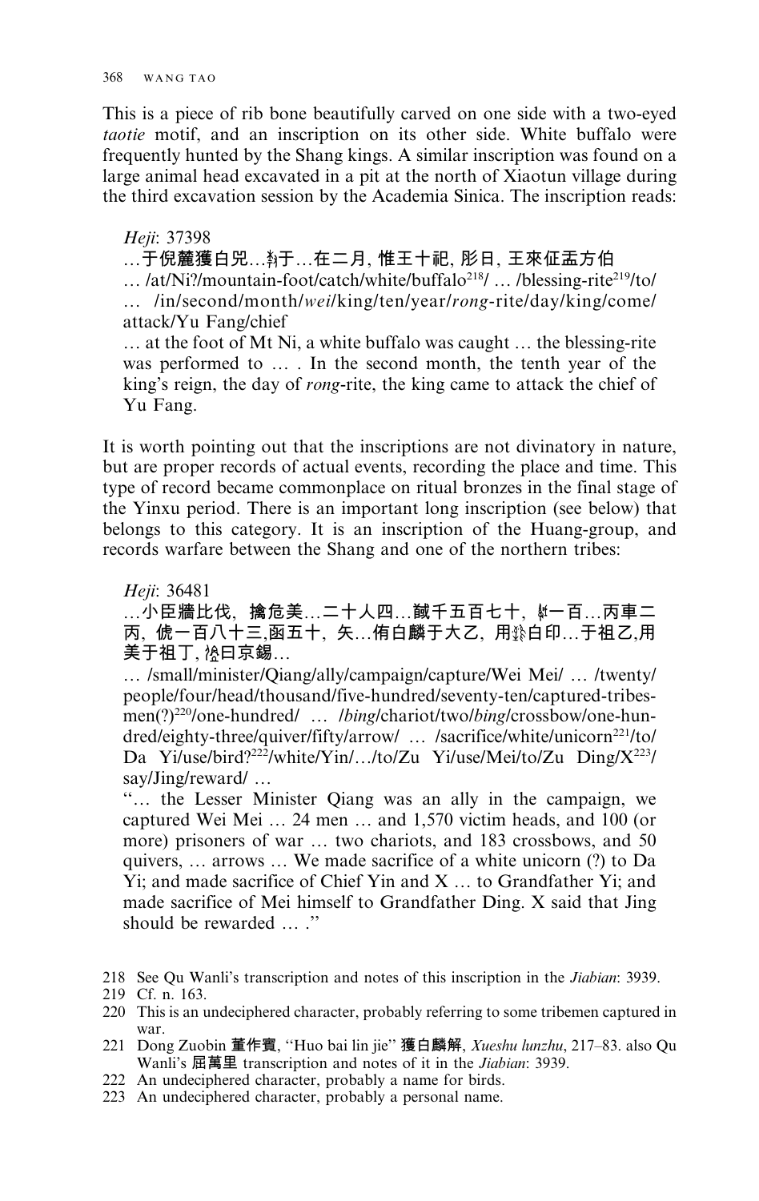This is a piece of rib bone beautifully carved on one side with a two-eyed *taotie* motif, and an inscription on its other side. White buffalo were frequently hunted by the Shang kings. A similar inscription was found on a large animal head excavated in a pit at the north of Xiaotun village during the third excavation session by the Academia Sinica. The inscription reads:

> *Heji*: 37398
>
> …于倪麓獲白兕…𢦏于…在二月, 惟王十祀, 彡日, 王來征盂方伯
>
> … /at/Ni?/mountain-foot/catch/white/buffalo[218]/ … /blessing-rite[219]/to/ … /in/second/month/*wei*/king/ten/year/*rong*-rite/day/king/come/attack/Yu Fang/chief
>
> … at the foot of Mt Ni, a white buffalo was caught … the blessing-rite was performed to … . In the second month, the tenth year of the king's reign, the day of *rong*-rite, the king came to attack the chief of Yu Fang.

It is worth pointing out that the inscriptions are not divinatory in nature, but are proper records of actual events, recording the place and time. This type of record became commonplace on ritual bronzes in the final stage of the Yinxu period. There is an important long inscription (see below) that belongs to this category. It is an inscription of the Huang-group, and records warfare between the Shang and one of the northern tribes:

> *Heji*: 36481
>
> …小臣牆比伐, 擒危美…二十人四…馘千五百七十, 𬷙一百…丙車二丙, 僃一百八十三,函五十, 矢…侑白麟于大乙, 用𬷙白印…于祖乙,用美于祖丁, 𢓊曰京錫…
>
> … /small/minister/Qiang/ally/campaign/capture/Wei Mei/ … /twenty/people/four/head/thousand/five-hundred/seventy-ten/captured-tribesmen(?)[220]/one-hundred/ … /*bing*/chariot/two/*bing*/crossbow/one-hundred/eighty-three/quiver/fifty/arrow/ … /sacrifice/white/unicorn[221]/to/Da Yi/use/bird?[222]/white/Yin/…/to/Zu Yi/use/Mei/to/Zu Ding/X[223]/say/Jing/reward/ …
>
> "… the Lesser Minister Qiang was an ally in the campaign, we captured Wei Mei … 24 men … and 1,570 victim heads, and 100 (or more) prisoners of war … two chariots, and 183 crossbows, and 50 quivers, … arrows … We made sacrifice of a white unicorn (?) to Da Yi; and made sacrifice of Chief Yin and X … to Grandfather Yi; and made sacrifice of Mei himself to Grandfather Ding. X said that Jing should be rewarded … ."

218 See Qu Wanli's transcription and notes of this inscription in the *Jiabian*: 3939.

219 Cf. n. 163.

220 This is an undeciphered character, probably referring to some tribemen captured in war.

221 Dong Zuobin 董作賓, "Huo bai lin jie" 獲白麟解, *Xueshu lunzhu*, 217–83. also Qu Wanli's 屈萬里 transcription and notes of it in the *Jiabian*: 3939.

222 An undeciphered character, probably a name for birds.

223 An undeciphered character, probably a personal name.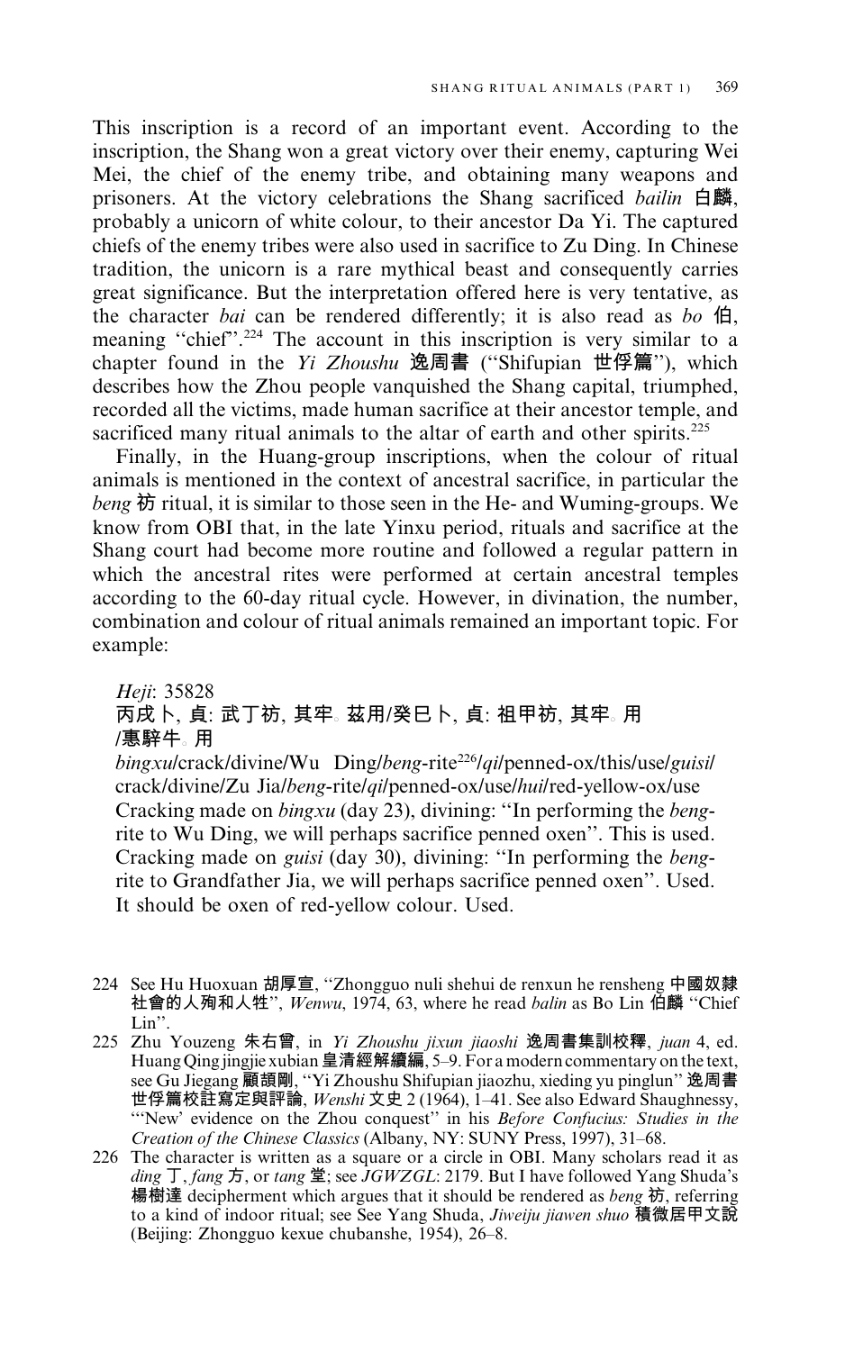This inscription is a record of an important event. According to the inscription, the Shang won a great victory over their enemy, capturing Wei Mei, the chief of the enemy tribe, and obtaining many weapons and prisoners. At the victory celebrations the Shang sacrificed *bailin* 白麟, probably a unicorn of white colour, to their ancestor Da Yi. The captured chiefs of the enemy tribes were also used in sacrifice to Zu Ding. In Chinese tradition, the unicorn is a rare mythical beast and consequently carries great significance. But the interpretation offered here is very tentative, as the character *bai* can be rendered differently; it is also read as *bo* 伯, meaning "chief".[224] The account in this inscription is very similar to a chapter found in the *Yi Zhoushu* 逸周書 ("Shifupian 世俘篇"), which describes how the Zhou people vanquished the Shang capital, triumphed, recorded all the victims, made human sacrifice at their ancestor temple, and sacrificed many ritual animals to the altar of earth and other spirits.[225]

Finally, in the Huang-group inscriptions, when the colour of ritual animals is mentioned in the context of ancestral sacrifice, in particular the *beng* 祊 ritual, it is similar to those seen in the He- and Wuming-groups. We know from OBI that, in the late Yinxu period, rituals and sacrifice at the Shang court had become more routine and followed a regular pattern in which the ancestral rites were performed at certain ancestral temples according to the 60-day ritual cycle. However, in divination, the number, combination and colour of ritual animals remained an important topic. For example:

> *Heji*: 35828
> 丙戌卜, 貞: 武丁祊, 其牢。茲用/癸巳卜, 貞: 祖甲祊, 其牢。用/惠騂牛。用
> *bingxu*/crack/divine/Wu Ding/*beng*-rite[226]/*qi*/penned-ox/this/use/*guisi*/crack/divine/Zu Jia/*beng*-rite/*qi*/penned-ox/use/*hui*/red-yellow-ox/use
> Cracking made on *bingxu* (day 23), divining: "In performing the *beng*-rite to Wu Ding, we will perhaps sacrifice penned oxen". This is used.
> Cracking made on *guisi* (day 30), divining: "In performing the *beng*-rite to Grandfather Jia, we will perhaps sacrifice penned oxen". Used.
> It should be oxen of red-yellow colour. Used.

224 See Hu Houxuan 胡厚宣, "Zhongguo nuli shehui de renxun he rensheng 中國奴隸社會的人殉和人牲", *Wenwu*, 1974, 63, where he read *balin* as Bo Lin 伯麟 "Chief Lin".

225 Zhu Youzeng 朱右曾, in *Yi Zhoushu jixun jiaoshi* 逸周書集訓校釋, *juan* 4, ed. Huang Qing jingjie xubian 皇清經解續編, 5–9. For a modern commentary on the text, see Gu Jiegang 顧頡剛, "Yi Zhoushu Shifupian jiaozhu, xieding yu pinglun" 逸周書世俘篇校註寫定與評論, *Wenshi* 文史 2 (1964), 1–41. See also Edward Shaughnessy, "'New' evidence on the Zhou conquest" in his *Before Confucius: Studies in the Creation of the Chinese Classics* (Albany, NY: SUNY Press, 1997), 31–68.

226 The character is written as a square or a circle in OBI. Many scholars read it as *ding* 丁, *fang* 方, or *tang* 堂; see *JGWZGL*: 2179. But I have followed Yang Shuda's 楊樹達 decipherment which argues that it should be rendered as *beng* 祊, referring to a kind of indoor ritual; see See Yang Shuda, *Jiweiju jiawen shuo* 積微居甲文說 (Beijing: Zhongguo kexue chubanshe, 1954), 26–8.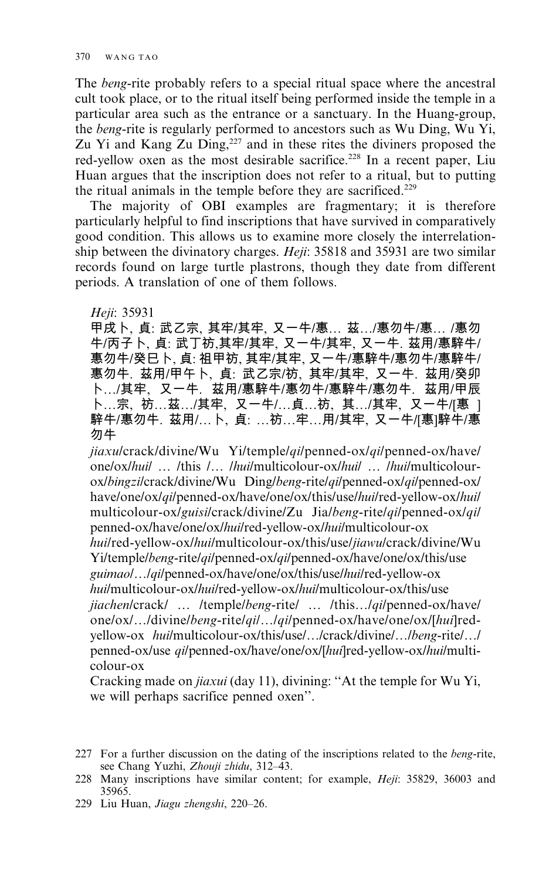The *beng*-rite probably refers to a special ritual space where the ancestral cult took place, or to the ritual itself being performed inside the temple in a particular area such as the entrance or a sanctuary. In the Huang-group, the *beng*-rite is regularly performed to ancestors such as Wu Ding, Wu Yi, Zu Yi and Kang Zu Ding,[227] and in these rites the diviners proposed the red-yellow oxen as the most desirable sacrifice.[228] In a recent paper, Liu Huan argues that the inscription does not refer to a ritual, but to putting the ritual animals in the temple before they are sacrificed.[229]

The majority of OBI examples are fragmentary; it is therefore particularly helpful to find inscriptions that have survived in comparatively good condition. This allows us to examine more closely the interrelationship between the divinatory charges. *Heji*: 35818 and 35931 are two similar records found on large turtle plastrons, though they date from different periods. A translation of one of them follows.

> *Heji*: 35931
>
> 甲戌卜, 貞: 武乙宗, 其牢/其牢, 又一牛/惠… 茲…/惠勿牛/惠… /惠勿牛/丙子卜, 貞: 武丁祊,其牢/其牢, 又一牛/其牢, 又一牛. 茲用/惠騂牛/惠勿牛/癸巳卜, 貞: 祖甲祊, 其牢/其牢, 又一牛/惠騂牛/惠勿牛/惠騂牛/惠勿牛. 茲用/甲午卜, 貞: 武乙宗/祊, 其牢/其牢, 又一牛. 茲用/癸卯卜…/其牢, 又一牛. 茲用/惠騂牛/惠勿牛/惠騂牛/惠勿牛. 茲用/甲辰卜…宗, 祊…茲…/其牢, 又一牛/…貞…祊, 其…/其牢, 又一牛/[惠 ]騂牛/惠勿牛. 茲用/… 卜, 貞: …祊…牢…用/其牢, 又一牛/[惠]騂牛/惠勿牛
>
> *jiaxu*/crack/divine/Wu Yi/temple/*qi*/penned-ox/*qi*/penned-ox/have/one/ox/*hui*/ … /this /… /*hui*/multicolour-ox/*hui*/ … /*hui*/multicolour-ox/*bingzi*/crack/divine/Wu Ding/*beng*-rite/*qi*/penned-ox/*qi*/penned-ox/have/one/ox/*qi*/penned-ox/have/one/ox/this/use/*hui*/red-yellow-ox/*hui*/multicolour-ox/*guisi*/crack/divine/Zu Jia/*beng*-rite/*qi*/penned-ox/*qi*/penned-ox/have/one/ox/*hui*/red-yellow-ox/*hui*/multicolour-ox
> *hui*/red-yellow-ox/*hui*/multicolour-ox/this/use/*jiawu*/crack/divine/Wu Yi/temple/*beng*-rite/*qi*/penned-ox/*qi*/penned-ox/have/one/ox/this/use
> *guimao*/…/*qi*/penned-ox/have/one/ox/this/use/*hui*/red-yellow-ox
> *hui*/multicolour-ox/*hui*/red-yellow-ox/*hui*/multicolour-ox/this/use
> *jiachen*/crack/ … /temple/*beng*-rite/ … /this…/*qi*/penned-ox/have/one/ox/…/divine/*beng*-rite/*qi*/…/*qi*/penned-ox/have/one/ox/[*hui*]red-yellow-ox *hui*/multicolour-ox/this/use/…/crack/divine/…/*beng*-rite/…/penned-ox/use *qi*/penned-ox/have/one/ox/[*hui*]red-yellow-ox/*hui*/multicolour-ox
>
> Cracking made on *jiaxui* (day 11), divining: "At the temple for Wu Yi, we will perhaps sacrifice penned oxen".

227 For a further discussion on the dating of the inscriptions related to the *beng*-rite, see Chang Yuzhi, *Zhouji zhidu*, 312–43.

228 Many inscriptions have similar content; for example, *Heji*: 35829, 36003 and 35965.

229 Liu Huan, *Jiagu zhengshi*, 220–26.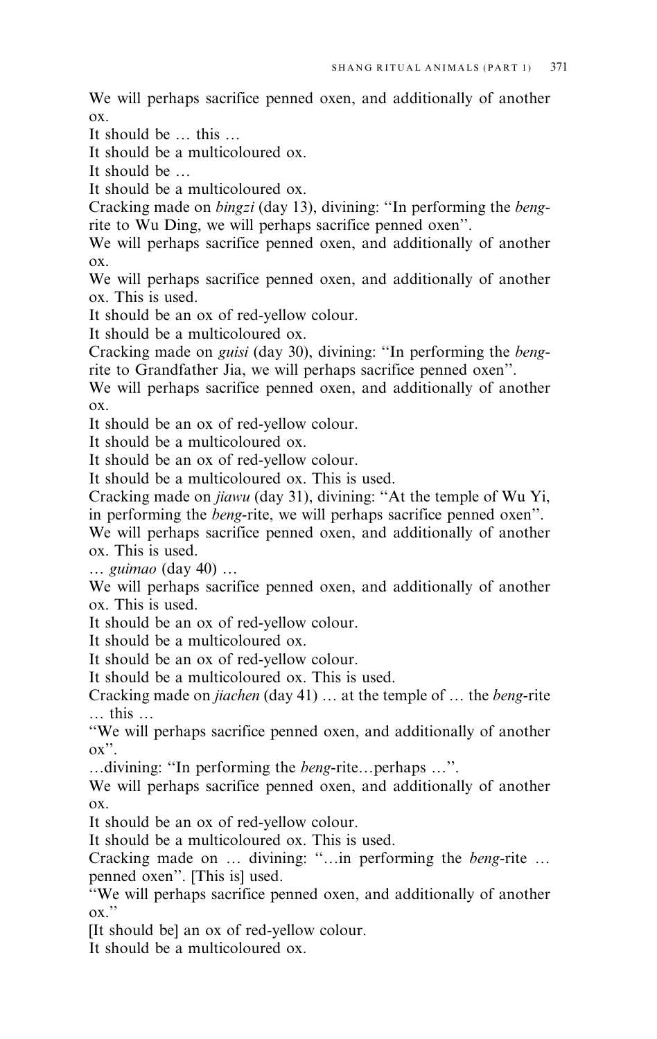We will perhaps sacrifice penned oxen, and additionally of another ox.

It should be … this …

It should be a multicoloured ox.

It should be …

It should be a multicoloured ox.

Cracking made on *bingzi* (day 13), divining: "In performing the *beng*-rite to Wu Ding, we will perhaps sacrifice penned oxen".

We will perhaps sacrifice penned oxen, and additionally of another ox.

We will perhaps sacrifice penned oxen, and additionally of another ox. This is used.

It should be an ox of red-yellow colour.

It should be a multicoloured ox.

Cracking made on *guisi* (day 30), divining: "In performing the *beng*-rite to Grandfather Jia, we will perhaps sacrifice penned oxen".

We will perhaps sacrifice penned oxen, and additionally of another ox.

It should be an ox of red-yellow colour.

It should be a multicoloured ox.

It should be an ox of red-yellow colour.

It should be a multicoloured ox. This is used.

Cracking made on *jiawu* (day 31), divining: "At the temple of Wu Yi, in performing the *beng*-rite, we will perhaps sacrifice penned oxen".

We will perhaps sacrifice penned oxen, and additionally of another ox. This is used.

… *guimao* (day 40) …

We will perhaps sacrifice penned oxen, and additionally of another ox. This is used.

It should be an ox of red-yellow colour.

It should be a multicoloured ox.

It should be an ox of red-yellow colour.

It should be a multicoloured ox. This is used.

Cracking made on *jiachen* (day 41) … at the temple of … the *beng*-rite … this …

"We will perhaps sacrifice penned oxen, and additionally of another ox".

…divining: "In performing the *beng*-rite…perhaps …".

We will perhaps sacrifice penned oxen, and additionally of another ox.

It should be an ox of red-yellow colour.

It should be a multicoloured ox. This is used.

Cracking made on … divining: "…in performing the *beng*-rite … penned oxen". [This is] used.

"We will perhaps sacrifice penned oxen, and additionally of another ox."

[It should be] an ox of red-yellow colour.

It should be a multicoloured ox.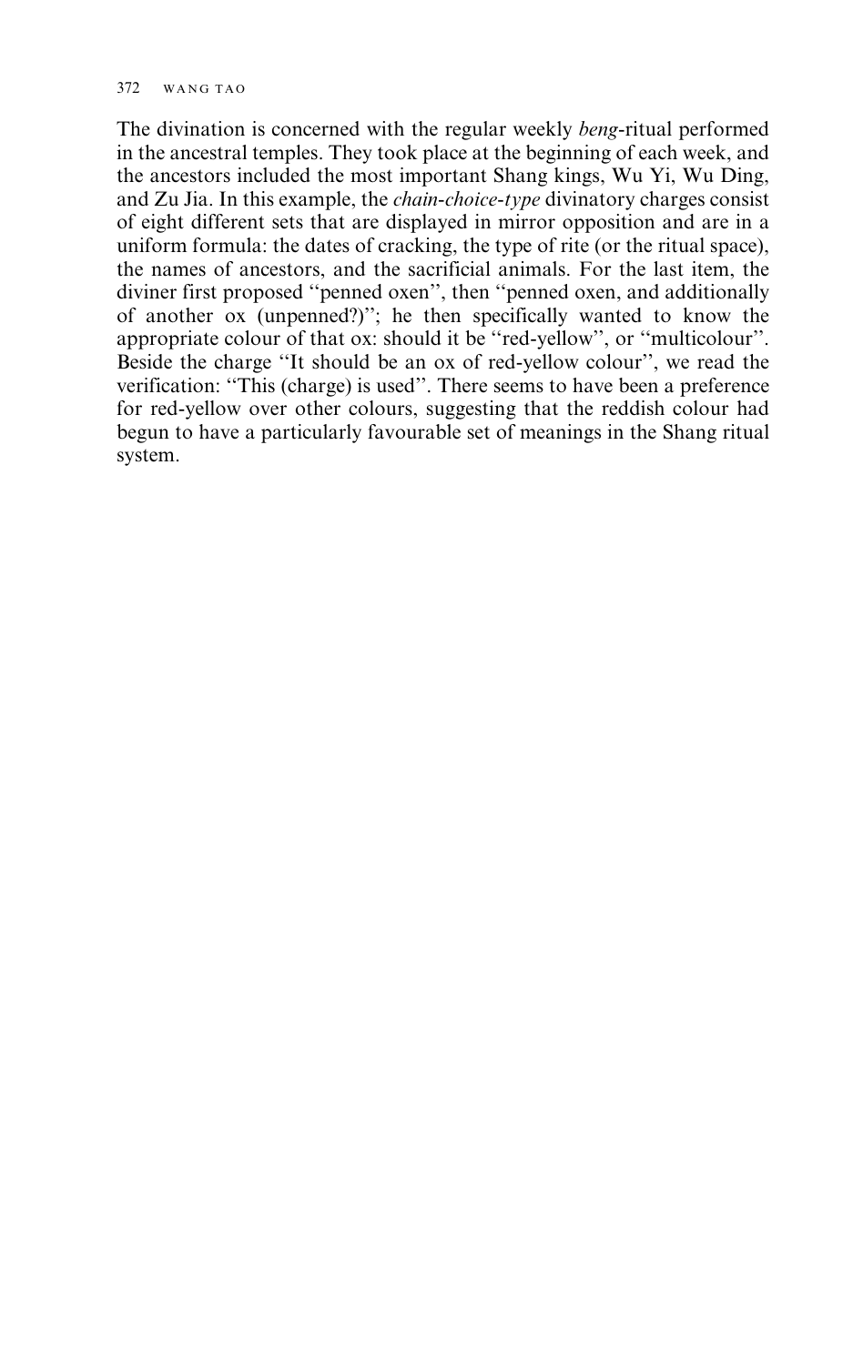The divination is concerned with the regular weekly *beng*-ritual performed in the ancestral temples. They took place at the beginning of each week, and the ancestors included the most important Shang kings, Wu Yi, Wu Ding, and Zu Jia. In this example, the *chain-choice-type* divinatory charges consist of eight different sets that are displayed in mirror opposition and are in a uniform formula: the dates of cracking, the type of rite (or the ritual space), the names of ancestors, and the sacrificial animals. For the last item, the diviner first proposed "penned oxen", then "penned oxen, and additionally of another ox (unpenned?)"; he then specifically wanted to know the appropriate colour of that ox: should it be "red-yellow", or "multicolour". Beside the charge "It should be an ox of red-yellow colour", we read the verification: "This (charge) is used". There seems to have been a preference for red-yellow over other colours, suggesting that the reddish colour had begun to have a particularly favourable set of meanings in the Shang ritual system.